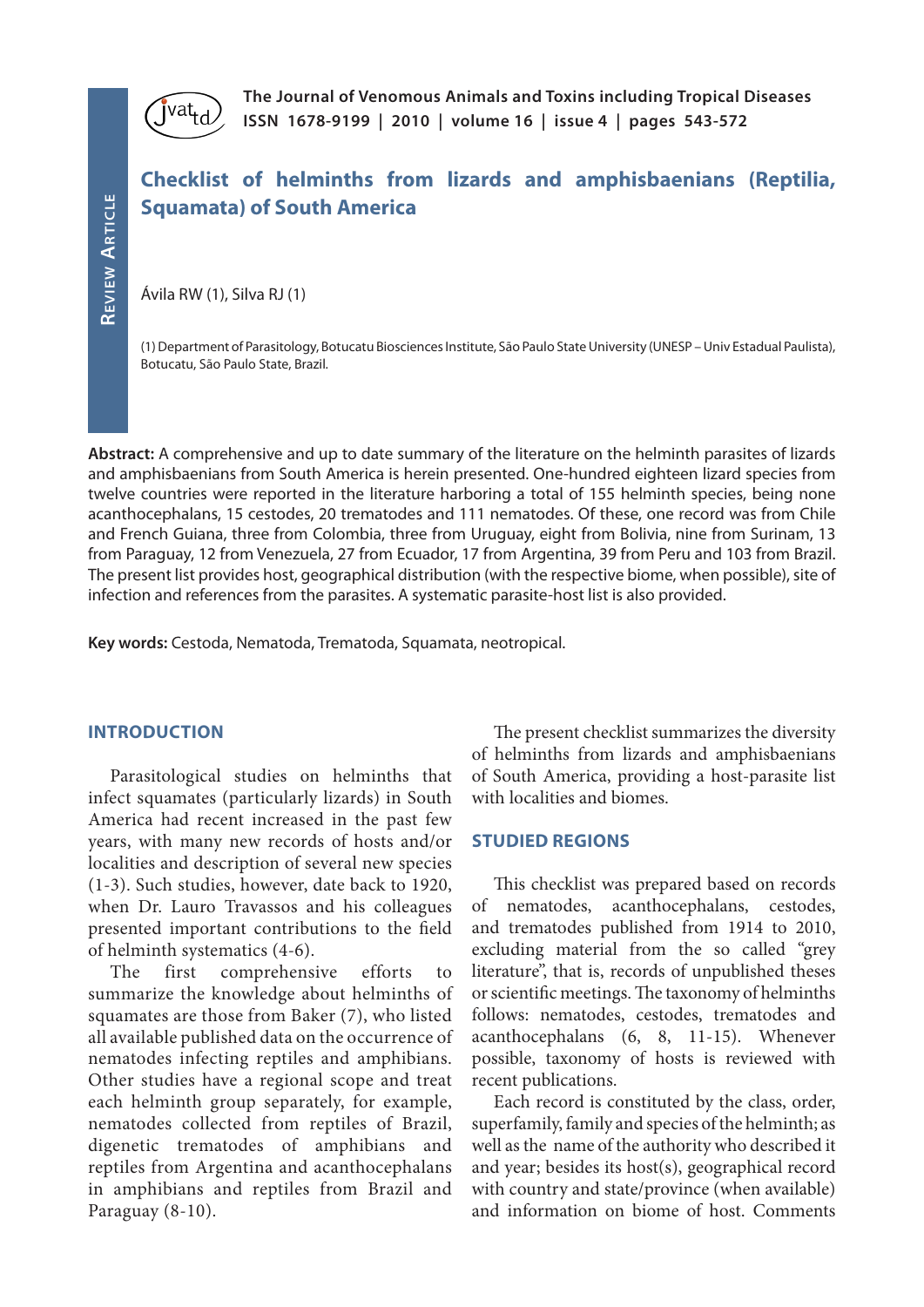Review Article

# Checklist of helminths from lizards and amphisbaenians (Reptilia, Squamata) of South America

Ávila RW (1), Silva RJ (1)

(1) Department of Parasitology, Botucatu Biosciences Institute, São Paulo State University (UNESP – Univ Estadual Paulista), Botucatu, São Paulo State, Brazil.

**Abstract:** A comprehensive and up to date summary of the literature on the helminth parasites of lizards and amphisbaenians from South America is herein presented. One-hundred eighteen lizard species from twelve countries were reported in the literature harboring a total of 155 helminth species, being none acanthocephalans, 15 cestodes, 20 trematodes and 111 nematodes. Of these, one record was from Chile and French Guiana, three from Colombia, three from Uruguay, eight from Bolivia, nine from Surinam, 13 from Paraguay, 12 from Venezuela, 27 from Ecuador, 17 from Argentina, 39 from Peru and 103 from Brazil. The present list provides host, geographical distribution (with the respective biome, when possible), site of infection and references from the parasites. A systematic parasite-host list is also provided.

**Key words:** Cestoda, Nematoda, Trematoda, Squamata, neotropical.

## INTRODUCTION

Parasitological studies on helminths that infect squamates (particularly lizards) in South America had recent increased in the past few years, with many new records of hosts and/or localities and description of several new species (1-3). Such studies, however, date back to 1920, when Dr. Lauro Travassos and his colleagues presented important contributions to the field of helminth systematics (4-6).

The first comprehensive efforts to summarize the knowledge about helminths of squamates are those from Baker (7), who listed all available published data on the occurrence of nematodes infecting reptiles and amphibians. Other studies have a regional scope and treat each helminth group separately, for example, nematodes collected from reptiles of Brazil, digenetic trematodes of amphibians and reptiles from Argentina and acanthocephalans in amphibians and reptiles from Brazil and Paraguay (8-10).

The present checklist summarizes the diversity of helminths from lizards and amphisbaenians of South America, providing a host-parasite list with localities and biomes.

## STUDIED REGIONS

This checklist was prepared based on records of nematodes, acanthocephalans, cestodes, and trematodes published from 1914 to 2010, excluding material from the so called "grey literature", that is, records of unpublished theses or scientific meetings. The taxonomy of helminths follows: nematodes, cestodes, trematodes and acanthocephalans (6, 8, 11-15). Whenever possible, taxonomy of hosts is reviewed with recent publications.

Each record is constituted by the class, order, superfamily, family and species of the helminth; as well as the name of the authority who described it and year; besides its host(s), geographical record with country and state/province (when available) and information on biome of host. Comments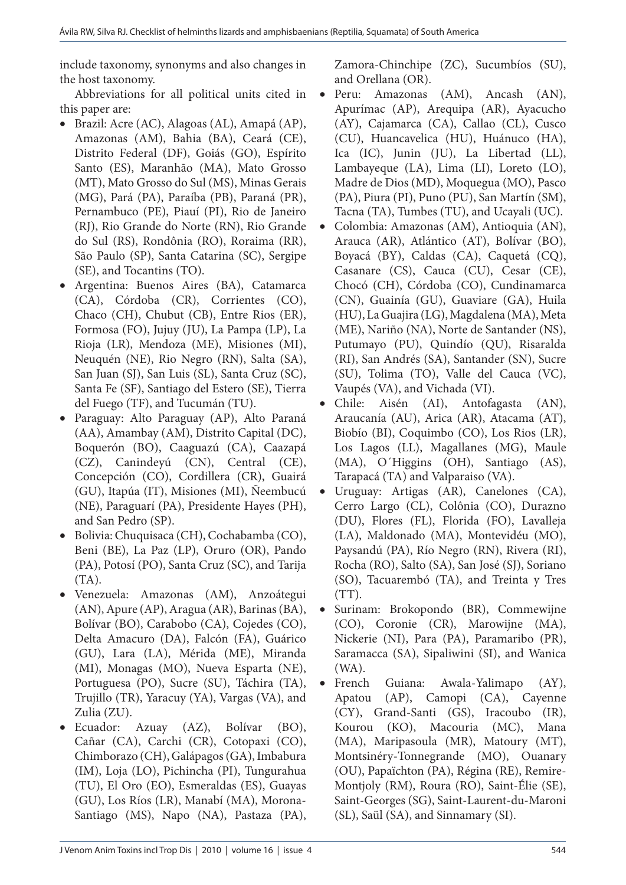include taxonomy, synonyms and also changes in the host taxonomy.

Abbreviations for all political units cited in this paper are:

- Brazil: Acre (AC), Alagoas (AL), Amapá (AP), Amazonas (AM), Bahia (BA), Ceará (CE), Distrito Federal (DF), Goiás (GO), Espírito Santo (ES), Maranhão (MA), Mato Grosso (MT), Mato Grosso do Sul (MS), Minas Gerais (MG), Pará (PA), Paraíba (PB), Paraná (PR), Pernambuco (PE), Piauí (PI), Rio de Janeiro (RJ), Rio Grande do Norte (RN), Rio Grande do Sul (RS), Rondônia (RO), Roraima (RR), São Paulo (SP), Santa Catarina (SC), Sergipe (SE), and Tocantins (TO).
- Argentina: Buenos Aires (BA), Catamarca (CA), Córdoba (CR), Corrientes (CO), Chaco (CH), Chubut (CB), Entre Rios (ER), Formosa (FO), Jujuy (JU), La Pampa (LP), La Rioja (LR), Mendoza (ME), Misiones (MI), Neuquén (NE), Rio Negro (RN), Salta (SA), San Juan (SJ), San Luis (SL), Santa Cruz (SC), Santa Fe (SF), Santiago del Estero (SE), Tierra del Fuego (TF), and Tucumán (TU).
- Paraguay: Alto Paraguay (AP), Alto Paraná (AA), Amambay (AM), Distrito Capital (DC), Boquerón (BO), Caaguazú (CA), Caazapá (CZ), Canindeyú (CN), Central (CE), Concepción (CO), Cordillera (CR), Guairá (GU), Itapúa (IT), Misiones (MI), Ñeembucú (NE), Paraguarí (PA), Presidente Hayes (PH), and San Pedro (SP).
- Bolivia: Chuquisaca (CH), Cochabamba (CO), Beni (BE), La Paz (LP), Oruro (OR), Pando (PA), Potosí (PO), Santa Cruz (SC), and Tarija (TA).
- Venezuela: Amazonas (AM), Anzoátegui (AN), Apure (AP), Aragua (AR), Barinas (BA), Bolívar (BO), Carabobo (CA), Cojedes (CO), Delta Amacuro (DA), Falcón (FA), Guárico (GU), Lara (LA), Mérida (ME), Miranda (MI), Monagas (MO), Nueva Esparta (NE), Portuguesa (PO), Sucre (SU), Táchira (TA), Trujillo (TR), Yaracuy (YA), Vargas (VA), and Zulia (ZU).
- Ecuador: Azuay (AZ), Bolívar (BO), Cañar (CA), Carchi (CR), Cotopaxi (CO), Chimborazo (CH), Galápagos (GA), Imbabura (IM), Loja (LO), Pichincha (PI), Tungurahua (TU), El Oro (EO), Esmeraldas (ES), Guayas (GU), Los Ríos (LR), Manabí (MA), Morona-Santiago (MS), Napo (NA), Pastaza (PA), Zamora-Chinchipe (ZC), Sucumbíos (SU), and Orellana (OR).
- Peru: Amazonas (AM), Ancash (AN), Apurímac (AP), Arequipa (AR), Ayacucho (AY), Cajamarca (CA), Callao (CL), Cusco (CU), Huancavelica (HU), Huánuco (HA), Ica (IC), Junin (JU), La Libertad (LL), Lambayeque (LA), Lima (LI), Loreto (LO), Madre de Dios (MD), Moquegua (MO), Pasco (PA), Piura (PI), Puno (PU), San Martín (SM), Tacna (TA), Tumbes (TU), and Ucayali (UC).
- Colombia: Amazonas (AM), Antioquia (AN), Arauca (AR), Atlántico (AT), Bolívar (BO), Boyacá (BY), Caldas (CA), Caquetá (CQ), Casanare (CS), Cauca (CU), Cesar (CE), Chocó (CH), Córdoba (CO), Cundinamarca (CN), Guainía (GU), Guaviare (GA), Huila (HU), La Guajira (LG), Magdalena (MA), Meta (ME), Nariño (NA), Norte de Santander (NS), Putumayo (PU), Quindío (QU), Risaralda (RI), San Andrés (SA), Santander (SN), Sucre (SU), Tolima (TO), Valle del Cauca (VC), Vaupés (VA), and Vichada (VI).
- Chile: Aisén (AI), Antofagasta (AN), Araucanía (AU), Arica (AR), Atacama (AT), Biobío (BI), Coquimbo (CO), Los Rios (LR), Los Lagos (LL), Magallanes (MG), Maule (MA), O´Higgins (OH), Santiago (AS), Tarapacá (TA) and Valparaiso (VA).
- Uruguay: Artigas (AR), Canelones (CA), Cerro Largo (CL), Colônia (CO), Durazno (DU), Flores (FL), Florida (FO), Lavalleja (LA), Maldonado (MA), Montevidéu (MO), Paysandú (PA), Río Negro (RN), Rivera (RI), Rocha (RO), Salto (SA), San José (SJ), Soriano (SO), Tacuarembó (TA), and Treinta y Tres (TT).
- Surinam: Brokopondo (BR), Commewijne (CO), Coronie (CR), Marowijne (MA), Nickerie (NI), Para (PA), Paramaribo (PR), Saramacca (SA), Sipaliwini (SI), and Wanica (WA).
- French Guiana: Awala-Yalimapo (AY), Apatou (AP), Camopi (CA), Cayenne (CY), Grand-Santi (GS), Iracoubo (IR), Kourou (KO), Macouria (MC), Mana (MA), Maripasoula (MR), Matoury (MT), Montsinéry-Tonnegrande (MO), Ouanary (OU), Papaïchton (PA), Régina (RE), Remire-Montjoly (RM), Roura (RO), Saint-Élie (SE), Saint-Georges (SG), Saint-Laurent-du-Maroni (SL), Saül (SA), and Sinnamary (SI).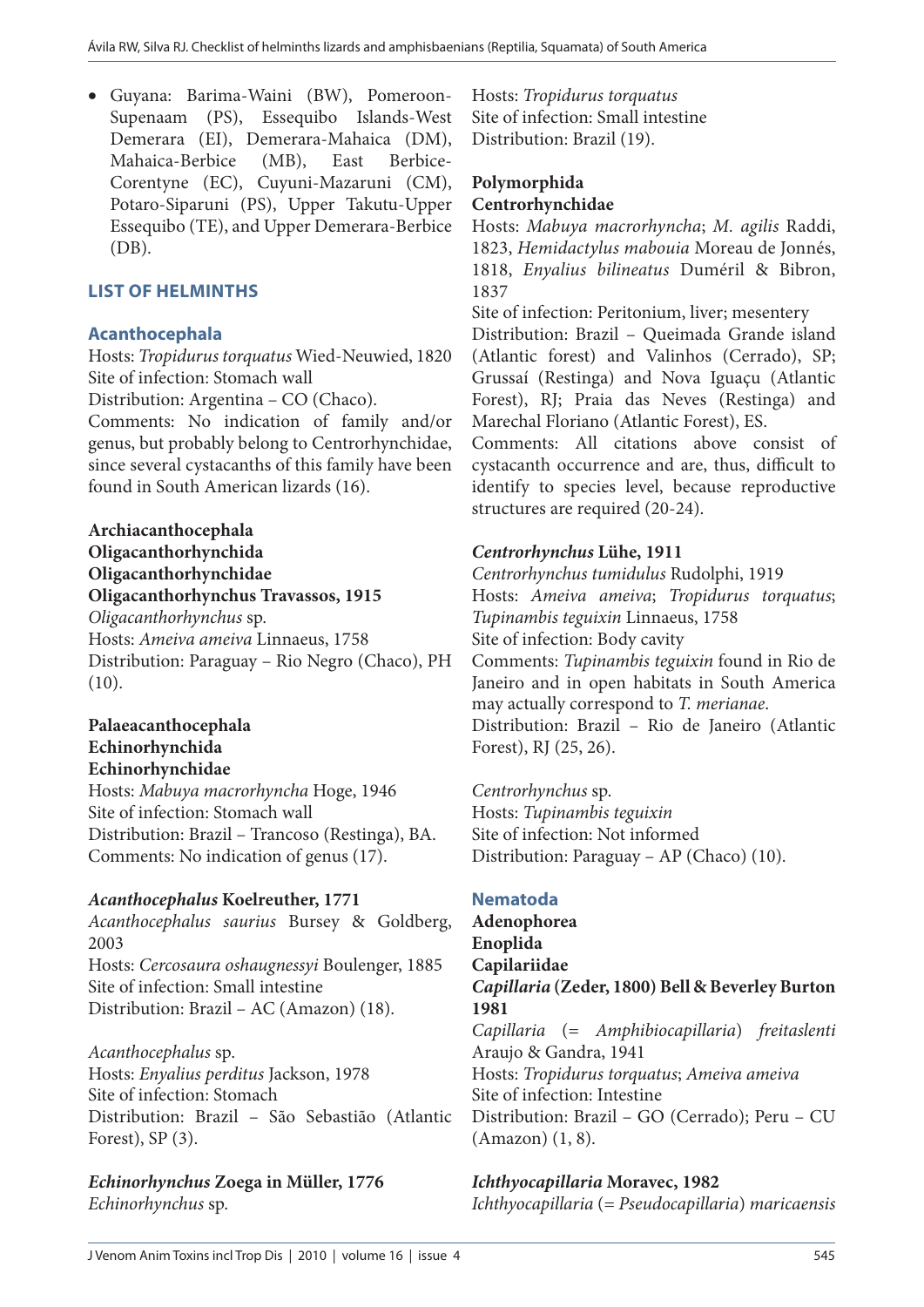- Guyana: Barima-Waini (BW), Pomeroon-Supenaam (PS), Essequibo Islands-West Demerara (EI), Demerara-Mahaica (DM), Mahaica-Berbice (MB), East Berbice-Corentyne (EC), Cuyuni-Mazaruni (CM), Potaro-Siparuni (PS), Upper Takutu-Upper Essequibo (TE), and Upper Demerara-Berbice (DB).

## LIST OF HELMINTHS

### Acanthocephala

Hosts: *Tropidurus torquatus* Wied-Neuwied, 1820
Site of infection: Stomach wall
Distribution: Argentina – CO (Chaco).
Comments: No indication of family and/or genus, but probably belong to Centrorhynchidae, since several cystacanths of this family have been found in South American lizards (16).

**Archiacanthocephala**
**Oligacanthorhynchida**
**Oligacanthorhynchidae**
**Oligacanthorhynchus Travassos, 1915**
*Oligacanthorhynchus* sp.
Hosts: *Ameiva ameiva* Linnaeus, 1758
Distribution: Paraguay – Rio Negro (Chaco), PH (10).

**Palaeacanthocephala**
**Echinorhynchida**
**Echinorhynchidae**
Hosts: *Mabuya macrorhyncha* Hoge, 1946
Site of infection: Stomach wall
Distribution: Brazil – Trancoso (Restinga), BA.
Comments: No indication of genus (17).

***Acanthocephalus* Koelreuther, 1771**
*Acanthocephalus saurius* Bursey & Goldberg, 2003
Hosts: *Cercosaura oshaugnessyi* Boulenger, 1885
Site of infection: Small intestine
Distribution: Brazil – AC (Amazon) (18).

*Acanthocephalus* sp.
Hosts: *Enyalius perditus* Jackson, 1978
Site of infection: Stomach
Distribution: Brazil – São Sebastião (Atlantic Forest), SP (3).

***Echinorhynchus* Zoega in Müller, 1776**
*Echinorhynchus* sp.
Hosts: *Tropidurus torquatus*
Site of infection: Small intestine
Distribution: Brazil (19).

**Polymorphida**
**Centrorhynchidae**
Hosts: *Mabuya macrorhyncha*; *M. agilis* Raddi, 1823, *Hemidactylus mabouia* Moreau de Jonnés, 1818, *Enyalius bilineatus* Duméril & Bibron, 1837
Site of infection: Peritonium, liver; mesentery
Distribution: Brazil – Queimada Grande island (Atlantic forest) and Valinhos (Cerrado), SP; Grussaí (Restinga) and Nova Iguaçu (Atlantic Forest), RJ; Praia das Neves (Restinga) and Marechal Floriano (Atlantic Forest), ES.
Comments: All citations above consist of cystacanth occurrence and are, thus, difficult to identify to species level, because reproductive structures are required (20-24).

***Centrorhynchus* Lühe, 1911**
*Centrorhynchus tumidulus* Rudolphi, 1919
Hosts: *Ameiva ameiva*; *Tropidurus torquatus*; *Tupinambis teguixin* Linnaeus, 1758
Site of infection: Body cavity
Comments: *Tupinambis teguixin* found in Rio de Janeiro and in open habitats in South America may actually correspond to *T. merianae*.
Distribution: Brazil – Rio de Janeiro (Atlantic Forest), RJ (25, 26).

*Centrorhynchus* sp.
Hosts: *Tupinambis teguixin*
Site of infection: Not informed
Distribution: Paraguay – AP (Chaco) (10).

### Nematoda

**Adenophorea**
**Enoplida**
**Capilariidae**
***Capillaria* (Zeder, 1800) Bell & Beverley Burton 1981**
*Capillaria* (= *Amphibiocapillaria*) *freitaslenti* Araujo & Gandra, 1941
Hosts: *Tropidurus torquatus*; *Ameiva ameiva*
Site of infection: Intestine
Distribution: Brazil – GO (Cerrado); Peru – CU (Amazon) (1, 8).

***Ichthyocapillaria* Moravec, 1982**
*Ichthyocapillaria* (= *Pseudocapillaria*) *maricaensis*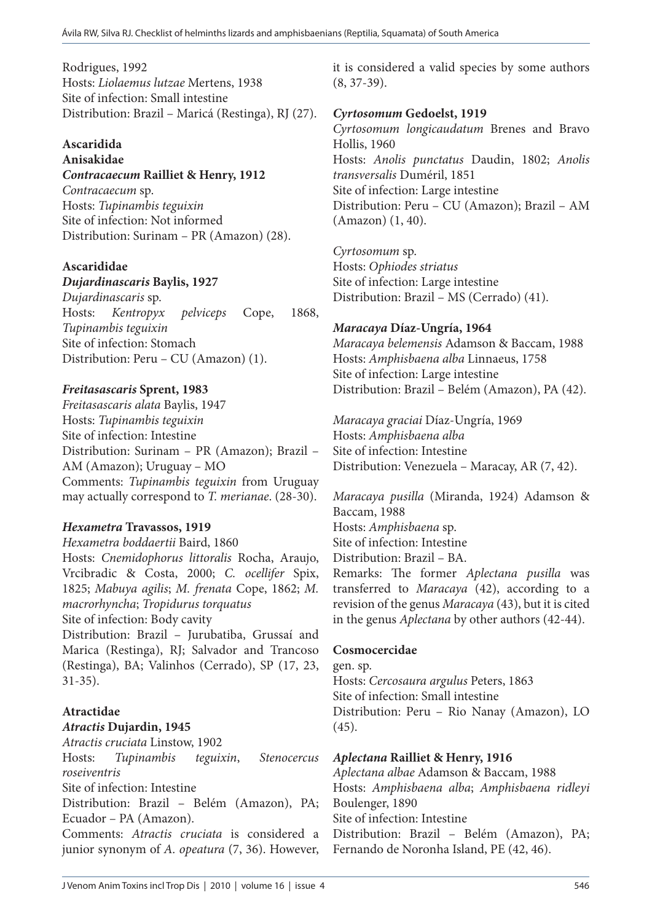Rodrigues, 1992
Hosts: *Liolaemus lutzae* Mertens, 1938
Site of infection: Small intestine
Distribution: Brazil – Maricá (Restinga), RJ (27).

**Ascaridida**

**Anisakidae**

***Contracaecum* Railliet & Henry, 1912**

*Contracaecum* sp.
Hosts: *Tupinambis teguixin*
Site of infection: Not informed
Distribution: Surinam – PR (Amazon) (28).

**Ascarididae**

***Dujardinascaris* Baylis, 1927**

*Dujardinascaris* sp.
Hosts: *Kentropyx pelviceps* Cope, 1868, *Tupinambis teguixin*
Site of infection: Stomach
Distribution: Peru – CU (Amazon) (1).

***Freitasascaris* Sprent, 1983**

*Freitasascaris alata* Baylis, 1947
Hosts: *Tupinambis teguixin*
Site of infection: Intestine
Distribution: Surinam – PR (Amazon); Brazil – AM (Amazon); Uruguay – MO
Comments: *Tupinambis teguixin* from Uruguay may actually correspond to *T. merianae*. (28-30).

***Hexametra* Travassos, 1919**

*Hexametra boddaertii* Baird, 1860
Hosts: *Cnemidophorus littoralis* Rocha, Araujo, Vrcibradic & Costa, 2000; *C. ocellifer* Spix, 1825; *Mabuya agilis*; *M. frenata* Cope, 1862; *M. macrorhyncha*; *Tropidurus torquatus*
Site of infection: Body cavity
Distribution: Brazil – Jurubatiba, Grussaí and Marica (Restinga), RJ; Salvador and Trancoso (Restinga), BA; Valinhos (Cerrado), SP (17, 23, 31-35).

**Atractidae**

***Atractis* Dujardin, 1945**

*Atractis cruciata* Linstow, 1902
Hosts: *Tupinambis teguixin*, *Stenocercus roseiventris*
Site of infection: Intestine
Distribution: Brazil – Belém (Amazon), PA; Ecuador – PA (Amazon).
Comments: *Atractis cruciata* is considered a junior synonym of *A. opeatura* (7, 36). However, it is considered a valid species by some authors (8, 37-39).

***Cyrtosomum* Gedoelst, 1919**

*Cyrtosomum longicaudatum* Brenes and Bravo Hollis, 1960
Hosts: *Anolis punctatus* Daudin, 1802; *Anolis transversalis* Duméril, 1851
Site of infection: Large intestine
Distribution: Peru – CU (Amazon); Brazil – AM (Amazon) (1, 40).

*Cyrtosomum* sp.
Hosts: *Ophiodes striatus*
Site of infection: Large intestine
Distribution: Brazil – MS (Cerrado) (41).

***Maracaya* Díaz-Ungría, 1964**

*Maracaya belemensis* Adamson & Baccam, 1988
Hosts: *Amphisbaena alba* Linnaeus, 1758
Site of infection: Large intestine
Distribution: Brazil – Belém (Amazon), PA (42).

*Maracaya graciai* Díaz-Ungría, 1969
Hosts: *Amphisbaena alba*
Site of infection: Intestine
Distribution: Venezuela – Maracay, AR (7, 42).

*Maracaya pusilla* (Miranda, 1924) Adamson & Baccam, 1988
Hosts: *Amphisbaena* sp.
Site of infection: Intestine
Distribution: Brazil – BA.
Remarks: The former *Aplectana pusilla* was transferred to *Maracaya* (42), according to a revision of the genus *Maracaya* (43), but it is cited in the genus *Aplectana* by other authors (42-44).

**Cosmocercidae**

gen. sp.
Hosts: *Cercosaura argulus* Peters, 1863
Site of infection: Small intestine
Distribution: Peru – Rio Nanay (Amazon), LO (45).

***Aplectana* Railliet & Henry, 1916**

*Aplectana albae* Adamson & Baccam, 1988
Hosts: *Amphisbaena alba*; *Amphisbaena ridleyi* Boulenger, 1890
Site of infection: Intestine
Distribution: Brazil – Belém (Amazon), PA; Fernando de Noronha Island, PE (42, 46).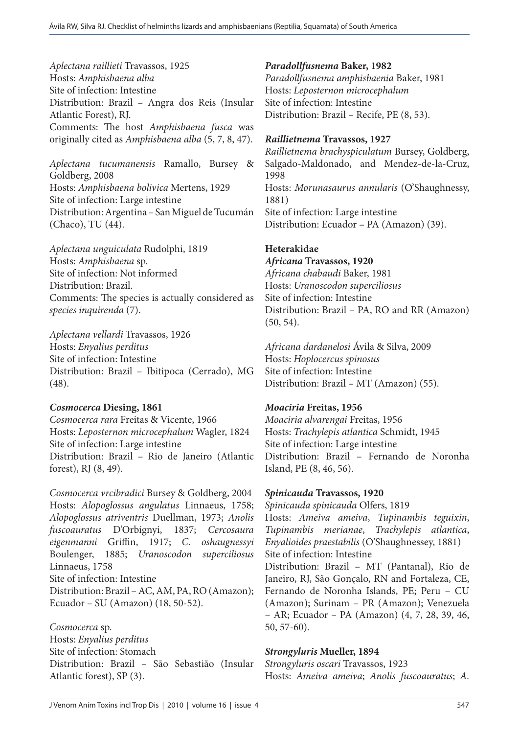*Aplectana raillieti* Travassos, 1925
Hosts: *Amphisbaena alba*
Site of infection: Intestine
Distribution: Brazil – Angra dos Reis (Insular Atlantic Forest), RJ.
Comments: The host *Amphisbaena fusca* was originally cited as *Amphisbaena alba* (5, 7, 8, 47).

*Aplectana tucumanensis* Ramallo, Bursey & Goldberg, 2008
Hosts: *Amphisbaena bolivica* Mertens, 1929
Site of infection: Large intestine
Distribution: Argentina – San Miguel de Tucumán (Chaco), TU (44).

*Aplectana unguiculata* Rudolphi, 1819
Hosts: *Amphisbaena* sp.
Site of infection: Not informed
Distribution: Brazil.
Comments: The species is actually considered as *species inquirenda* (7).

*Aplectana vellardi* Travassos, 1926
Hosts: *Enyalius perditus*
Site of infection: Intestine
Distribution: Brazil – Ibitipoca (Cerrado), MG (48).

***Cosmocerca* Diesing, 1861**

*Cosmocerca rara* Freitas & Vicente, 1966
Hosts: *Leposternon microcephalum* Wagler, 1824
Site of infection: Large intestine
Distribution: Brazil – Rio de Janeiro (Atlantic forest), RJ (8, 49).

*Cosmocerca vrcibradici* Bursey & Goldberg, 2004
Hosts: *Alopoglossus angulatus* Linnaeus, 1758; *Alopoglossus atriventris* Duellman, 1973; *Anolis fuscoauratus* D'Orbignyi, 1837; *Cercosaura eigenmanni* Griffin, 1917; *C. oshaugnessyi* Boulenger, 1885; *Uranoscodon superciliosus* Linnaeus, 1758
Site of infection: Intestine
Distribution: Brazil – AC, AM, PA, RO (Amazon); Ecuador – SU (Amazon) (18, 50-52).

*Cosmocerca* sp.
Hosts: *Enyalius perditus*
Site of infection: Stomach
Distribution: Brazil – São Sebastião (Insular Atlantic forest), SP (3).

***Paradollfusnema* Baker, 1982**

*Paradollfusnema amphisbaenia* Baker, 1981
Hosts: *Leposternon microcephalum*
Site of infection: Intestine
Distribution: Brazil – Recife, PE (8, 53).

***Raillietnema* Travassos, 1927**

*Raillietnema brachyspiculatum* Bursey, Goldberg, Salgado-Maldonado, and Mendez-de-la-Cruz, 1998
Hosts: *Morunasaurus annularis* (O'Shaughnessy, 1881)
Site of infection: Large intestine
Distribution: Ecuador – PA (Amazon) (39).

**Heterakidae**

***Africana* Travassos, 1920**

*Africana chabaudi* Baker, 1981
Hosts: *Uranoscodon superciliosus*
Site of infection: Intestine
Distribution: Brazil – PA, RO and RR (Amazon) (50, 54).

*Africana dardanelosi* Ávila & Silva, 2009
Hosts: *Hoplocercus spinosus*
Site of infection: Intestine
Distribution: Brazil – MT (Amazon) (55).

***Moaciria* Freitas, 1956**

*Moaciria alvarengai* Freitas, 1956
Hosts: *Trachylepis atlantica* Schmidt, 1945
Site of infection: Large intestine
Distribution: Brazil – Fernando de Noronha Island, PE (8, 46, 56).

***Spinicauda* Travassos, 1920**

*Spinicauda spinicauda* Olfers, 1819
Hosts: *Ameiva ameiva*, *Tupinambis teguixin*, *Tupinambis merianae*, *Trachylepis atlantica*, *Enyalioides praestabilis* (O'Shaughnessey, 1881)
Site of infection: Intestine
Distribution: Brazil – MT (Pantanal), Rio de Janeiro, RJ, São Gonçalo, RN and Fortaleza, CE, Fernando de Noronha Islands, PE; Peru – CU (Amazon); Surinam – PR (Amazon); Venezuela – AR; Ecuador – PA (Amazon) (4, 7, 28, 39, 46, 50, 57-60).

***Strongyluris* Mueller, 1894**

*Strongyluris oscari* Travassos, 1923
Hosts: *Ameiva ameiva*; *Anolis fuscoauratus*; *A.*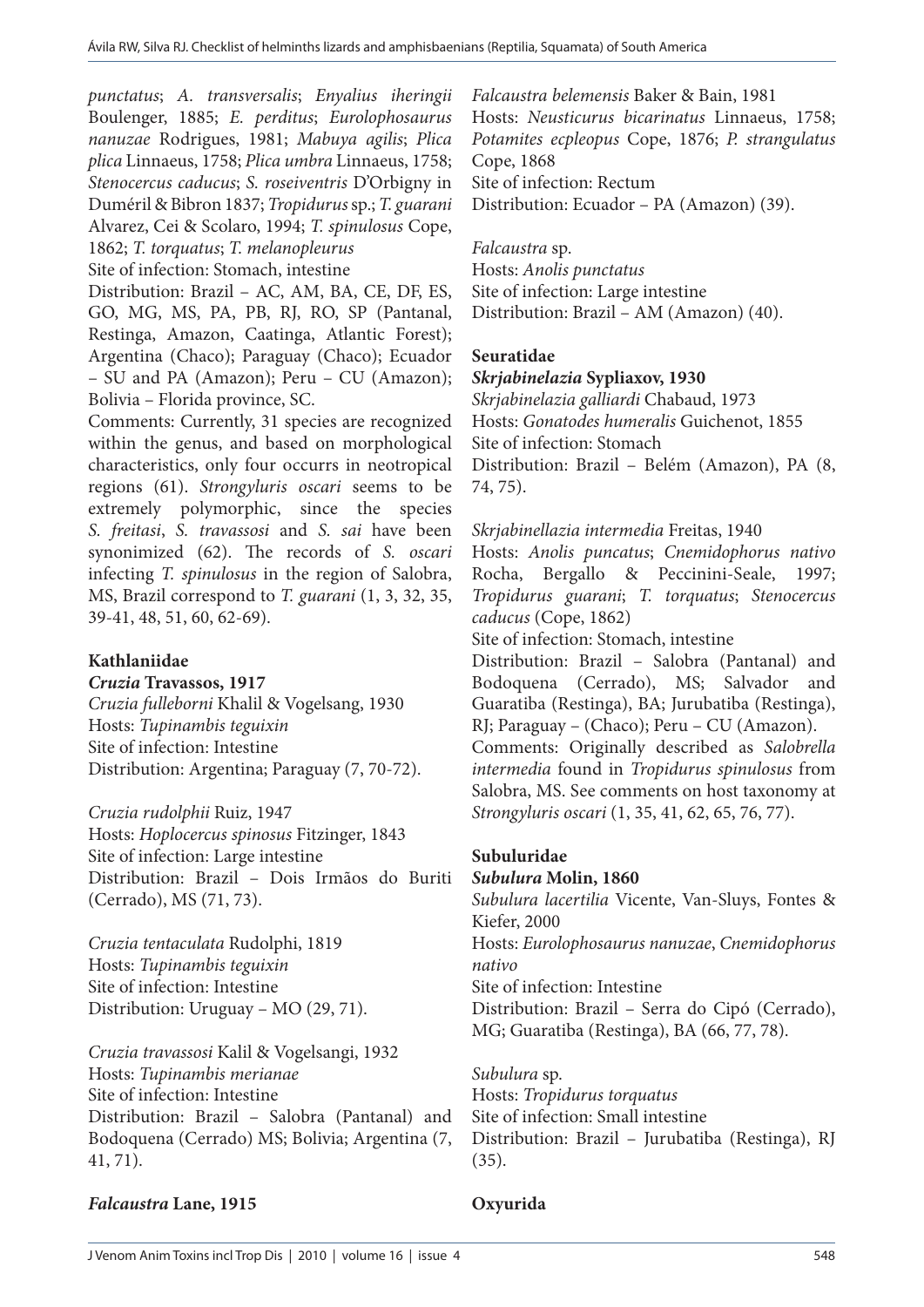*punctatus*; *A. transversalis*; *Enyalius iheringii* Boulenger, 1885; *E. perditus*; *Eurolophosaurus nanuzae* Rodrigues, 1981; *Mabuya agilis*; *Plica plica* Linnaeus, 1758; *Plica umbra* Linnaeus, 1758; *Stenocercus caducus*; *S. roseiventris* D'Orbigny in Duméril & Bibron 1837; *Tropidurus* sp.; *T. guarani* Alvarez, Cei & Scolaro, 1994; *T. spinulosus* Cope, 1862; *T. torquatus*; *T. melanopleurus*
Site of infection: Stomach, intestine
Distribution: Brazil – AC, AM, BA, CE, DF, ES, GO, MG, MS, PA, PB, RJ, RO, SP (Pantanal, Restinga, Amazon, Caatinga, Atlantic Forest); Argentina (Chaco); Paraguay (Chaco); Ecuador – SU and PA (Amazon); Peru – CU (Amazon); Bolivia – Florida province, SC.
Comments: Currently, 31 species are recognized within the genus, and based on morphological characteristics, only four occurrs in neotropical regions (61). *Strongyluris oscari* seems to be extremely polymorphic, since the species *S. freitasi*, *S. travassosi* and *S. sai* have been synonimized (62). The records of *S. oscari* infecting *T. spinulosus* in the region of Salobra, MS, Brazil correspond to *T. guarani* (1, 3, 32, 35, 39-41, 48, 51, 60, 62-69).

**Kathlaniidae**

***Cruzia* Travassos, 1917**

*Cruzia fulleborni* Khalil & Vogelsang, 1930
Hosts: *Tupinambis teguixin*
Site of infection: Intestine
Distribution: Argentina; Paraguay (7, 70-72).

*Cruzia rudolphii* Ruiz, 1947
Hosts: *Hoplocercus spinosus* Fitzinger, 1843
Site of infection: Large intestine
Distribution: Brazil – Dois Irmãos do Buriti (Cerrado), MS (71, 73).

*Cruzia tentaculata* Rudolphi, 1819
Hosts: *Tupinambis teguixin*
Site of infection: Intestine
Distribution: Uruguay – MO (29, 71).

*Cruzia travassosi* Kalil & Vogelsangi, 1932
Hosts: *Tupinambis merianae*
Site of infection: Intestine
Distribution: Brazil – Salobra (Pantanal) and Bodoquena (Cerrado) MS; Bolivia; Argentina (7, 41, 71).

***Falcaustra* Lane, 1915**

*Falcaustra belemensis* Baker & Bain, 1981
Hosts: *Neusticurus bicarinatus* Linnaeus, 1758; *Potamites ecpleopus* Cope, 1876; *P. strangulatus* Cope, 1868
Site of infection: Rectum
Distribution: Ecuador – PA (Amazon) (39).

*Falcaustra* sp.
Hosts: *Anolis punctatus*
Site of infection: Large intestine
Distribution: Brazil – AM (Amazon) (40).

**Seuratidae**

***Skrjabinelazia* Sypliaxov, 1930**

*Skrjabinelazia galliardi* Chabaud, 1973
Hosts: *Gonatodes humeralis* Guichenot, 1855
Site of infection: Stomach
Distribution: Brazil – Belém (Amazon), PA (8, 74, 75).

*Skrjabinellazia intermedia* Freitas, 1940
Hosts: *Anolis puncatus*; *Cnemidophorus nativo* Rocha, Bergallo & Peccinini-Seale, 1997; *Tropidurus guarani*; *T. torquatus*; *Stenocercus caducus* (Cope, 1862)
Site of infection: Stomach, intestine
Distribution: Brazil – Salobra (Pantanal) and Bodoquena (Cerrado), MS; Salvador and Guaratiba (Restinga), BA; Jurubatiba (Restinga), RJ; Paraguay – (Chaco); Peru – CU (Amazon).
Comments: Originally described as *Salobrella intermedia* found in *Tropidurus spinulosus* from Salobra, MS. See comments on host taxonomy at *Strongyluris oscari* (1, 35, 41, 62, 65, 76, 77).

**Subuluridae**

***Subulura* Molin, 1860**

*Subulura lacertilia* Vicente, Van-Sluys, Fontes & Kiefer, 2000
Hosts: *Eurolophosaurus nanuzae*, *Cnemidophorus nativo*
Site of infection: Intestine
Distribution: Brazil – Serra do Cipó (Cerrado), MG; Guaratiba (Restinga), BA (66, 77, 78).

*Subulura* sp.
Hosts: *Tropidurus torquatus*
Site of infection: Small intestine
Distribution: Brazil – Jurubatiba (Restinga), RJ (35).

**Oxyurida**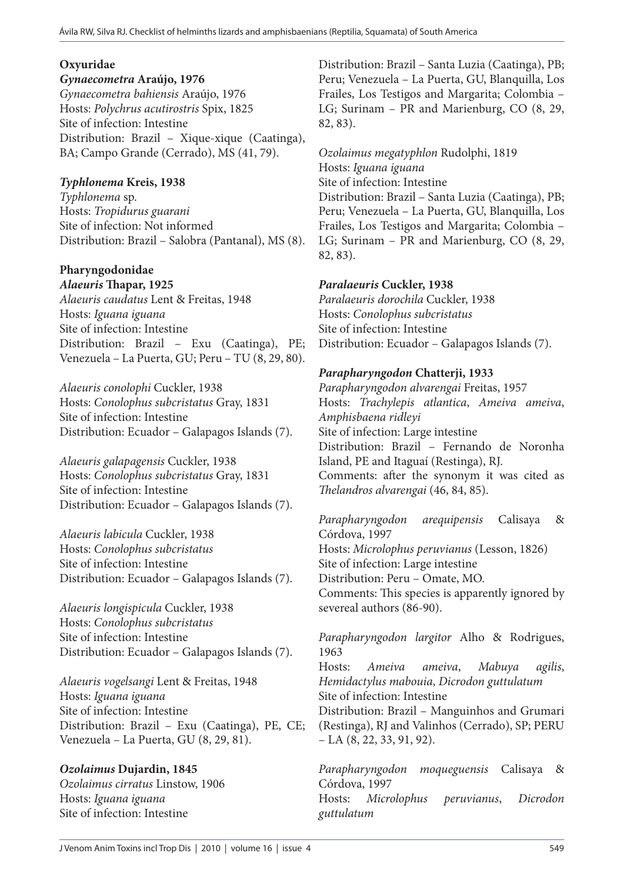**Oxyuridae**

***Gynaecometra* Araújo, 1976**

*Gynaecometra bahiensis* Araújo, 1976
Hosts: *Polychrus acutirostris* Spix, 1825
Site of infection: Intestine
Distribution: Brazil – Xique-xique (Caatinga), BA; Campo Grande (Cerrado), MS (41, 79).

***Typhlonema* Kreis, 1938**

*Typhlonema* sp.
Hosts: *Tropidurus guarani*
Site of infection: Not informed
Distribution: Brazil – Salobra (Pantanal), MS (8).

**Pharyngodonidae**

***Alaeuris* Thapar, 1925**

*Alaeuris caudatus* Lent & Freitas, 1948
Hosts: *Iguana iguana*
Site of infection: Intestine
Distribution: Brazil – Exu (Caatinga), PE; Venezuela – La Puerta, GU; Peru – TU (8, 29, 80).

*Alaeuris conolophi* Cuckler, 1938
Hosts: *Conolophus subcristatus* Gray, 1831
Site of infection: Intestine
Distribution: Ecuador – Galapagos Islands (7).

*Alaeuris galapagensis* Cuckler, 1938
Hosts: *Conolophus subcristatus* Gray, 1831
Site of infection: Intestine
Distribution: Ecuador – Galapagos Islands (7).

*Alaeuris labicula* Cuckler, 1938
Hosts: *Conolophus subcristatus*
Site of infection: Intestine
Distribution: Ecuador – Galapagos Islands (7).

*Alaeuris longispicula* Cuckler, 1938
Hosts: *Conolophus subcristatus*
Site of infection: Intestine
Distribution: Ecuador – Galapagos Islands (7).

*Alaeuris vogelsangi* Lent & Freitas, 1948
Hosts: *Iguana iguana*
Site of infection: Intestine
Distribution: Brazil – Exu (Caatinga), PE, CE; Venezuela – La Puerta, GU (8, 29, 81).

***Ozolaimus* Dujardin, 1845**

*Ozolaimus cirratus* Linstow, 1906
Hosts: *Iguana iguana*
Site of infection: Intestine
Distribution: Brazil – Santa Luzia (Caatinga), PB; Peru; Venezuela – La Puerta, GU, Blanquilla, Los Frailes, Los Testigos and Margarita; Colombia – LG; Surinam – PR and Marienburg, CO (8, 29, 82, 83).

*Ozolaimus megatyphlon* Rudolphi, 1819
Hosts: *Iguana iguana*
Site of infection: Intestine
Distribution: Brazil – Santa Luzia (Caatinga), PB; Peru; Venezuela – La Puerta, GU, Blanquilla, Los Frailes, Los Testigos and Margarita; Colombia – LG; Surinam – PR and Marienburg, CO (8, 29, 82, 83).

***Paralaeuris* Cuckler, 1938**

*Paralaeuris dorochila* Cuckler, 1938
Hosts: *Conolophus subcristatus*
Site of infection: Intestine
Distribution: Ecuador – Galapagos Islands (7).

***Parapharyngodon* Chatterji, 1933**

*Parapharyngodon alvarengai* Freitas, 1957
Hosts: *Trachylepis atlantica*, *Ameiva ameiva*, *Amphisbaena ridleyi*
Site of infection: Large intestine
Distribution: Brazil – Fernando de Noronha Island, PE and Itaguaí (Restinga), RJ.
Comments: after the synonym it was cited as *Thelandros alvarengai* (46, 84, 85).

*Parapharyngodon arequipensis* Calisaya & Córdova, 1997
Hosts: *Microlophus peruvianus* (Lesson, 1826)
Site of infection: Large intestine
Distribution: Peru – Omate, MO.
Comments: This species is apparently ignored by severeal authors (86-90).

*Parapharyngodon largitor* Alho & Rodrigues, 1963
Hosts: *Ameiva ameiva*, *Mabuya agilis*, *Hemidactylus mabouia*, *Dicrodon guttulatum*
Site of infection: Intestine
Distribution: Brazil – Manguinhos and Grumari (Restinga), RJ and Valinhos (Cerrado), SP; PERU – LA (8, 22, 33, 91, 92).

*Parapharyngodon moqueguensis* Calisaya & Córdova, 1997
Hosts: *Microlophus peruvianus*, *Dicrodon guttulatum*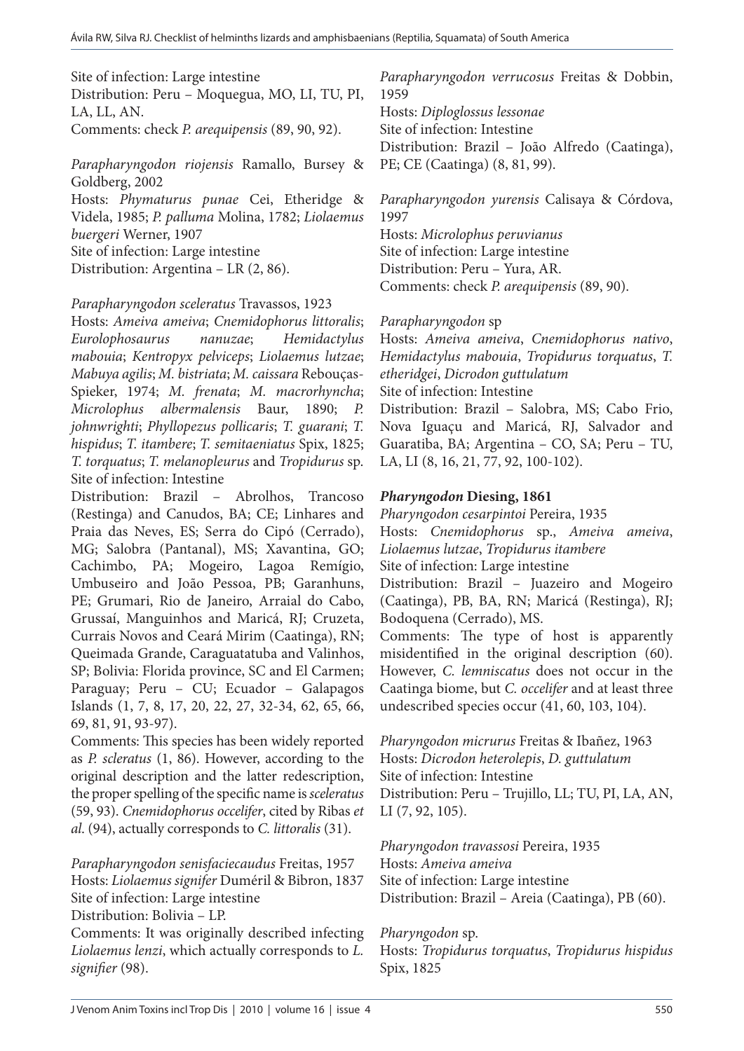Site of infection: Large intestine
Distribution: Peru – Moquegua, MO, LI, TU, PI, LA, LL, AN.
Comments: check *P. arequipensis* (89, 90, 92).

*Parapharyngodon riojensis* Ramallo, Bursey & Goldberg, 2002
Hosts: *Phymaturus punae* Cei, Etheridge & Videla, 1985; *P. palluma* Molina, 1782; *Liolaemus buergeri* Werner, 1907
Site of infection: Large intestine
Distribution: Argentina – LR (2, 86).

*Parapharyngodon sceleratus* Travassos, 1923
Hosts: *Ameiva ameiva*; *Cnemidophorus littoralis*; *Eurolophosaurus nanuzae*; *Hemidactylus mabouia*; *Kentropyx pelviceps*; *Liolaemus lutzae*; *Mabuya agilis*; *M. bistriata*; *M. caissara* Rebouças-Spieker, 1974; *M. frenata*; *M. macrorhyncha*; *Microlophus albermalensis* Baur, 1890; *P. johnwrighti*; *Phyllopezus pollicaris*; *T. guarani*; *T. hispidus*; *T. itambere*; *T. semitaeniatus* Spix, 1825; *T. torquatus*; *T. melanopleurus* and *Tropidurus* sp.
Site of infection: Intestine
Distribution: Brazil – Abrolhos, Trancoso (Restinga) and Canudos, BA; CE; Linhares and Praia das Neves, ES; Serra do Cipó (Cerrado), MG; Salobra (Pantanal), MS; Xavantina, GO; Cachimbo, PA; Mogeiro, Lagoa Remígio, Umbuseiro and João Pessoa, PB; Garanhuns, PE; Grumari, Rio de Janeiro, Arraial do Cabo, Grussaí, Manguinhos and Maricá, RJ; Cruzeta, Currais Novos and Ceará Mirim (Caatinga), RN; Queimada Grande, Caraguatatuba and Valinhos, SP; Bolivia: Florida province, SC and El Carmen; Paraguay; Peru – CU; Ecuador – Galapagos Islands (1, 7, 8, 17, 20, 22, 27, 32-34, 62, 65, 66, 69, 81, 91, 93-97).
Comments: This species has been widely reported as *P. scleratus* (1, 86). However, according to the original description and the latter redescription, the proper spelling of the specific name is *sceleratus* (59, 93). *Cnemidophorus occelifer*, cited by Ribas *et al.* (94), actually corresponds to *C. littoralis* (31).

*Parapharyngodon senisfaciecaudus* Freitas, 1957
Hosts: *Liolaemus signifer* Duméril & Bibron, 1837
Site of infection: Large intestine
Distribution: Bolivia – LP.
Comments: It was originally described infecting *Liolaemus lenzi*, which actually corresponds to *L. signifier* (98).

*Parapharyngodon verrucosus* Freitas & Dobbin, 1959
Hosts: *Diploglossus lessonae*
Site of infection: Intestine
Distribution: Brazil – João Alfredo (Caatinga), PE; CE (Caatinga) (8, 81, 99).

*Parapharyngodon yurensis* Calisaya & Córdova, 1997
Hosts: *Microlophus peruvianus*
Site of infection: Large intestine
Distribution: Peru – Yura, AR.
Comments: check *P. arequipensis* (89, 90).

*Parapharyngodon* sp
Hosts: *Ameiva ameiva*, *Cnemidophorus nativo*, *Hemidactylus mabouia*, *Tropidurus torquatus*, *T. etheridgei*, *Dicrodon guttulatum*
Site of infection: Intestine
Distribution: Brazil – Salobra, MS; Cabo Frio, Nova Iguaçu and Maricá, RJ, Salvador and Guaratiba, BA; Argentina – CO, SA; Peru – TU, LA, LI (8, 16, 21, 77, 92, 100-102).

***Pharyngodon* Diesing, 1861**

*Pharyngodon cesarpintoi* Pereira, 1935
Hosts: *Cnemidophorus* sp., *Ameiva ameiva*, *Liolaemus lutzae*, *Tropidurus itambere*
Site of infection: Large intestine
Distribution: Brazil – Juazeiro and Mogeiro (Caatinga), PB, BA, RN; Maricá (Restinga), RJ; Bodoquena (Cerrado), MS.
Comments: The type of host is apparently misidentified in the original description (60). However, *C. lemniscatus* does not occur in the Caatinga biome, but *C. occelifer* and at least three undescribed species occur (41, 60, 103, 104).

*Pharyngodon micrurus* Freitas & Ibañez, 1963
Hosts: *Dicrodon heterolepis*, *D. guttulatum*
Site of infection: Intestine
Distribution: Peru – Trujillo, LL; TU, PI, LA, AN, LI (7, 92, 105).

*Pharyngodon travassosi* Pereira, 1935
Hosts: *Ameiva ameiva*
Site of infection: Large intestine
Distribution: Brazil – Areia (Caatinga), PB (60).

*Pharyngodon* sp.
Hosts: *Tropidurus torquatus*, *Tropidurus hispidus* Spix, 1825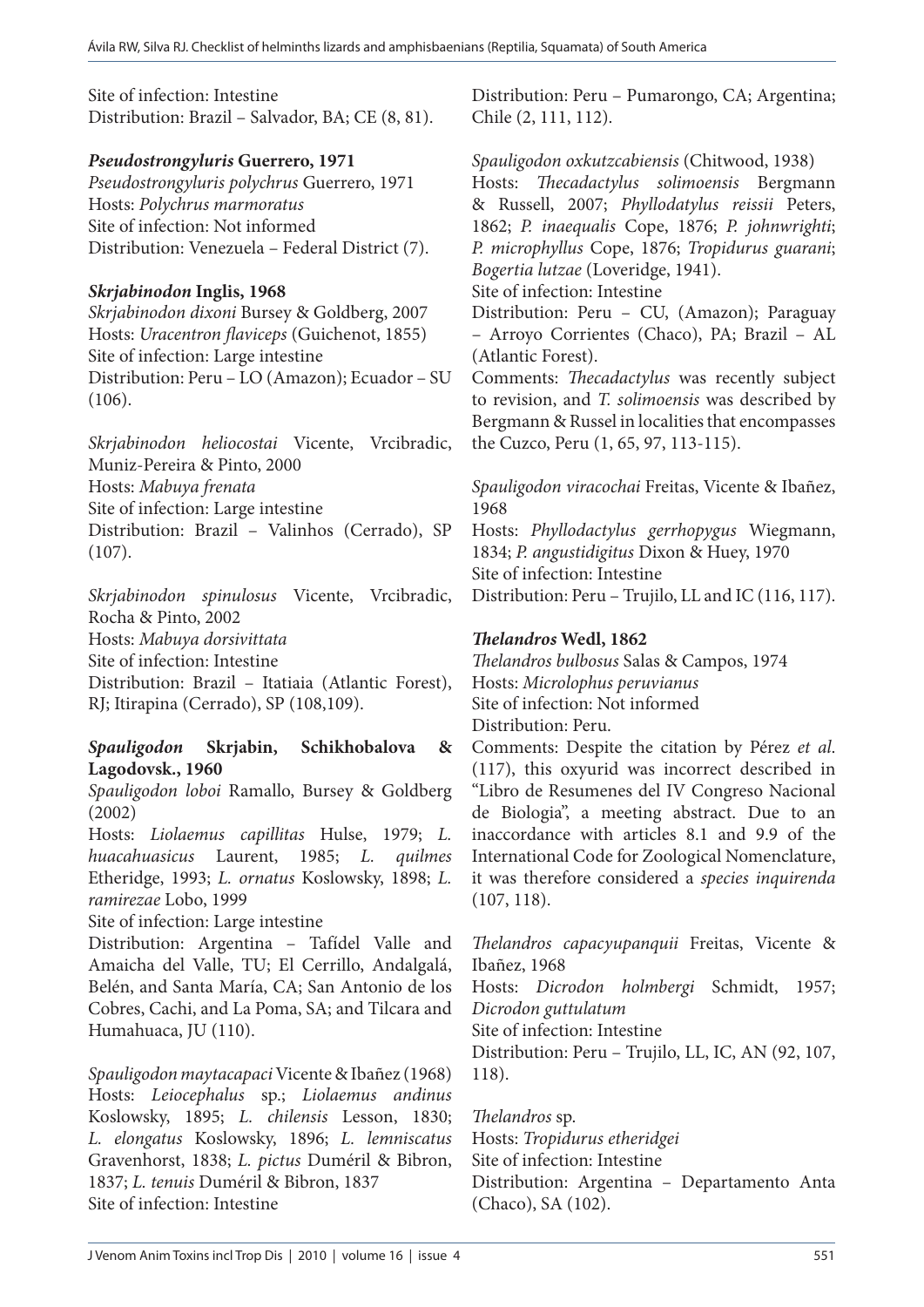Site of infection: Intestine
Distribution: Brazil – Salvador, BA; CE (8, 81).

### *Pseudostrongyluris* Guerrero, 1971

*Pseudostrongyluris polychrus* Guerrero, 1971
Hosts: *Polychrus marmoratus*
Site of infection: Not informed
Distribution: Venezuela – Federal District (7).

### *Skrjabinodon* Inglis, 1968

*Skrjabinodon dixoni* Bursey & Goldberg, 2007
Hosts: *Uracentron flaviceps* (Guichenot, 1855)
Site of infection: Large intestine
Distribution: Peru – LO (Amazon); Ecuador – SU (106).

*Skrjabinodon heliocostai* Vicente, Vrcibradic, Muniz-Pereira & Pinto, 2000
Hosts: *Mabuya frenata*
Site of infection: Large intestine
Distribution: Brazil – Valinhos (Cerrado), SP (107).

*Skrjabinodon spinulosus* Vicente, Vrcibradic, Rocha & Pinto, 2002
Hosts: *Mabuya dorsivittata*
Site of infection: Intestine
Distribution: Brazil – Itatiaia (Atlantic Forest), RJ; Itirapina (Cerrado), SP (108,109).

### *Spauligodon* Skrjabin, Schikhobalova & Lagodovsk., 1960

*Spauligodon loboi* Ramallo, Bursey & Goldberg (2002)
Hosts: *Liolaemus capillitas* Hulse, 1979; *L. huacahuasicus* Laurent, 1985; *L. quilmes* Etheridge, 1993; *L. ornatus* Koslowsky, 1898; *L. ramirezae* Lobo, 1999
Site of infection: Large intestine
Distribution: Argentina – Tafídel Valle and Amaicha del Valle, TU; El Cerrillo, Andalgalá, Belén, and Santa María, CA; San Antonio de los Cobres, Cachi, and La Poma, SA; and Tilcara and Humahuaca, JU (110).

*Spauligodon maytacapaci* Vicente & Ibañez (1968)
Hosts: *Leiocephalus* sp.; *Liolaemus andinus* Koslowsky, 1895; *L. chilensis* Lesson, 1830; *L. elongatus* Koslowsky, 1896; *L. lemniscatus* Gravenhorst, 1838; *L. pictus* Duméril & Bibron, 1837; *L. tenuis* Duméril & Bibron, 1837
Site of infection: Intestine
Distribution: Peru – Pumarongo, CA; Argentina; Chile (2, 111, 112).

*Spauligodon oxkutzcabiensis* (Chitwood, 1938)
Hosts: *Thecadactylus solimoensis* Bergmann & Russell, 2007; *Phyllodatylus reissii* Peters, 1862; *P. inaequalis* Cope, 1876; *P. johnwrighti*; *P. microphyllus* Cope, 1876; *Tropidurus guarani*; *Bogertia lutzae* (Loveridge, 1941).
Site of infection: Intestine
Distribution: Peru – CU, (Amazon); Paraguay – Arroyo Corrientes (Chaco), PA; Brazil – AL (Atlantic Forest).
Comments: *Thecadactylus* was recently subject to revision, and *T. solimoensis* was described by Bergmann & Russel in localities that encompasses the Cuzco, Peru (1, 65, 97, 113-115).

*Spauligodon viracochai* Freitas, Vicente & Ibañez, 1968
Hosts: *Phyllodactylus gerrhopygus* Wiegmann, 1834; *P. angustidigitus* Dixon & Huey, 1970
Site of infection: Intestine
Distribution: Peru – Trujilo, LL and IC (116, 117).

### *Thelandros* Wedl, 1862

*Thelandros bulbosus* Salas & Campos, 1974
Hosts: *Microlophus peruvianus*
Site of infection: Not informed
Distribution: Peru.
Comments: Despite the citation by Pérez *et al*. (117), this oxyurid was incorrect described in "Libro de Resumenes del IV Congreso Nacional de Biologia", a meeting abstract. Due to an inaccordance with articles 8.1 and 9.9 of the International Code for Zoological Nomenclature, it was therefore considered a *species inquirenda* (107, 118).

*Thelandros capacyupanquii* Freitas, Vicente & Ibañez, 1968
Hosts: *Dicrodon holmbergi* Schmidt, 1957; *Dicrodon guttulatum*
Site of infection: Intestine
Distribution: Peru – Trujilo, LL, IC, AN (92, 107, 118).

*Thelandros* sp.
Hosts: *Tropidurus etheridgei*
Site of infection: Intestine
Distribution: Argentina – Departamento Anta (Chaco), SA (102).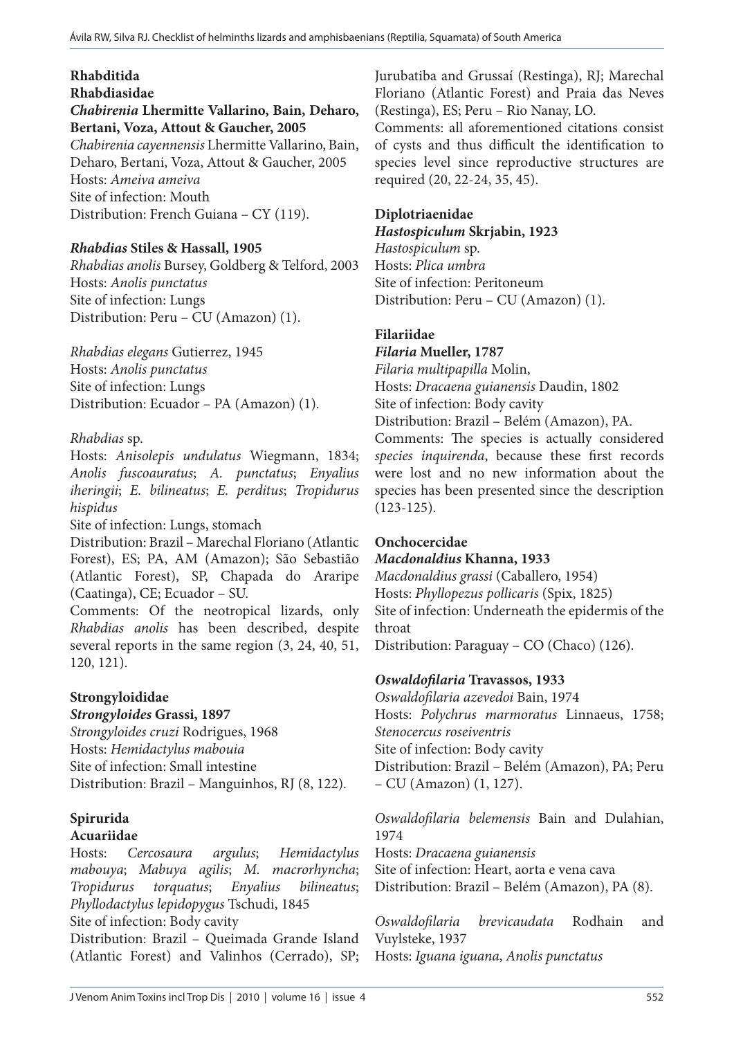**Rhabditida**

**Rhabdiasidae**

***Chabirenia* Lhermitte Vallarino, Bain, Deharo, Bertani, Voza, Attout & Gaucher, 2005**

*Chabirenia cayennensis* Lhermitte Vallarino, Bain, Deharo, Bertani, Voza, Attout & Gaucher, 2005
Hosts: *Ameiva ameiva*
Site of infection: Mouth
Distribution: French Guiana – CY (119).

***Rhabdias* Stiles & Hassall, 1905**

*Rhabdias anolis* Bursey, Goldberg & Telford, 2003
Hosts: *Anolis punctatus*
Site of infection: Lungs
Distribution: Peru – CU (Amazon) (1).

*Rhabdias elegans* Gutierrez, 1945
Hosts: *Anolis punctatus*
Site of infection: Lungs
Distribution: Ecuador – PA (Amazon) (1).

*Rhabdias* sp.
Hosts: *Anisolepis undulatus* Wiegmann, 1834; *Anolis fuscoauratus*; *A. punctatus*; *Enyalius iheringii*; *E. bilineatus*; *E. perditus*; *Tropidurus hispidus*
Site of infection: Lungs, stomach
Distribution: Brazil – Marechal Floriano (Atlantic Forest), ES; PA, AM (Amazon); São Sebastião (Atlantic Forest), SP, Chapada do Araripe (Caatinga), CE; Ecuador – SU.
Comments: Of the neotropical lizards, only *Rhabdias anolis* has been described, despite several reports in the same region (3, 24, 40, 51, 120, 121).

**Strongyloididae**

***Strongyloides* Grassi, 1897**

*Strongyloides cruzi* Rodrigues, 1968
Hosts: *Hemidactylus mabouia*
Site of infection: Small intestine
Distribution: Brazil – Manguinhos, RJ (8, 122).

**Spirurida**

**Acuariidae**

Hosts: *Cercosaura argulus*; *Hemidactylus mabouya*; *Mabuya agilis*; *M. macrorhyncha*; *Tropidurus torquatus*; *Enyalius bilineatus*; *Phyllodactylus lepidopygus* Tschudi, 1845
Site of infection: Body cavity
Distribution: Brazil – Queimada Grande Island (Atlantic Forest) and Valinhos (Cerrado), SP; Jurubatiba and Grussaí (Restinga), RJ; Marechal Floriano (Atlantic Forest) and Praia das Neves (Restinga), ES; Peru – Rio Nanay, LO.
Comments: all aforementioned citations consist of cysts and thus difficult the identification to species level since reproductive structures are required (20, 22-24, 35, 45).

**Diplotriaenidae**

***Hastospiculum* Skrjabin, 1923**

*Hastospiculum* sp.
Hosts: *Plica umbra*
Site of infection: Peritoneum
Distribution: Peru – CU (Amazon) (1).

**Filariidae**

***Filaria* Mueller, 1787**

*Filaria multipapilla* Molin,
Hosts: *Dracaena guianensis* Daudin, 1802
Site of infection: Body cavity
Distribution: Brazil – Belém (Amazon), PA.
Comments: The species is actually considered *species inquirenda*, because these first records were lost and no new information about the species has been presented since the description (123-125).

**Onchocercidae**

***Macdonaldius* Khanna, 1933**

*Macdonaldius grassi* (Caballero, 1954)
Hosts: *Phyllopezus pollicaris* (Spix, 1825)
Site of infection: Underneath the epidermis of the throat
Distribution: Paraguay – CO (Chaco) (126).

***Oswaldofilaria* Travassos, 1933**

*Oswaldofilaria azevedoi* Bain, 1974
Hosts: *Polychrus marmoratus* Linnaeus, 1758; *Stenocercus roseiventris*
Site of infection: Body cavity
Distribution: Brazil – Belém (Amazon), PA; Peru – CU (Amazon) (1, 127).

*Oswaldofilaria belemensis* Bain and Dulahian, 1974
Hosts: *Dracaena guianensis*
Site of infection: Heart, aorta e vena cava
Distribution: Brazil – Belém (Amazon), PA (8).

*Oswaldofilaria brevicaudata* Rodhain and Vuylsteke, 1937
Hosts: *Iguana iguana*, *Anolis punctatus*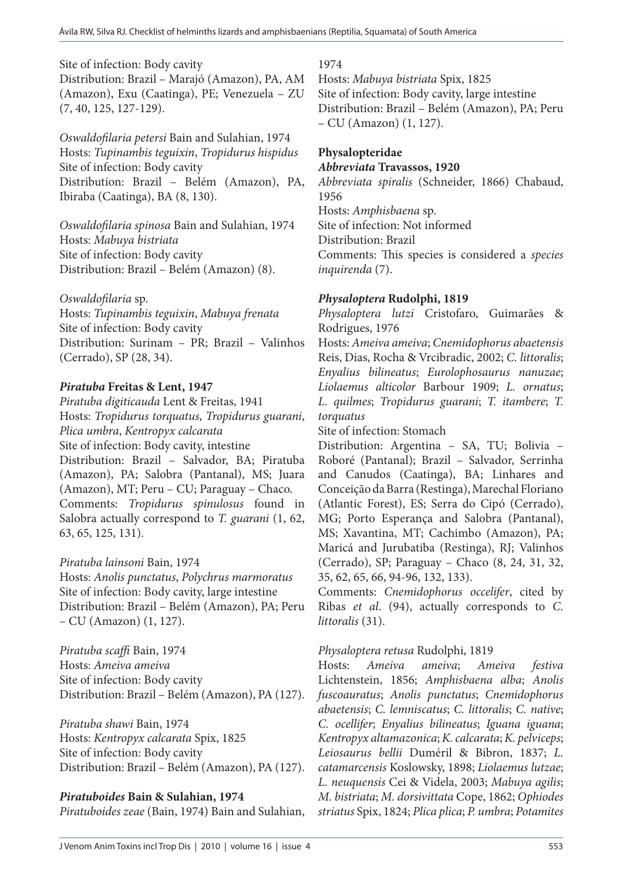Site of infection: Body cavity
Distribution: Brazil – Marajó (Amazon), PA, AM (Amazon), Exu (Caatinga), PE; Venezuela – ZU (7, 40, 125, 127-129).

*Oswaldofilaria petersi* Bain and Sulahian, 1974
Hosts: *Tupinambis teguixin*, *Tropidurus hispidus*
Site of infection: Body cavity
Distribution: Brazil – Belém (Amazon), PA, Ibiraba (Caatinga), BA (8, 130).

*Oswaldofilaria spinosa* Bain and Sulahian, 1974
Hosts: *Mabuya bistriata*
Site of infection: Body cavity
Distribution: Brazil – Belém (Amazon) (8).

*Oswaldofilaria* sp.
Hosts: *Tupinambis teguixin*, *Mabuya frenata*
Site of infection: Body cavity
Distribution: Surinam – PR; Brazil – Valinhos (Cerrado), SP (28, 34).

***Piratuba* Freitas & Lent, 1947**

*Piratuba digiticauda* Lent & Freitas, 1941
Hosts: *Tropidurus torquatus*, *Tropidurus guarani*, *Plica umbra*, *Kentropyx calcarata*
Site of infection: Body cavity, intestine
Distribution: Brazil – Salvador, BA; Piratuba (Amazon), PA; Salobra (Pantanal), MS; Juara (Amazon), MT; Peru – CU; Paraguay – Chaco.
Comments: *Tropidurus spinulosus* found in Salobra actually correspond to *T. guarani* (1, 62, 63, 65, 125, 131).

*Piratuba lainsoni* Bain, 1974
Hosts: *Anolis punctatus*, *Polychrus marmoratus*
Site of infection: Body cavity, large intestine
Distribution: Brazil – Belém (Amazon), PA; Peru – CU (Amazon) (1, 127).

*Piratuba scaffi* Bain, 1974
Hosts: *Ameiva ameiva*
Site of infection: Body cavity
Distribution: Brazil – Belém (Amazon), PA (127).

*Piratuba shawi* Bain, 1974
Hosts: *Kentropyx calcarata* Spix, 1825
Site of infection: Body cavity
Distribution: Brazil – Belém (Amazon), PA (127).

***Piratuboides* Bain & Sulahian, 1974**

*Piratuboides zeae* (Bain, 1974) Bain and Sulahian, 1974
Hosts: *Mabuya bistriata* Spix, 1825
Site of infection: Body cavity, large intestine
Distribution: Brazil – Belém (Amazon), PA; Peru – CU (Amazon) (1, 127).

**Physalopteridae**

***Abbreviata* Travassos, 1920**

*Abbreviata spiralis* (Schneider, 1866) Chabaud, 1956
Hosts: *Amphisbaena* sp.
Site of infection: Not informed
Distribution: Brazil
Comments: This species is considered a *species inquirenda* (7).

***Physaloptera* Rudolphi, 1819**

*Physaloptera lutzi* Cristofaro, Guimarães & Rodrigues, 1976
Hosts: *Ameiva ameiva*; *Cnemidophorus abaetensis* Reis, Dias, Rocha & Vrcibradic, 2002; *C. littoralis*; *Enyalius bilineatus*; *Eurolophosaurus nanuzae*; *Liolaemus alticolor* Barbour 1909; *L. ornatus*; *L. quilmes*; *Tropidurus guarani*; *T. itambere*; *T. torquatus*
Site of infection: Stomach
Distribution: Argentina – SA, TU; Bolivia – Roboré (Pantanal); Brazil – Salvador, Serrinha and Canudos (Caatinga), BA; Linhares and Conceição da Barra (Restinga), Marechal Floriano (Atlantic Forest), ES; Serra do Cipó (Cerrado), MG; Porto Esperança and Salobra (Pantanal), MS; Xavantina, MT; Cachimbo (Amazon), PA; Maricá and Jurubatiba (Restinga), RJ; Valinhos (Cerrado), SP; Paraguay – Chaco (8, 24, 31, 32, 35, 62, 65, 66, 94-96, 132, 133).
Comments: *Cnemidophorus occelifer*, cited by Ribas *et al*. (94), actually corresponds to *C. littoralis* (31).

*Physaloptera retusa* Rudolphi, 1819
Hosts: *Ameiva ameiva*; *Ameiva festiva* Lichtenstein, 1856; *Amphisbaena alba*; *Anolis fuscoauratus*; *Anolis punctatus*; *Cnemidophorus abaetensis*; *C. lemniscatus*; *C. littoralis*; *C. native*; *C. ocellifer*; *Enyalius bilineatus*; *Iguana iguana*; *Kentropyx altamazonica*; *K. calcarata*; *K. pelviceps*; *Leiosaurus bellii* Duméril & Bibron, 1837; *L. catamarcensis* Koslowsky, 1898; *Liolaemus lutzae*; *L. neuquensis* Cei & Videla, 2003; *Mabuya agilis*; *M. bistriata*; *M. dorsivittata* Cope, 1862; *Ophiodes striatus* Spix, 1824; *Plica plica*; *P. umbra*; *Potamites*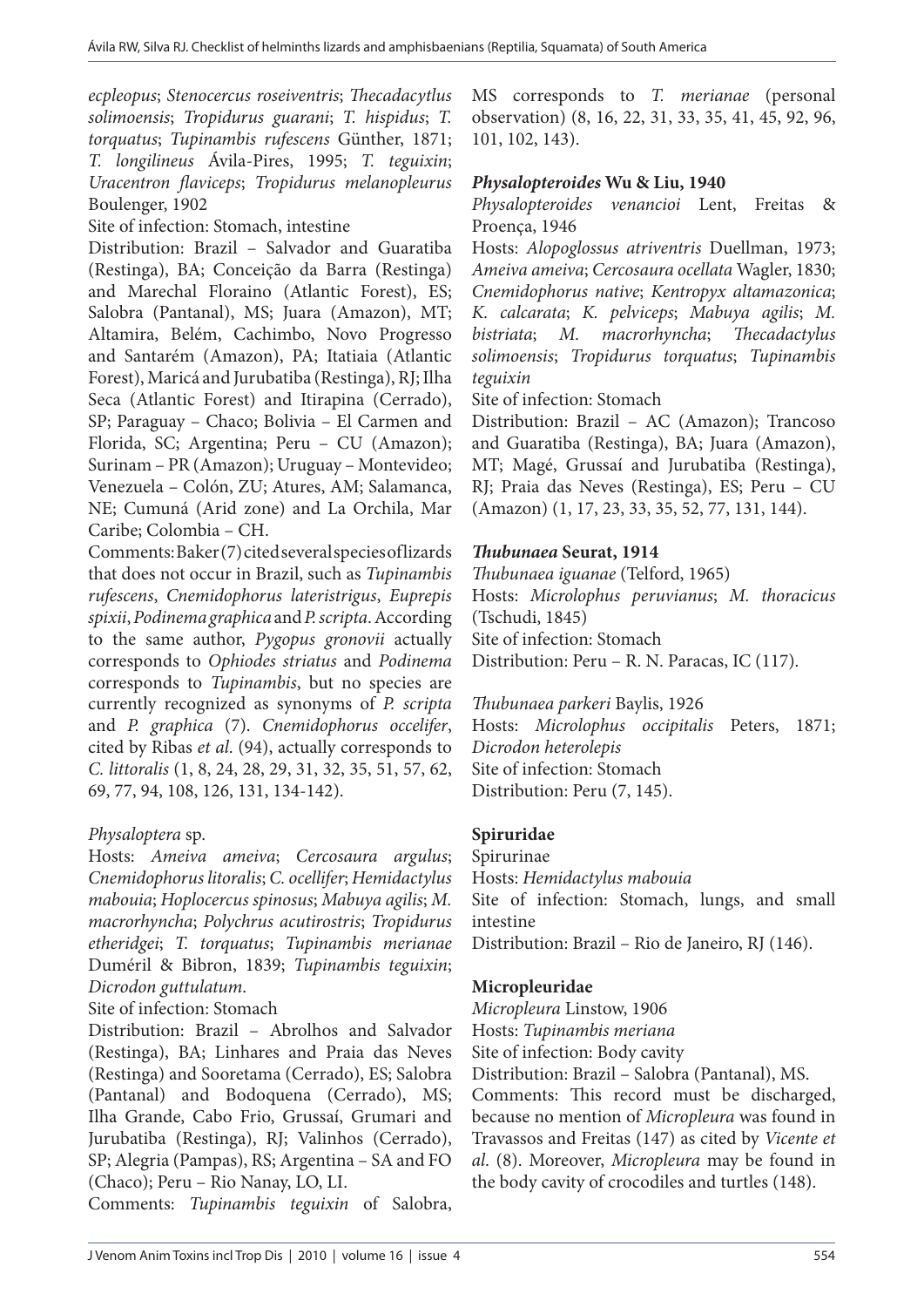*ecpleopus*; *Stenocercus roseiventris*; *Thecadacytlus solimoensis*; *Tropidurus guarani*; *T. hispidus*; *T. torquatus*; *Tupinambis rufescens* Günther, 1871; *T. longilineus* Ávila-Pires, 1995; *T. teguixin*; *Uracentron flaviceps*; *Tropidurus melanopleurus* Boulenger, 1902

Site of infection: Stomach, intestine

Distribution: Brazil – Salvador and Guaratiba (Restinga), BA; Conceição da Barra (Restinga) and Marechal Floraino (Atlantic Forest), ES; Salobra (Pantanal), MS; Juara (Amazon), MT; Altamira, Belém, Cachimbo, Novo Progresso and Santarém (Amazon), PA; Itatiaia (Atlantic Forest), Maricá and Jurubatiba (Restinga), RJ; Ilha Seca (Atlantic Forest) and Itirapina (Cerrado), SP; Paraguay – Chaco; Bolivia – El Carmen and Florida, SC; Argentina; Peru – CU (Amazon); Surinam – PR (Amazon); Uruguay – Montevideo; Venezuela – Colón, ZU; Atures, AM; Salamanca, NE; Cumuná (Arid zone) and La Orchila, Mar Caribe; Colombia – CH.

Comments: Baker (7) cited several species of lizards that does not occur in Brazil, such as *Tupinambis rufescens*, *Cnemidophorus lateristrigus*, *Euprepis spixii*, *Podinema graphica* and *P. scripta*. According to the same author, *Pygopus gronovii* actually corresponds to *Ophiodes striatus* and *Podinema* corresponds to *Tupinambis*, but no species are currently recognized as synonyms of *P. scripta* and *P. graphica* (7). *Cnemidophorus occelifer*, cited by Ribas *et al*. (94), actually corresponds to *C. littoralis* (1, 8, 24, 28, 29, 31, 32, 35, 51, 57, 62, 69, 77, 94, 108, 126, 131, 134-142).

*Physaloptera* sp.

Hosts: *Ameiva ameiva*; *Cercosaura argulus*; *Cnemidophorus litoralis*; *C. ocellifer*; *Hemidactylus mabouia*; *Hoplocercus spinosus*; *Mabuya agilis*; *M. macrorhyncha*; *Polychrus acutirostris*; *Tropidurus etheridgei*; *T. torquatus*; *Tupinambis merianae* Duméril & Bibron, 1839; *Tupinambis teguixin*; *Dicrodon guttulatum*.

Site of infection: Stomach

Distribution: Brazil – Abrolhos and Salvador (Restinga), BA; Linhares and Praia das Neves (Restinga) and Sooretama (Cerrado), ES; Salobra (Pantanal) and Bodoquena (Cerrado), MS; Ilha Grande, Cabo Frio, Grussaí, Grumari and Jurubatiba (Restinga), RJ; Valinhos (Cerrado), SP; Alegria (Pampas), RS; Argentina – SA and FO (Chaco); Peru – Rio Nanay, LO, LI.

Comments: *Tupinambis teguixin* of Salobra, MS corresponds to *T. merianae* (personal observation) (8, 16, 22, 31, 33, 35, 41, 45, 92, 96, 101, 102, 143).

### *Physalopteroides* Wu & Liu, 1940

*Physalopteroides venancioi* Lent, Freitas & Proença, 1946

Hosts: *Alopoglossus atriventris* Duellman, 1973; *Ameiva ameiva*; *Cercosaura ocellata* Wagler, 1830; *Cnemidophorus native*; *Kentropyx altamazonica*; *K. calcarata*; *K. pelviceps*; *Mabuya agilis*; *M. bistriata*; *M. macrorhyncha*; *Thecadactylus solimoensis*; *Tropidurus torquatus*; *Tupinambis teguixin*

Site of infection: Stomach

Distribution: Brazil – AC (Amazon); Trancoso and Guaratiba (Restinga), BA; Juara (Amazon), MT; Magé, Grussaí and Jurubatiba (Restinga), RJ; Praia das Neves (Restinga), ES; Peru – CU (Amazon) (1, 17, 23, 33, 35, 52, 77, 131, 144).

### *Thubunaea* Seurat, 1914

*Thubunaea iguanae* (Telford, 1965)

Hosts: *Microlophus peruvianus*; *M. thoracicus* (Tschudi, 1845)

Site of infection: Stomach

Distribution: Peru – R. N. Paracas, IC (117).

*Thubunaea parkeri* Baylis, 1926

Hosts: *Microlophus occipitalis* Peters, 1871; *Dicrodon heterolepis*

Site of infection: Stomach

Distribution: Peru (7, 145).

### Spiruridae

Spirurinae

Hosts: *Hemidactylus mabouia*

Site of infection: Stomach, lungs, and small intestine

Distribution: Brazil – Rio de Janeiro, RJ (146).

### Micropleuridae

*Micropleura* Linstow, 1906

Hosts: *Tupinambis meriana*

Site of infection: Body cavity

Distribution: Brazil – Salobra (Pantanal), MS.

Comments: This record must be discharged, because no mention of *Micropleura* was found in Travassos and Freitas (147) as cited by *Vicente et al.* (8). Moreover, *Micropleura* may be found in the body cavity of crocodiles and turtles (148).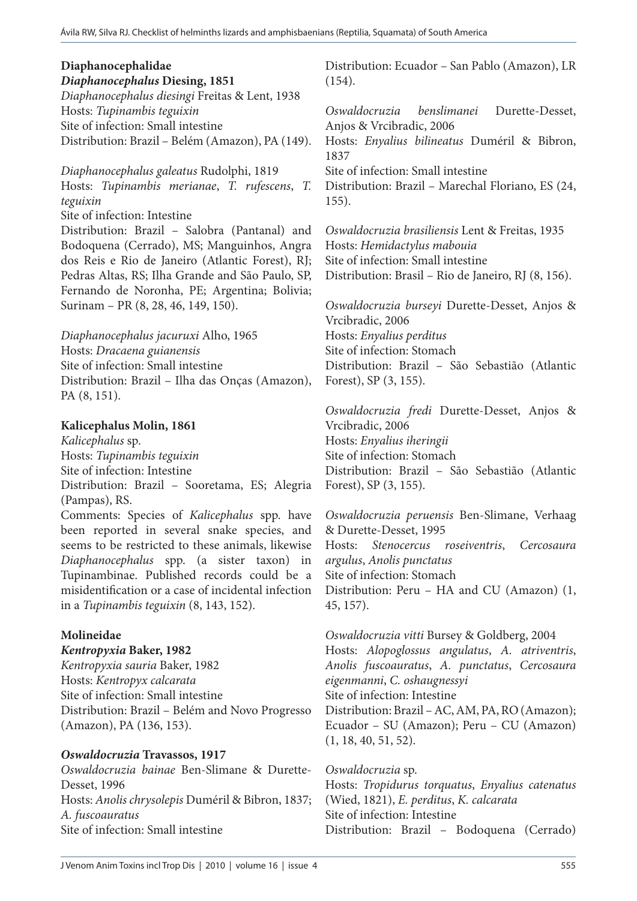**Diaphanocephalidae**

***Diaphanocephalus* Diesing, 1851**

*Diaphanocephalus diesingi* Freitas & Lent, 1938
Hosts: *Tupinambis teguixin*
Site of infection: Small intestine
Distribution: Brazil – Belém (Amazon), PA (149).

*Diaphanocephalus galeatus* Rudolphi, 1819
Hosts: *Tupinambis merianae*, *T. rufescens*, *T. teguixin*
Site of infection: Intestine
Distribution: Brazil – Salobra (Pantanal) and Bodoquena (Cerrado), MS; Manguinhos, Angra dos Reis e Rio de Janeiro (Atlantic Forest), RJ; Pedras Altas, RS; Ilha Grande and São Paulo, SP, Fernando de Noronha, PE; Argentina; Bolivia; Surinam – PR (8, 28, 46, 149, 150).

*Diaphanocephalus jacuruxi* Alho, 1965
Hosts: *Dracaena guianensis*
Site of infection: Small intestine
Distribution: Brazil – Ilha das Onças (Amazon), PA (8, 151).

**Kalicephalus Molin, 1861**

*Kalicephalus* sp.
Hosts: *Tupinambis teguixin*
Site of infection: Intestine
Distribution: Brazil – Sooretama, ES; Alegria (Pampas), RS.
Comments: Species of *Kalicephalus* spp. have been reported in several snake species, and seems to be restricted to these animals, likewise *Diaphanocephalus* spp. (a sister taxon) in Tupinambinae. Published records could be a misidentification or a case of incidental infection in a *Tupinambis teguixin* (8, 143, 152).

**Molineidae**

***Kentropyxia* Baker, 1982**

*Kentropyxia sauria* Baker, 1982
Hosts: *Kentropyx calcarata*
Site of infection: Small intestine
Distribution: Brazil – Belém and Novo Progresso (Amazon), PA (136, 153).

***Oswaldocruzia* Travassos, 1917**

*Oswaldocruzia bainae* Ben-Slimane & Durette-Desset, 1996
Hosts: *Anolis chrysolepis* Duméril & Bibron, 1837; *A. fuscoauratus*
Site of infection: Small intestine
Distribution: Ecuador – San Pablo (Amazon), LR (154).

*Oswaldocruzia benslimanei* Durette-Desset, Anjos & Vrcibradic, 2006
Hosts: *Enyalius bilineatus* Duméril & Bibron, 1837
Site of infection: Small intestine
Distribution: Brazil – Marechal Floriano, ES (24, 155).

*Oswaldocruzia brasiliensis* Lent & Freitas, 1935
Hosts: *Hemidactylus mabouia*
Site of infection: Small intestine
Distribution: Brasil – Rio de Janeiro, RJ (8, 156).

*Oswaldocruzia burseyi* Durette-Desset, Anjos & Vrcibradic, 2006
Hosts: *Enyalius perditus*
Site of infection: Stomach
Distribution: Brazil – São Sebastião (Atlantic Forest), SP (3, 155).

*Oswaldocruzia fredi* Durette-Desset, Anjos & Vrcibradic, 2006
Hosts: *Enyalius iheringii*
Site of infection: Stomach
Distribution: Brazil – São Sebastião (Atlantic Forest), SP (3, 155).

*Oswaldocruzia peruensis* Ben-Slimane, Verhaag & Durette-Desset, 1995
Hosts: *Stenocercus roseiventris*, *Cercosaura argulus*, *Anolis punctatus*
Site of infection: Stomach
Distribution: Peru – HA and CU (Amazon) (1, 45, 157).

*Oswaldocruzia vitti* Bursey & Goldberg, 2004
Hosts: *Alopoglossus angulatus*, *A. atriventris*, *Anolis fuscoauratus*, *A. punctatus*, *Cercosaura eigenmanni*, *C. oshaugnessyi*
Site of infection: Intestine
Distribution: Brazil – AC, AM, PA, RO (Amazon); Ecuador – SU (Amazon); Peru – CU (Amazon) (1, 18, 40, 51, 52).

*Oswaldocruzia* sp.
Hosts: *Tropidurus torquatus*, *Enyalius catenatus* (Wied, 1821), *E. perditus*, *K. calcarata*
Site of infection: Intestine
Distribution: Brazil – Bodoquena (Cerrado)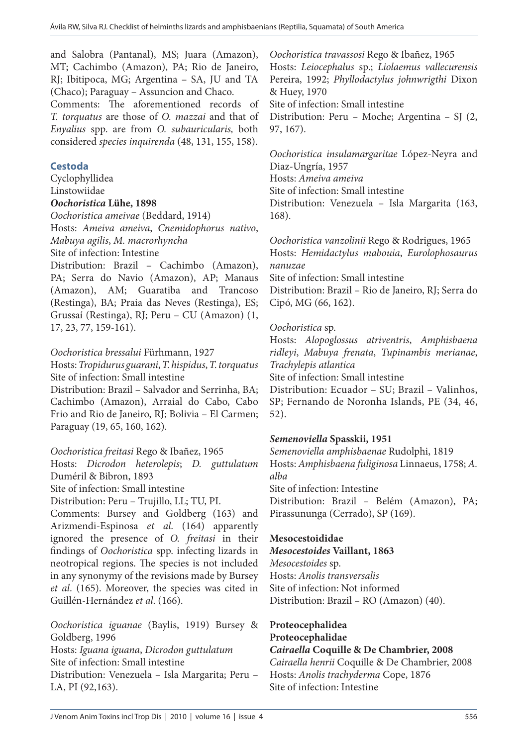and Salobra (Pantanal), MS; Juara (Amazon), MT; Cachimbo (Amazon), PA; Rio de Janeiro, RJ; Ibitipoca, MG; Argentina – SA, JU and TA (Chaco); Paraguay – Assuncion and Chaco.

Comments: The aforementioned records of *T. torquatus* are those of *O. mazzai* and that of *Enyalius* spp. are from *O. subauricularis,* both considered *species inquirenda* (48, 131, 155, 158).

## Cestoda

Cyclophyllidea

Linstowiidae

***Oochoristica* Lühe, 1898**

*Oochoristica ameivae* (Beddard, 1914)

Hosts: *Ameiva ameiva*, *Cnemidophorus nativo*, *Mabuya agilis*, *M. macrorhyncha*

Site of infection: Intestine

Distribution: Brazil – Cachimbo (Amazon), PA; Serra do Navio (Amazon), AP; Manaus (Amazon), AM; Guaratiba and Trancoso (Restinga), BA; Praia das Neves (Restinga), ES; Grussaí (Restinga), RJ; Peru – CU (Amazon) (1, 17, 23, 77, 159-161).

*Oochoristica bressalui* Fürhmann, 1927

Hosts: *Tropidurus guarani*, *T. hispidus*, *T. torquatus*

Site of infection: Small intestine

Distribution: Brazil – Salvador and Serrinha, BA; Cachimbo (Amazon), Arraial do Cabo, Cabo Frio and Rio de Janeiro, RJ; Bolivia – El Carmen; Paraguay (19, 65, 160, 162).

*Oochoristica freitasi* Rego & Ibañez, 1965

Hosts: *Dicrodon heterolepis*; *D. guttulatum* Duméril & Bibron, 1893

Site of infection: Small intestine

Distribution: Peru – Trujillo, LL; TU, PI.

Comments: Bursey and Goldberg (163) and Arizmendi-Espinosa *et al*. (164) apparently ignored the presence of *O. freitasi* in their findings of *Oochoristica* spp. infecting lizards in neotropical regions. The species is not included in any synonymy of the revisions made by Bursey *et al*. (165). Moreover, the species was cited in Guillén-Hernández *et al*. (166).

*Oochoristica iguanae* (Baylis, 1919) Bursey & Goldberg, 1996

Hosts: *Iguana iguana*, *Dicrodon guttulatum*

Site of infection: Small intestine

Distribution: Venezuela – Isla Margarita; Peru – LA, PI (92,163).

*Oochoristica travassosi* Rego & Ibañez, 1965

Hosts: *Leiocephalus* sp.; *Liolaemus vallecurensis* Pereira, 1992; *Phyllodactylus johnwrigthi* Dixon & Huey, 1970

Site of infection: Small intestine

Distribution: Peru – Moche; Argentina – SJ (2, 97, 167).

*Oochoristica insulamargaritae* López-Neyra and Diaz-Ungría, 1957

Hosts: *Ameiva ameiva*

Site of infection: Small intestine

Distribution: Venezuela – Isla Margarita (163, 168).

*Oochoristica vanzolinii* Rego & Rodrigues, 1965

Hosts: *Hemidactylus mabouia*, *Eurolophosaurus nanuzae*

Site of infection: Small intestine

Distribution: Brazil – Rio de Janeiro, RJ; Serra do Cipó, MG (66, 162).

*Oochoristica* sp.

Hosts: *Alopoglossus atriventris*, *Amphisbaena ridleyi*, *Mabuya frenata*, *Tupinambis merianae*, *Trachylepis atlantica*

Site of infection: Small intestine

Distribution: Ecuador – SU; Brazil – Valinhos, SP; Fernando de Noronha Islands, PE (34, 46, 52).

***Semenoviella* Spasskii, 1951**

*Semenoviella amphisbaenae* Rudolphi, 1819

Hosts: *Amphisbaena fuliginosa* Linnaeus, 1758; *A. alba*

Site of infection: Intestine

Distribution: Brazil – Belém (Amazon), PA; Pirassunun­ga (Cerrado), SP (169).

**Mesocestoididae**

***Mesocestoides* Vaillant, 1863**

*Mesocestoides* sp.

Hosts: *Anolis transversalis*

Site of infection: Not informed

Distribution: Brazil – RO (Amazon) (40).

**Proteocephalidea**

**Proteocephalidae**

***Cairaella* Coquille & De Chambrier, 2008**

*Cairaella henrii* Coquille & De Chambrier, 2008

Hosts: *Anolis trachyderma* Cope, 1876

Site of infection: Intestine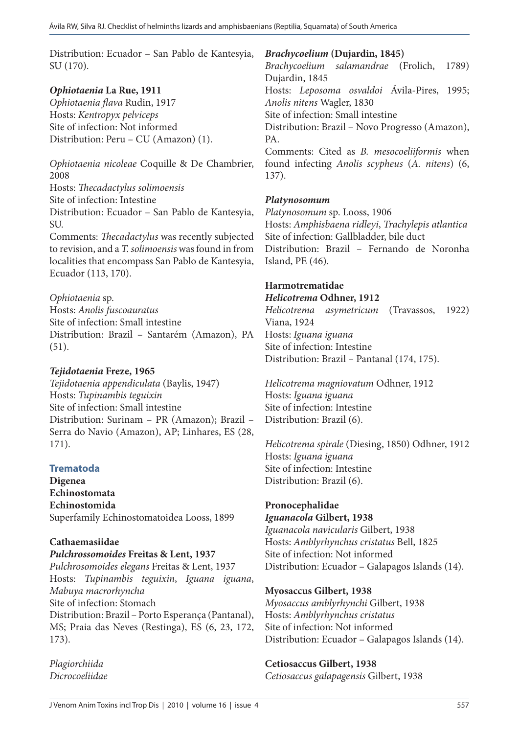Distribution: Ecuador – San Pablo de Kantesyia, SU (170).

***Ophiotaenia* La Rue, 1911**

*Ophiotaenia flava* Rudin, 1917
Hosts: *Kentropyx pelviceps*
Site of infection: Not informed
Distribution: Peru – CU (Amazon) (1).

*Ophiotaenia nicoleae* Coquille & De Chambrier, 2008
Hosts: *Thecadactylus solimoensis*
Site of infection: Intestine
Distribution: Ecuador – San Pablo de Kantesyia, SU.
Comments: *Thecadactylus* was recently subjected to revision, and a *T. solimoensis* was found in from localities that encompass San Pablo de Kantesyia, Ecuador (113, 170).

*Ophiotaenia* sp.
Hosts: *Anolis fuscoauratus*
Site of infection: Small intestine
Distribution: Brazil – Santarém (Amazon), PA (51).

***Tejidotaenia* Freze, 1965**

*Tejidotaenia appendiculata* (Baylis, 1947)
Hosts: *Tupinambis teguixin*
Site of infection: Small intestine
Distribution: Surinam – PR (Amazon); Brazil – Serra do Navio (Amazon), AP; Linhares, ES (28, 171).

## Trematoda

**Digenea**
**Echinostomata**
**Echinostomida**
Superfamily Echinostomatoidea Looss, 1899

**Cathaemasiidae**
***Pulchrossomoides* Freitas & Lent, 1937**

*Pulchrosomoides elegans* Freitas & Lent, 1937
Hosts: *Tupinambis teguixin*, *Iguana iguana*, *Mabuya macrorhyncha*
Site of infection: Stomach
Distribution: Brazil – Porto Esperança (Pantanal), MS; Praia das Neves (Restinga), ES (6, 23, 172, 173).

*Plagiorchiida*
*Dicrocoeliidae*

***Brachycoelium* (Dujardin, 1845)**

*Brachycoelium salamandrae* (Frolich, 1789) Dujardin, 1845
Hosts: *Leposoma osvaldoi* Ávila-Pires, 1995; *Anolis nitens* Wagler, 1830
Site of infection: Small intestine
Distribution: Brazil – Novo Progresso (Amazon), PA.
Comments: Cited as *B. mesocoeliiformis* when found infecting *Anolis scypheus* (*A. nitens*) (6, 137).

***Platynosomum***

*Platynosomum* sp. Looss, 1906
Hosts: *Amphisbaena ridleyi*, *Trachylepis atlantica*
Site of infection: Gallbladder, bile duct
Distribution: Brazil – Fernando de Noronha Island, PE (46).

**Harmotrematidae**
***Helicotrema* Odhner, 1912**

*Helicotrema asymetricum* (Travassos, 1922) Viana, 1924
Hosts: *Iguana iguana*
Site of infection: Intestine
Distribution: Brazil – Pantanal (174, 175).

*Helicotrema magniovatum* Odhner, 1912
Hosts: *Iguana iguana*
Site of infection: Intestine
Distribution: Brazil (6).

*Helicotrema spirale* (Diesing, 1850) Odhner, 1912
Hosts: *Iguana iguana*
Site of infection: Intestine
Distribution: Brazil (6).

**Pronocephalidae**
***Iguanacola* Gilbert, 1938**

*Iguanacola navicularis* Gilbert, 1938
Hosts: *Amblyrhynchus cristatus* Bell, 1825
Site of infection: Not informed
Distribution: Ecuador – Galapagos Islands (14).

**Myosaccus Gilbert, 1938**

*Myosaccus amblyrhynchi* Gilbert, 1938
Hosts: *Amblyrhynchus cristatus*
Site of infection: Not informed
Distribution: Ecuador – Galapagos Islands (14).

**Cetiosaccus Gilbert, 1938**

*Cetiosaccus galapagensis* Gilbert, 1938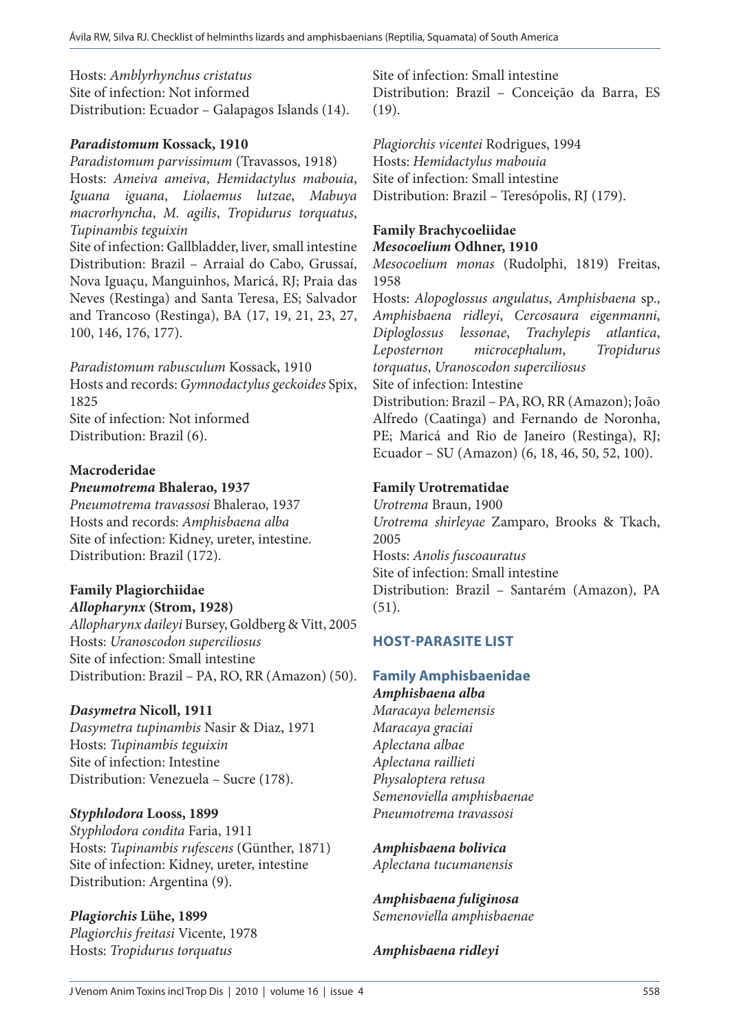Hosts: *Amblyrhynchus cristatus*
Site of infection: Not informed
Distribution: Ecuador – Galapagos Islands (14).

***Paradistomum* Kossack, 1910**
*Paradistomum parvissimum* (Travassos, 1918)
Hosts: *Ameiva ameiva*, *Hemidactylus mabouia*, *Iguana iguana*, *Liolaemus lutzae*, *Mabuya macrorhyncha*, *M. agilis*, *Tropidurus torquatus*, *Tupinambis teguixin*
Site of infection: Gallbladder, liver, small intestine
Distribution: Brazil – Arraial do Cabo, Grussaí, Nova Iguaçu, Manguinhos, Maricá, RJ; Praia das Neves (Restinga) and Santa Teresa, ES; Salvador and Trancoso (Restinga), BA (17, 19, 21, 23, 27, 100, 146, 176, 177).

*Paradistomum rabusculum* Kossack, 1910
Hosts and records: *Gymnodactylus geckoides* Spix, 1825
Site of infection: Not informed
Distribution: Brazil (6).

**Macroderidae**
***Pneumotrema* Bhalerao, 1937**
*Pneumotrema travassosi* Bhalerao, 1937
Hosts and records: *Amphisbaena alba*
Site of infection: Kidney, ureter, intestine.
Distribution: Brazil (172).

**Family Plagiorchiidae**
***Allopharynx* (Strom, 1928)**
*Allopharynx daileyi* Bursey, Goldberg & Vitt, 2005
Hosts: *Uranoscodon superciliosus*
Site of infection: Small intestine
Distribution: Brazil – PA, RO, RR (Amazon) (50).

***Dasymetra* Nicoll, 1911**
*Dasymetra tupinambis* Nasir & Diaz, 1971
Hosts: *Tupinambis teguixin*
Site of infection: Intestine
Distribution: Venezuela – Sucre (178).

***Styphlodora* Looss, 1899**
*Styphlodora condita* Faria, 1911
Hosts: *Tupinambis rufescens* (Günther, 1871)
Site of infection: Kidney, ureter, intestine
Distribution: Argentina (9).

***Plagiorchis* Lühe, 1899**
*Plagiorchis freitasi* Vicente, 1978
Hosts: *Tropidurus torquatus*
Site of infection: Small intestine
Distribution: Brazil – Conceição da Barra, ES (19).

*Plagiorchis vicentei* Rodrigues, 1994
Hosts: *Hemidactylus mabouia*
Site of infection: Small intestine
Distribution: Brazil – Teresópolis, RJ (179).

**Family Brachycoeliidae**
***Mesocoelium* Odhner, 1910**
*Mesocoelium monas* (Rudolphi, 1819) Freitas, 1958
Hosts: *Alopoglossus angulatus*, *Amphisbaena* sp., *Amphisbaena ridleyi*, *Cercosaura eigenmanni*, *Diploglossus lessonae*, *Trachylepis atlantica*, *Leposternon microcephalum*, *Tropidurus torquatus*, *Uranoscodon superciliosus*
Site of infection: Intestine
Distribution: Brazil – PA, RO, RR (Amazon); João Alfredo (Caatinga) and Fernando de Noronha, PE; Maricá and Rio de Janeiro (Restinga), RJ; Ecuador – SU (Amazon) (6, 18, 46, 50, 52, 100).

**Family Urotrematidae**
*Urotrema* Braun, 1900
*Urotrema shirleyae* Zamparo, Brooks & Tkach, 2005
Hosts: *Anolis fuscoauratus*
Site of infection: Small intestine
Distribution: Brazil – Santarém (Amazon), PA (51).

## HOST-PARASITE LIST

### Family Amphisbaenidae

***Amphisbaena alba***
*Maracaya belemensis*
*Maracaya graciai*
*Aplectana albae*
*Aplectana raillieti*
*Physaloptera retusa*
*Semenoviella amphisbaenae*
*Pneumotrema travassosi*

***Amphisbaena bolivica***
*Aplectana tucumanensis*

***Amphisbaena fuliginosa***
*Semenoviella amphisbaenae*

***Amphisbaena ridleyi***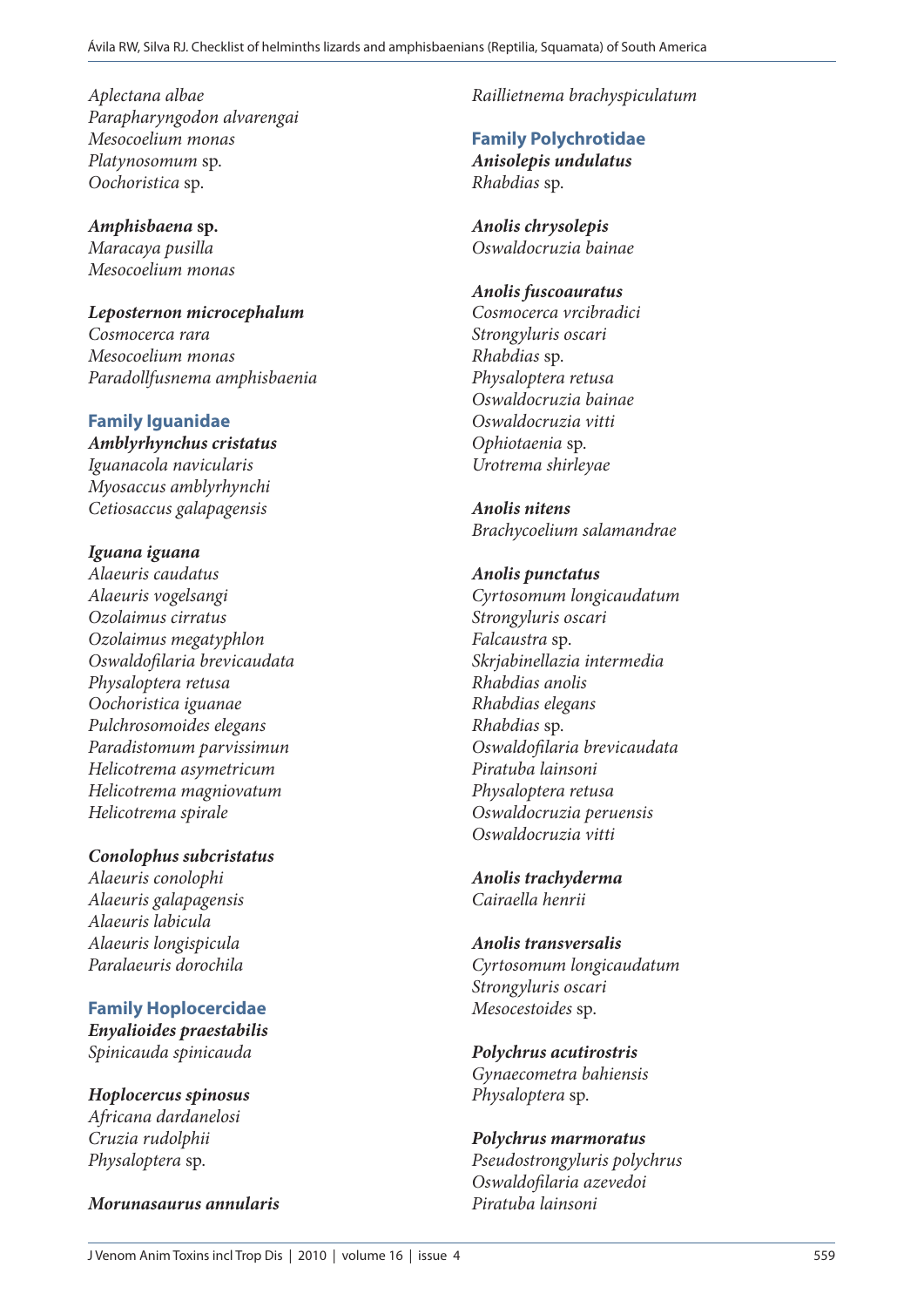*Aplectana albae*
*Parapharyngodon alvarengai*
*Mesocoelium monas*
*Platynosomum* sp.
*Oochoristica* sp.

***Amphisbaena* sp.**
*Maracaya pusilla*
*Mesocoelium monas*

***Leposternon microcephalum***
*Cosmocerca rara*
*Mesocoelium monas*
*Paradollfusnema amphisbaenia*

### Family Iguanidae

***Amblyrhynchus cristatus***
*Iguanacola navicularis*
*Myosaccus amblyrhynchi*
*Cetiosaccus galapagensis*

***Iguana iguana***
*Alaeuris caudatus*
*Alaeuris vogelsangi*
*Ozolaimus cirratus*
*Ozolaimus megatyphlon*
*Oswaldofilaria brevicaudata*
*Physaloptera retusa*
*Oochoristica iguanae*
*Pulchrosomoides elegans*
*Paradistomum parvissimun*
*Helicotrema asymetricum*
*Helicotrema magniovatum*
*Helicotrema spirale*

***Conolophus subcristatus***
*Alaeuris conolophi*
*Alaeuris galapagensis*
*Alaeuris labicula*
*Alaeuris longispicula*
*Paralaeuris dorochila*

### Family Hoplocercidae

***Enyalioides praestabilis***
*Spinicauda spinicauda*

***Hoplocercus spinosus***
*Africana dardanelosi*
*Cruzia rudolphii*
*Physaloptera* sp.

***Morunasaurus annularis***
*Raillietnema brachyspiculatum*

### Family Polychrotidae

***Anisolepis undulatus***
*Rhabdias* sp.

***Anolis chrysolepis***
*Oswaldocruzia bainae*

***Anolis fuscoauratus***
*Cosmocerca vrcibradici*
*Strongyluris oscari*
*Rhabdias* sp.
*Physaloptera retusa*
*Oswaldocruzia bainae*
*Oswaldocruzia vitti*
*Ophiotaenia* sp.
*Urotrema shirleyae*

***Anolis nitens***
*Brachycoelium salamandrae*

***Anolis punctatus***
*Cyrtosomum longicaudatum*
*Strongyluris oscari*
*Falcaustra* sp.
*Skrjabinellazia intermedia*
*Rhabdias anolis*
*Rhabdias elegans*
*Rhabdias* sp.
*Oswaldofilaria brevicaudata*
*Piratuba lainsoni*
*Physaloptera retusa*
*Oswaldocruzia peruensis*
*Oswaldocruzia vitti*

***Anolis trachyderma***
*Cairaella henrii*

***Anolis transversalis***
*Cyrtosomum longicaudatum*
*Strongyluris oscari*
*Mesocestoides* sp.

***Polychrus acutirostris***
*Gynaecometra bahiensis*
*Physaloptera* sp.

***Polychrus marmoratus***
*Pseudostrongyluris polychrus*
*Oswaldofilaria azevedoi*
*Piratuba lainsoni*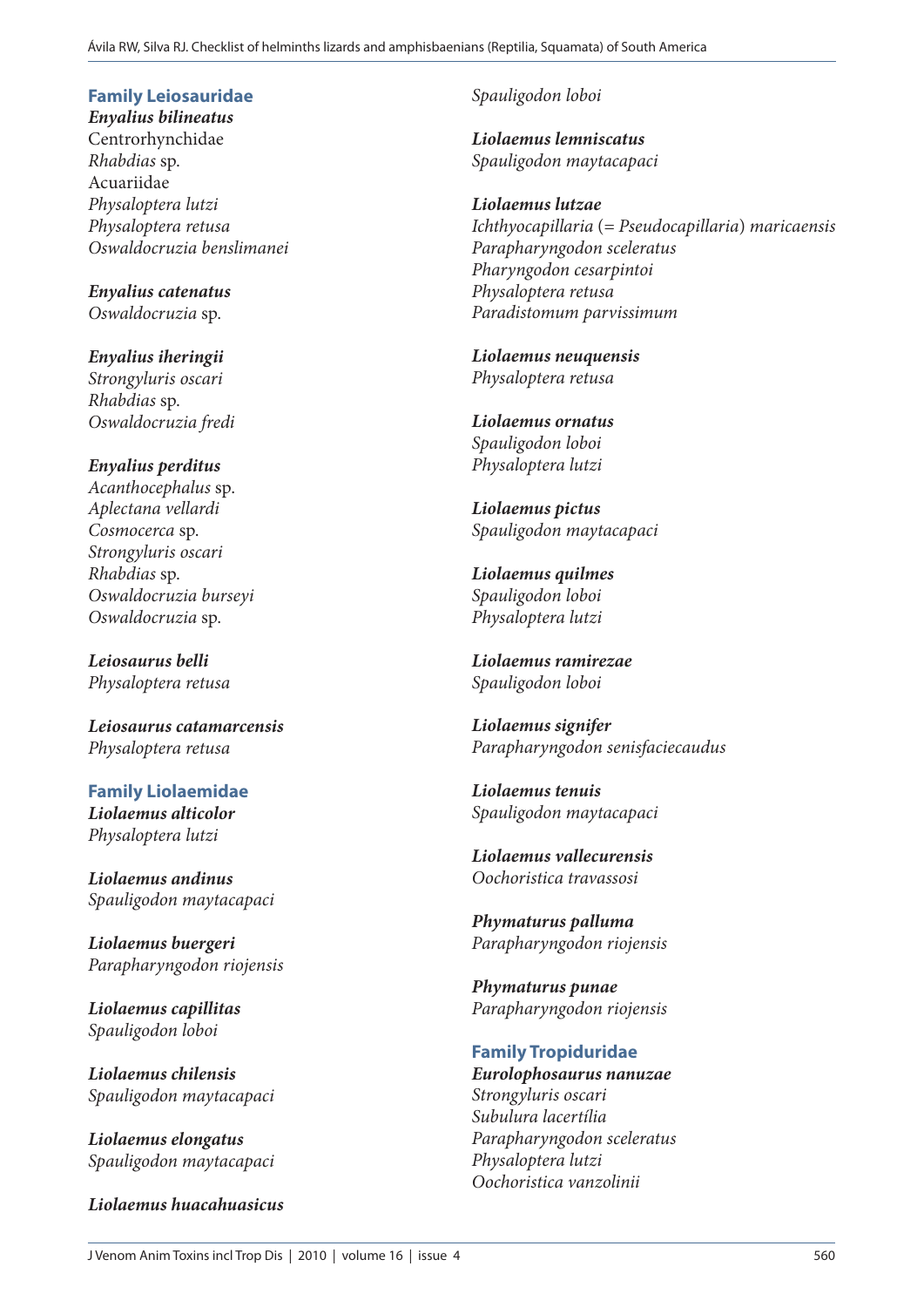## Family Leiosauridae

***Enyalius bilineatus***
Centrorhynchidae
*Rhabdias* sp.
Acuariidae
*Physaloptera lutzi*
*Physaloptera retusa*
*Oswaldocruzia benslimanei*

***Enyalius catenatus***
*Oswaldocruzia* sp.

***Enyalius iheringii***
*Strongyluris oscari*
*Rhabdias* sp.
*Oswaldocruzia fredi*

***Enyalius perditus***
*Acanthocephalus* sp.
*Aplectana vellardi*
*Cosmocerca* sp.
*Strongyluris oscari*
*Rhabdias* sp.
*Oswaldocruzia burseyi*
*Oswaldocruzia* sp.

***Leiosaurus belli***
*Physaloptera retusa*

***Leiosaurus catamarcensis***
*Physaloptera retusa*

## Family Liolaemidae

***Liolaemus alticolor***
*Physaloptera lutzi*

***Liolaemus andinus***
*Spauligodon maytacapaci*

***Liolaemus buergeri***
*Parapharyngodon riojensis*

***Liolaemus capillitas***
*Spauligodon loboi*

***Liolaemus chilensis***
*Spauligodon maytacapaci*

***Liolaemus elongatus***
*Spauligodon maytacapaci*

***Liolaemus huacahuasicus***
*Spauligodon loboi*

***Liolaemus lemniscatus***
*Spauligodon maytacapaci*

***Liolaemus lutzae***
*Ichthyocapillaria* (= *Pseudocapillaria*) *maricaensis*
*Parapharyngodon sceleratus*
*Pharyngodon cesarpintoi*
*Physaloptera retusa*
*Paradistomum parvissimum*

***Liolaemus neuquensis***
*Physaloptera retusa*

***Liolaemus ornatus***
*Spauligodon loboi*
*Physaloptera lutzi*

***Liolaemus pictus***
*Spauligodon maytacapaci*

***Liolaemus quilmes***
*Spauligodon loboi*
*Physaloptera lutzi*

***Liolaemus ramirezae***
*Spauligodon loboi*

***Liolaemus signifer***
*Parapharyngodon senisfaciecaudus*

***Liolaemus tenuis***
*Spauligodon maytacapaci*

***Liolaemus vallecurensis***
*Oochoristica travassosi*

***Phymaturus palluma***
*Parapharyngodon riojensis*

***Phymaturus punae***
*Parapharyngodon riojensis*

## Family Tropiduridae

***Eurolophosaurus nanuzae***
*Strongyluris oscari*
*Subulura lacertília*
*Parapharyngodon sceleratus*
*Physaloptera lutzi*
*Oochoristica vanzolinii*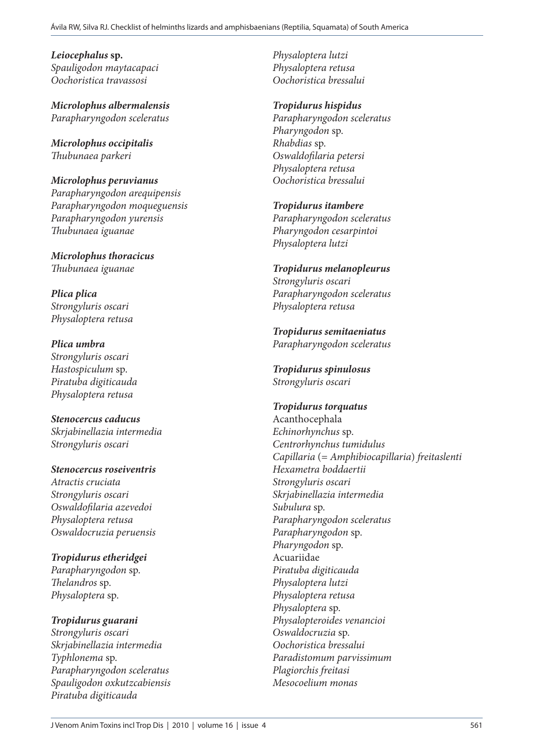***Leiocephalus* sp.**
*Spauligodon maytacapaci*
*Oochoristica travassosi*

***Microlophus albermalensis***
*Parapharyngodon sceleratus*

***Microlophus occipitalis***
*Thubunaea parkeri*

***Microlophus peruvianus***
*Parapharyngodon arequipensis*
*Parapharyngodon moqueguensis*
*Parapharyngodon yurensis*
*Thubunaea iguanae*

***Microlophus thoracicus***
*Thubunaea iguanae*

***Plica plica***
*Strongyluris oscari*
*Physaloptera retusa*

***Plica umbra***
*Strongyluris oscari*
*Hastospiculum* sp.
*Piratuba digiticauda*
*Physaloptera retusa*

***Stenocercus caducus***
*Skrjabinellazia intermedia*
*Strongyluris oscari*

***Stenocercus roseiventris***
*Atractis cruciata*
*Strongyluris oscari*
*Oswaldofilaria azevedoi*
*Physaloptera retusa*
*Oswaldocruzia peruensis*

***Tropidurus etheridgei***
*Parapharyngodon* sp.
*Thelandros* sp.
*Physaloptera* sp.

***Tropidurus guarani***
*Strongyluris oscari*
*Skrjabinellazia intermedia*
*Typhlonema* sp.
*Parapharyngodon sceleratus*
*Spauligodon oxkutzcabiensis*
*Piratuba digiticauda*
*Physaloptera lutzi*
*Physaloptera retusa*
*Oochoristica bressalui*

***Tropidurus hispidus***
*Parapharyngodon sceleratus*
*Pharyngodon* sp.
*Rhabdias* sp.
*Oswaldofilaria petersi*
*Physaloptera retusa*
*Oochoristica bressalui*

***Tropidurus itambere***
*Parapharyngodon sceleratus*
*Pharyngodon cesarpintoi*
*Physaloptera lutzi*

***Tropidurus melanopleurus***
*Strongyluris oscari*
*Parapharyngodon sceleratus*
*Physaloptera retusa*

***Tropidurus semitaeniatus***
*Parapharyngodon sceleratus*

***Tropidurus spinulosus***
*Strongyluris oscari*

***Tropidurus torquatus***
Acanthocephala
*Echinorhynchus* sp.
*Centrorhynchus tumidulus*
*Capillaria* (= *Amphibiocapillaria*) *freitaslenti*
*Hexametra boddaertii*
*Strongyluris oscari*
*Skrjabinellazia intermedia*
*Subulura* sp.
*Parapharyngodon sceleratus*
*Parapharyngodon* sp.
*Pharyngodon* sp.
Acuariidae
*Piratuba digiticauda*
*Physaloptera lutzi*
*Physaloptera retusa*
*Physaloptera* sp.
*Physalopteroides venancioi*
*Oswaldocruzia* sp.
*Oochoristica bressalui*
*Paradistomum parvissimum*
*Plagiorchis freitasi*
*Mesocoelium monas*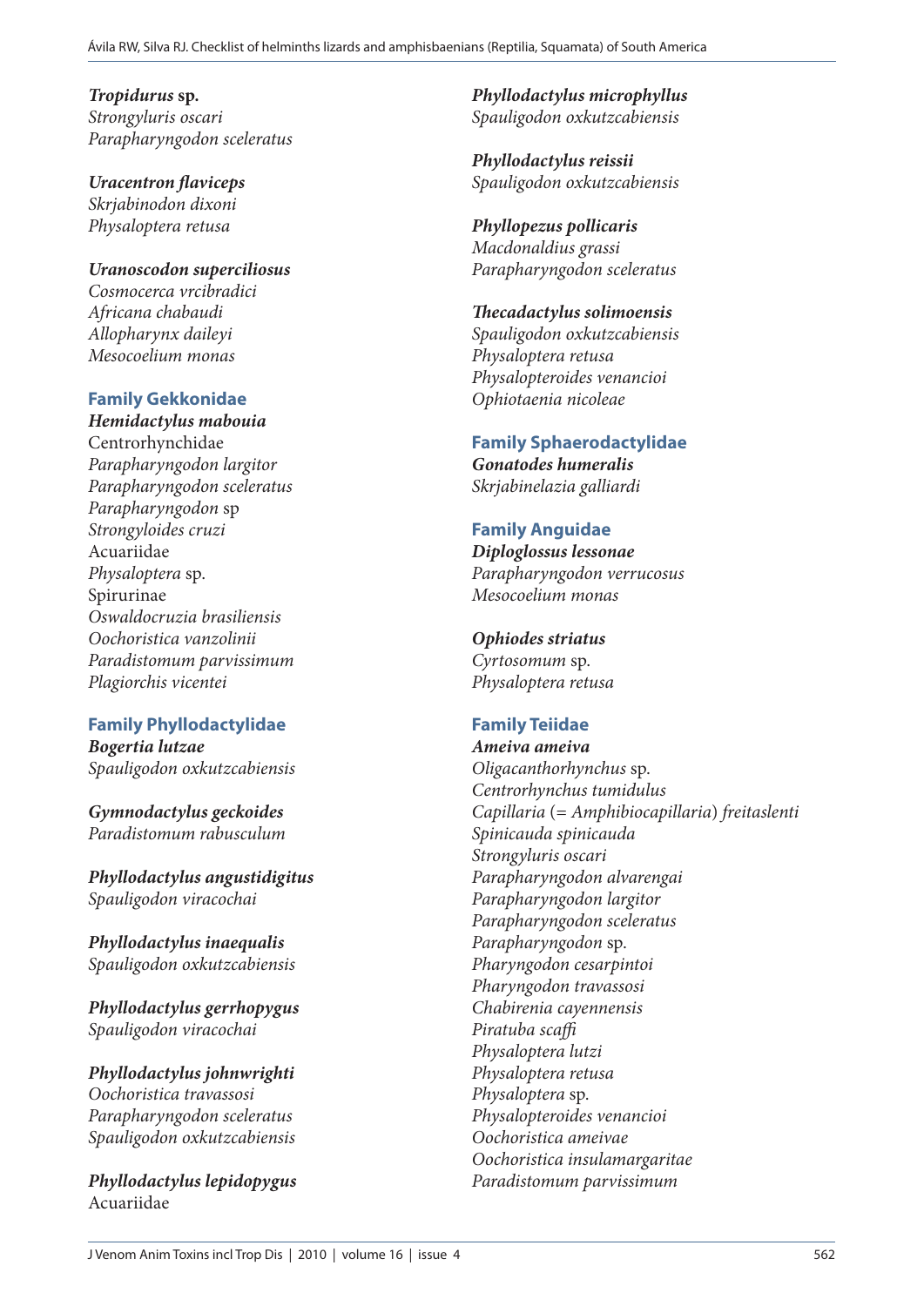***Tropidurus* sp.**
*Strongyluris oscari*
*Parapharyngodon sceleratus*

***Uracentron flaviceps***
*Skrjabinodon dixoni*
*Physaloptera retusa*

***Uranoscodon superciliosus***
*Cosmocerca vrcibradici*
*Africana chabaudi*
*Allopharynx daileyi*
*Mesocoelium monas*

## Family Gekkonidae

***Hemidactylus mabouia***
Centrorhynchidae
*Parapharyngodon largitor*
*Parapharyngodon sceleratus*
*Parapharyngodon* sp
*Strongyloides cruzi*
Acuariidae
*Physaloptera* sp.
Spirurinae
*Oswaldocruzia brasiliensis*
*Oochoristica vanzolinii*
*Paradistomum parvissimum*
*Plagiorchis vicentei*

## Family Phyllodactylidae

***Bogertia lutzae***
*Spauligodon oxkutzcabiensis*

***Gymnodactylus geckoides***
*Paradistomum rabusculum*

***Phyllodactylus angustidigitus***
*Spauligodon viracochai*

***Phyllodactylus inaequalis***
*Spauligodon oxkutzcabiensis*

***Phyllodactylus gerrhopygus***
*Spauligodon viracochai*

***Phyllodactylus johnwrighti***
*Oochoristica travassosi*
*Parapharyngodon sceleratus*
*Spauligodon oxkutzcabiensis*

***Phyllodactylus lepidopygus***
Acuariidae

***Phyllodactylus microphyllus***
*Spauligodon oxkutzcabiensis*

***Phyllodactylus reissii***
*Spauligodon oxkutzcabiensis*

***Phyllopezus pollicaris***
*Macdonaldius grassi*
*Parapharyngodon sceleratus*

***Thecadactylus solimoensis***
*Spauligodon oxkutzcabiensis*
*Physaloptera retusa*
*Physalopteroides venancioi*
*Ophiotaenia nicoleae*

## Family Sphaerodactylidae

***Gonatodes humeralis***
*Skrjabinelazia galliardi*

## Family Anguidae

***Diploglossus lessonae***
*Parapharyngodon verrucosus*
*Mesocoelium monas*

***Ophiodes striatus***
*Cyrtosomum* sp.
*Physaloptera retusa*

## Family Teiidae

***Ameiva ameiva***
*Oligacanthorhynchus* sp.
*Centrorhynchus tumidulus*
*Capillaria* (= *Amphibiocapillaria*) *freitaslenti*
*Spinicauda spinicauda*
*Strongyluris oscari*
*Parapharyngodon alvarengai*
*Parapharyngodon largitor*
*Parapharyngodon sceleratus*
*Parapharyngodon* sp.
*Pharyngodon cesarpintoi*
*Pharyngodon travassosi*
*Chabirenia cayennensis*
*Piratuba scaffi*
*Physaloptera lutzi*
*Physaloptera retusa*
*Physaloptera* sp.
*Physalopteroides venancioi*
*Oochoristica ameivae*
*Oochoristica insulamargaritae*
*Paradistomum parvissimum*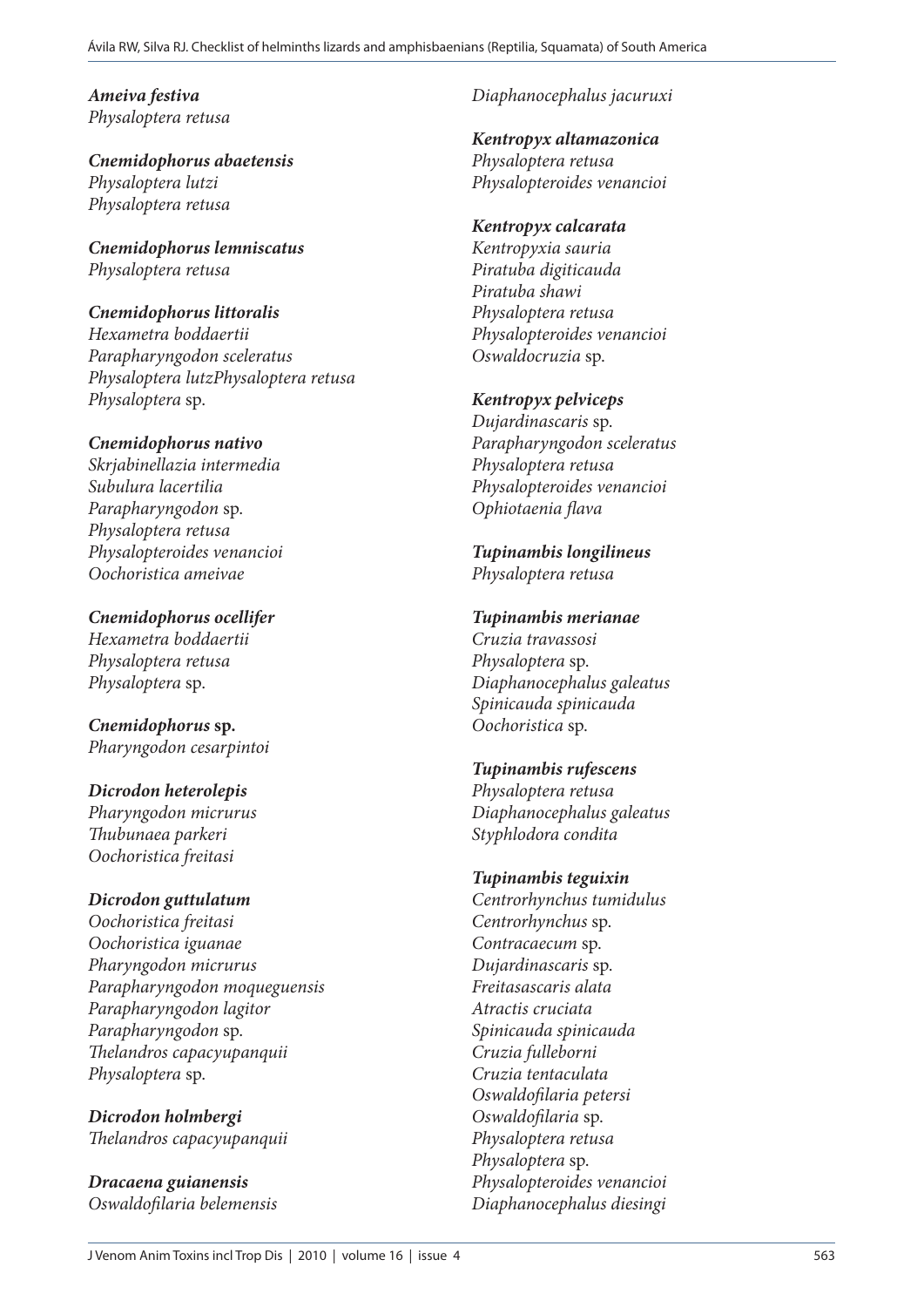***Ameiva festiva***
*Physaloptera retusa*

***Cnemidophorus abaetensis***
*Physaloptera lutzi*
*Physaloptera retusa*

***Cnemidophorus lemniscatus***
*Physaloptera retusa*

***Cnemidophorus littoralis***
*Hexametra boddaertii*
*Parapharyngodon sceleratus*
*Physaloptera lutzPhysaloptera retusa*
*Physaloptera* sp.

***Cnemidophorus nativo***
*Skrjabinellazia intermedia*
*Subulura lacertilia*
*Parapharyngodon* sp.
*Physaloptera retusa*
*Physalopteroides venancioi*
*Oochoristica ameivae*

***Cnemidophorus ocellifer***
*Hexametra boddaertii*
*Physaloptera retusa*
*Physaloptera* sp.

***Cnemidophorus* sp.**
*Pharyngodon cesarpintoi*

***Dicrodon heterolepis***
*Pharyngodon micrurus*
*Thubunaea parkeri*
*Oochoristica freitasi*

***Dicrodon guttulatum***
*Oochoristica freitasi*
*Oochoristica iguanae*
*Pharyngodon micrurus*
*Parapharyngodon moqueguensis*
*Parapharyngodon lagitor*
*Parapharyngodon* sp.
*Thelandros capacyupanquii*
*Physaloptera* sp.

***Dicrodon holmbergi***
*Thelandros capacyupanquii*

***Dracaena guianensis***
*Oswaldofilaria belemensis*
*Diaphanocephalus jacuruxi*

***Kentropyx altamazonica***
*Physaloptera retusa*
*Physalopteroides venancioi*

***Kentropyx calcarata***
*Kentropyxia sauria*
*Piratuba digiticauda*
*Piratuba shawi*
*Physaloptera retusa*
*Physalopteroides venancioi*
*Oswaldocruzia* sp.

***Kentropyx pelviceps***
*Dujardinascaris* sp.
*Parapharyngodon sceleratus*
*Physaloptera retusa*
*Physalopteroides venancioi*
*Ophiotaenia flava*

***Tupinambis longilineus***
*Physaloptera retusa*

***Tupinambis merianae***
*Cruzia travassosi*
*Physaloptera* sp.
*Diaphanocephalus galeatus*
*Spinicauda spinicauda*
*Oochoristica* sp.

***Tupinambis rufescens***
*Physaloptera retusa*
*Diaphanocephalus galeatus*
*Styphlodora condita*

***Tupinambis teguixin***
*Centrorhynchus tumidulus*
*Centrorhynchus* sp.
*Contracaecum* sp.
*Dujardinascaris* sp.
*Freitasascaris alata*
*Atractis cruciata*
*Spinicauda spinicauda*
*Cruzia fulleborni*
*Cruzia tentaculata*
*Oswaldofilaria petersi*
*Oswaldofilaria* sp.
*Physaloptera retusa*
*Physaloptera* sp.
*Physalopteroides venancioi*
*Diaphanocephalus diesingi*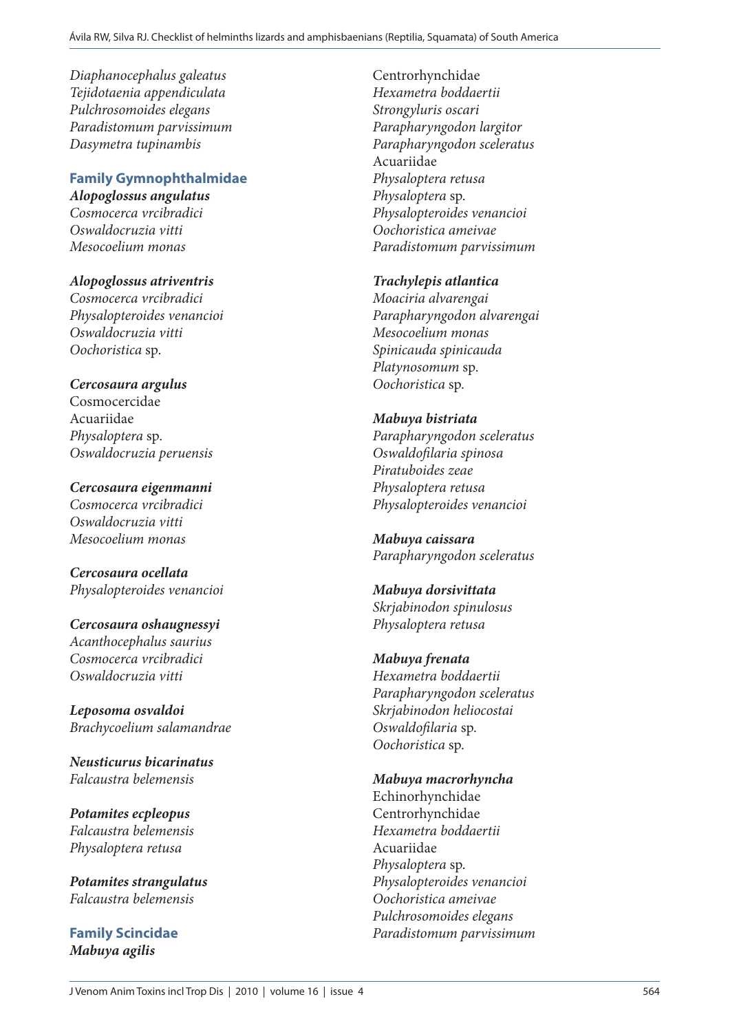*Diaphanocephalus galeatus*
*Tejidotaenia appendiculata*
*Pulchrosomoides elegans*
*Paradistomum parvissimum*
*Dasymetra tupinambis*

## Family Gymnophthalmidae

***Alopoglossus angulatus***
*Cosmocerca vrcibradici*
*Oswaldocruzia vitti*
*Mesocoelium monas*

***Alopoglossus atriventris***
*Cosmocerca vrcibradici*
*Physalopteroides venancioi*
*Oswaldocruzia vitti*
*Oochoristica* sp.

***Cercosaura argulus***
Cosmocercidae
Acuariidae
*Physaloptera* sp.
*Oswaldocruzia peruensis*

***Cercosaura eigenmanni***
*Cosmocerca vrcibradici*
*Oswaldocruzia vitti*
*Mesocoelium monas*

***Cercosaura ocellata***
*Physalopteroides venancioi*

***Cercosaura oshaugnessyi***
*Acanthocephalus saurius*
*Cosmocerca vrcibradici*
*Oswaldocruzia vitti*

***Leposoma osvaldoi***
*Brachycoelium salamandrae*

***Neusticurus bicarinatus***
*Falcaustra belemensis*

***Potamites ecpleopus***
*Falcaustra belemensis*
*Physaloptera retusa*

***Potamites strangulatus***
*Falcaustra belemensis*

## Family Scincidae

***Mabuya agilis***
Centrorhynchidae
*Hexametra boddaertii*
*Strongyluris oscari*
*Parapharyngodon largitor*
*Parapharyngodon sceleratus*
Acuariidae
*Physaloptera retusa*
*Physaloptera* sp.
*Physalopteroides venancioi*
*Oochoristica ameivae*
*Paradistomum parvissimum*

***Trachylepis atlantica***
*Moaciria alvarengai*
*Parapharyngodon alvarengai*
*Mesocoelium monas*
*Spinicauda spinicauda*
*Platynosomum* sp.
*Oochoristica* sp.

***Mabuya bistriata***
*Parapharyngodon sceleratus*
*Oswaldofilaria spinosa*
*Piratuboides zeae*
*Physaloptera retusa*
*Physalopteroides venancioi*

***Mabuya caissara***
*Parapharyngodon sceleratus*

***Mabuya dorsivittata***
*Skrjabinodon spinulosus*
*Physaloptera retusa*

***Mabuya frenata***
*Hexametra boddaertii*
*Parapharyngodon sceleratus*
*Skrjabinodon heliocostai*
*Oswaldofilaria* sp.
*Oochoristica* sp.

***Mabuya macrorhyncha***
Echinorhynchidae
Centrorhynchidae
*Hexametra boddaertii*
Acuariidae
*Physaloptera* sp.
*Physalopteroides venancioi*
*Oochoristica ameivae*
*Pulchrosomoides elegans*
*Paradistomum parvissimum*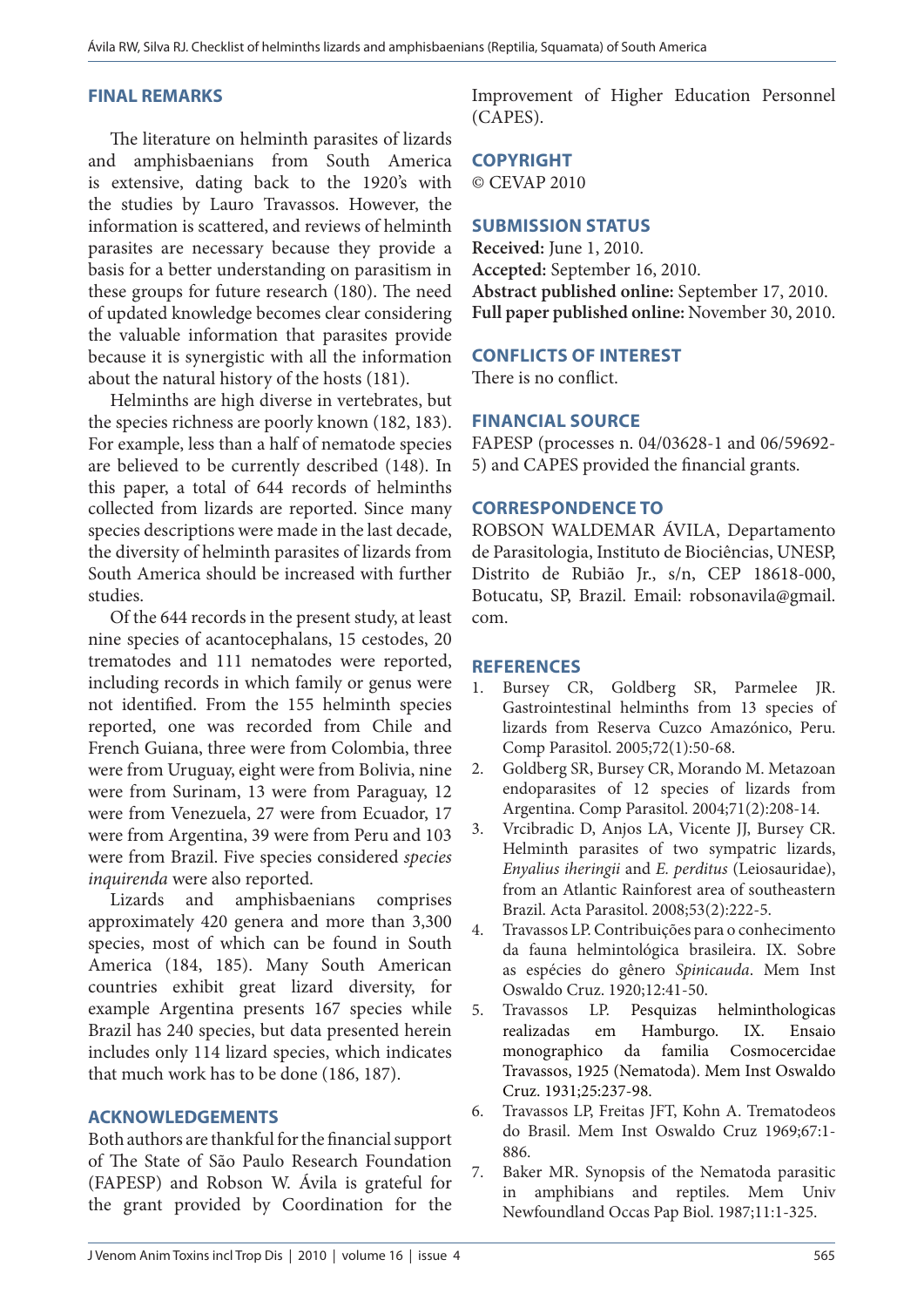## FINAL REMARKS

The literature on helminth parasites of lizards and amphisbaenians from South America is extensive, dating back to the 1920's with the studies by Lauro Travassos. However, the information is scattered, and reviews of helminth parasites are necessary because they provide a basis for a better understanding on parasitism in these groups for future research (180). The need of updated knowledge becomes clear considering the valuable information that parasites provide because it is synergistic with all the information about the natural history of the hosts (181).

Helminths are high diverse in vertebrates, but the species richness are poorly known (182, 183). For example, less than a half of nematode species are believed to be currently described (148). In this paper, a total of 644 records of helminths collected from lizards are reported. Since many species descriptions were made in the last decade, the diversity of helminth parasites of lizards from South America should be increased with further studies.

Of the 644 records in the present study, at least nine species of acantocephalans, 15 cestodes, 20 trematodes and 111 nematodes were reported, including records in which family or genus were not identified. From the 155 helminth species reported, one was recorded from Chile and French Guiana, three were from Colombia, three were from Uruguay, eight were from Bolivia, nine were from Surinam, 13 were from Paraguay, 12 were from Venezuela, 27 were from Ecuador, 17 were from Argentina, 39 were from Peru and 103 were from Brazil. Five species considered *species inquirenda* were also reported.

Lizards and amphisbaenians comprises approximately 420 genera and more than 3,300 species, most of which can be found in South America (184, 185). Many South American countries exhibit great lizard diversity, for example Argentina presents 167 species while Brazil has 240 species, but data presented herein includes only 114 lizard species, which indicates that much work has to be done (186, 187).

## ACKNOWLEDGEMENTS

Both authors are thankful for the financial support of The State of São Paulo Research Foundation (FAPESP) and Robson W. Ávila is grateful for the grant provided by Coordination for the Improvement of Higher Education Personnel (CAPES).

## COPYRIGHT

© CEVAP 2010

## SUBMISSION STATUS

**Received:** June 1, 2010.
**Accepted:** September 16, 2010.
**Abstract published online:** September 17, 2010.
**Full paper published online:** November 30, 2010.

## CONFLICTS OF INTEREST

There is no conflict.

## FINANCIAL SOURCE

FAPESP (processes n. 04/03628-1 and 06/59692-5) and CAPES provided the financial grants.

## CORRESPONDENCE TO

ROBSON WALDEMAR ÁVILA, Departamento de Parasitologia, Instituto de Biociências, UNESP, Distrito de Rubião Jr., s/n, CEP 18618-000, Botucatu, SP, Brazil. Email: robsonavila@gmail.com.

## REFERENCES

1. Bursey CR, Goldberg SR, Parmelee JR. Gastrointestinal helminths from 13 species of lizards from Reserva Cuzco Amazónico, Peru. Comp Parasitol. 2005;72(1):50-68.
2. Goldberg SR, Bursey CR, Morando M. Metazoan endoparasites of 12 species of lizards from Argentina. Comp Parasitol. 2004;71(2):208-14.
3. Vrcibradic D, Anjos LA, Vicente JJ, Bursey CR. Helminth parasites of two sympatric lizards, *Enyalius iheringii* and *E. perditus* (Leiosauridae), from an Atlantic Rainforest area of southeastern Brazil. Acta Parasitol. 2008;53(2):222-5.
4. Travassos LP. Contribuições para o conhecimento da fauna helmintológica brasileira. IX. Sobre as espécies do gênero *Spinicauda*. Mem Inst Oswaldo Cruz. 1920;12:41-50.
5. Travassos LP. Pesquizas helminthologicas realizadas em Hamburgo. IX. Ensaio monographico da familia Cosmocercidae Travassos, 1925 (Nematoda). Mem Inst Oswaldo Cruz. 1931;25:237-98.
6. Travassos LP, Freitas JFT, Kohn A. Trematodeos do Brasil. Mem Inst Oswaldo Cruz 1969;67:1-886.
7. Baker MR. Synopsis of the Nematoda parasitic in amphibians and reptiles. Mem Univ Newfoundland Occas Pap Biol. 1987;11:1-325.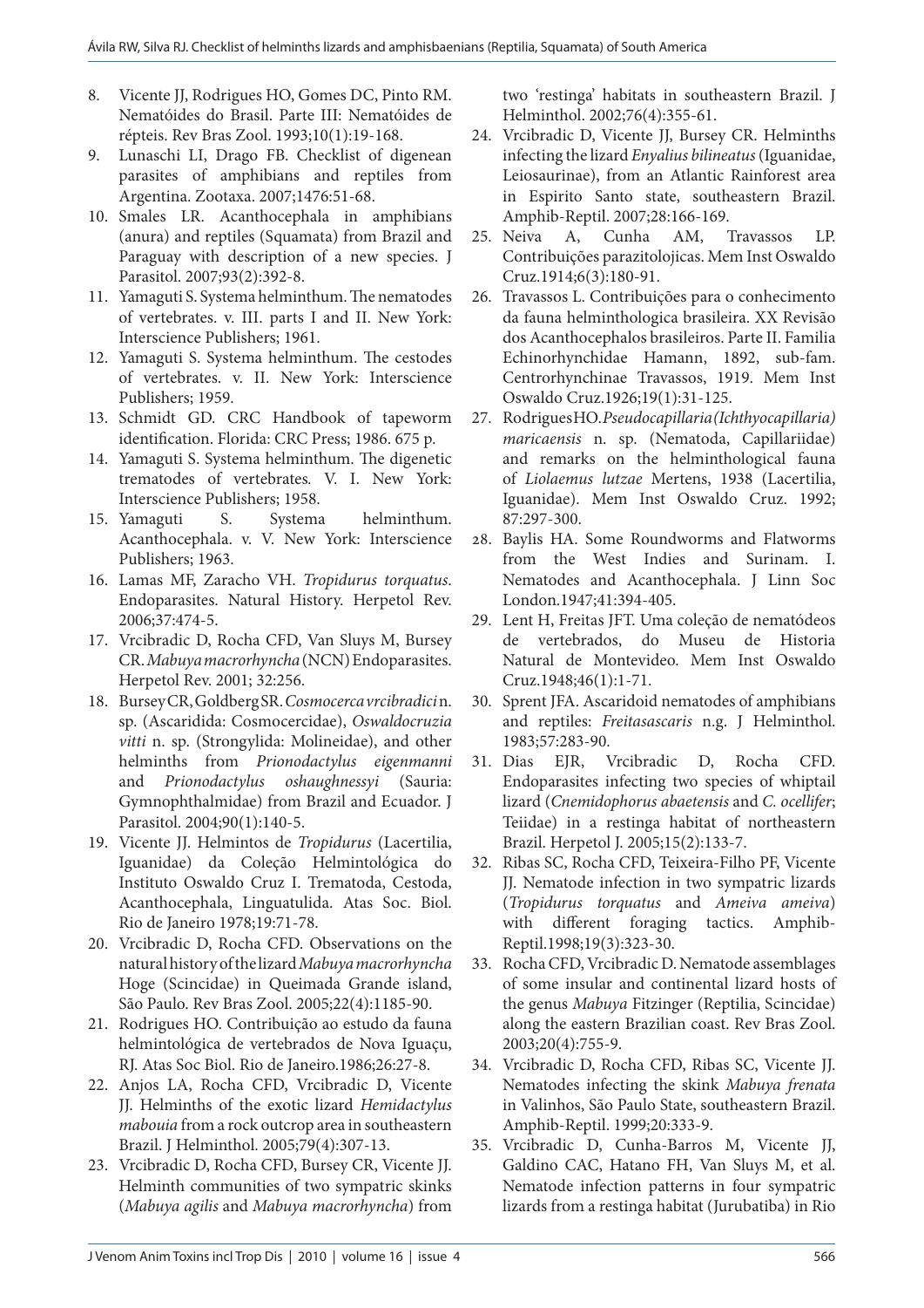8. Vicente JJ, Rodrigues HO, Gomes DC, Pinto RM. Nematóides do Brasil. Parte III: Nematóides de répteis. Rev Bras Zool. 1993;10(1):19-168.
9. Lunaschi LI, Drago FB. Checklist of digenean parasites of amphibians and reptiles from Argentina. Zootaxa. 2007;1476:51-68.
10. Smales LR. Acanthocephala in amphibians (anura) and reptiles (Squamata) from Brazil and Paraguay with description of a new species. J Parasitol. 2007;93(2):392-8.
11. Yamaguti S. Systema helminthum. The nematodes of vertebrates. v. III. parts I and II. New York: Interscience Publishers; 1961.
12. Yamaguti S. Systema helminthum. The cestodes of vertebrates. v. II. New York: Interscience Publishers; 1959.
13. Schmidt GD. CRC Handbook of tapeworm identification. Florida: CRC Press; 1986. 675 p.
14. Yamaguti S. Systema helminthum. The digenetic trematodes of vertebrates. V. I. New York: Interscience Publishers; 1958.
15. Yamaguti S. Systema helminthum. Acanthocephala. v. V. New York: Interscience Publishers; 1963.
16. Lamas MF, Zaracho VH. *Tropidurus torquatus*. Endoparasites. Natural History. Herpetol Rev. 2006;37:474-5.
17. Vrcibradic D, Rocha CFD, Van Sluys M, Bursey CR. *Mabuya macrorhyncha* (NCN) Endoparasites. Herpetol Rev. 2001; 32:256.
18. Bursey CR, Goldberg SR. *Cosmocerca vrcibradici* n. sp. (Ascaridida: Cosmocercidae), *Oswaldocruzia vitti* n. sp. (Strongylida: Molineidae), and other helminths from *Prionodactylus eigenmanni* and *Prionodactylus oshaughnessyi* (Sauria: Gymnophthalmidae) from Brazil and Ecuador. J Parasitol. 2004;90(1):140-5.
19. Vicente JJ. Helmintos de *Tropidurus* (Lacertilia, Iguanidae) da Coleção Helmintológica do Instituto Oswaldo Cruz I. Trematoda, Cestoda, Acanthocephala, Linguatulida. Atas Soc. Biol. Rio de Janeiro 1978;19:71-78.
20. Vrcibradic D, Rocha CFD. Observations on the natural history of the lizard *Mabuya macrorhyncha* Hoge (Scincidae) in Queimada Grande island, São Paulo. Rev Bras Zool. 2005;22(4):1185-90.
21. Rodrigues HO. Contribuição ao estudo da fauna helmintológica de vertebrados de Nova Iguaçu, RJ. Atas Soc Biol. Rio de Janeiro.1986;26:27-8.
22. Anjos LA, Rocha CFD, Vrcibradic D, Vicente JJ. Helminths of the exotic lizard *Hemidactylus mabouia* from a rock outcrop area in southeastern Brazil. J Helminthol. 2005;79(4):307-13.
23. Vrcibradic D, Rocha CFD, Bursey CR, Vicente JJ. Helminth communities of two sympatric skinks (*Mabuya agilis* and *Mabuya macrorhyncha*) from two 'restinga' habitats in southeastern Brazil. J Helminthol. 2002;76(4):355-61.
24. Vrcibradic D, Vicente JJ, Bursey CR. Helminths infecting the lizard *Enyalius bilineatus* (Iguanidae, Leiosaurinae), from an Atlantic Rainforest area in Espirito Santo state, southeastern Brazil. Amphib-Reptil. 2007;28:166-169.
25. Neiva A, Cunha AM, Travassos LP. Contribuições parazitolojicas. Mem Inst Oswaldo Cruz.1914;6(3):180-91.
26. Travassos L. Contribuições para o conhecimento da fauna helminthologica brasileira. XX Revisão dos Acanthocephalos brasileiros. Parte II. Familia Echinorhynchidae Hamann, 1892, sub-fam. Centrorhynchinae Travassos, 1919. Mem Inst Oswaldo Cruz.1926;19(1):31-125.
27. Rodrigues HO. *Pseudocapillaria (Ichthyocapillaria) maricaensis* n. sp. (Nematoda, Capillariidae) and remarks on the helminthological fauna of *Liolaemus lutzae* Mertens, 1938 (Lacertilia, Iguanidae). Mem Inst Oswaldo Cruz. 1992; 87:297-300.
28. Baylis HA. Some Roundworms and Flatworms from the West Indies and Surinam. I. Nematodes and Acanthocephala. J Linn Soc London.1947;41:394-405.
29. Lent H, Freitas JFT. Uma coleção de nematódeos de vertebrados, do Museu de Historia Natural de Montevideo. Mem Inst Oswaldo Cruz.1948;46(1):1-71.
30. Sprent JFA. Ascaridoid nematodes of amphibians and reptiles: *Freitasascaris* n.g. J Helminthol. 1983;57:283-90.
31. Dias EJR, Vrcibradic D, Rocha CFD. Endoparasites infecting two species of whiptail lizard (*Cnemidophorus abaetensis* and *C. ocellifer*; Teiidae) in a restinga habitat of northeastern Brazil. Herpetol J. 2005;15(2):133-7.
32. Ribas SC, Rocha CFD, Teixeira-Filho PF, Vicente JJ. Nematode infection in two sympatric lizards (*Tropidurus torquatus* and *Ameiva ameiva*) with different foraging tactics. Amphib-Reptil.1998;19(3):323-30.
33. Rocha CFD, Vrcibradic D. Nematode assemblages of some insular and continental lizard hosts of the genus *Mabuya* Fitzinger (Reptilia, Scincidae) along the eastern Brazilian coast. Rev Bras Zool. 2003;20(4):755-9.
34. Vrcibradic D, Rocha CFD, Ribas SC, Vicente JJ. Nematodes infecting the skink *Mabuya frenata* in Valinhos, São Paulo State, southeastern Brazil. Amphib-Reptil. 1999;20:333-9.
35. Vrcibradic D, Cunha-Barros M, Vicente JJ, Galdino CAC, Hatano FH, Van Sluys M, et al. Nematode infection patterns in four sympatric lizards from a restinga habitat (Jurubatiba) in Rio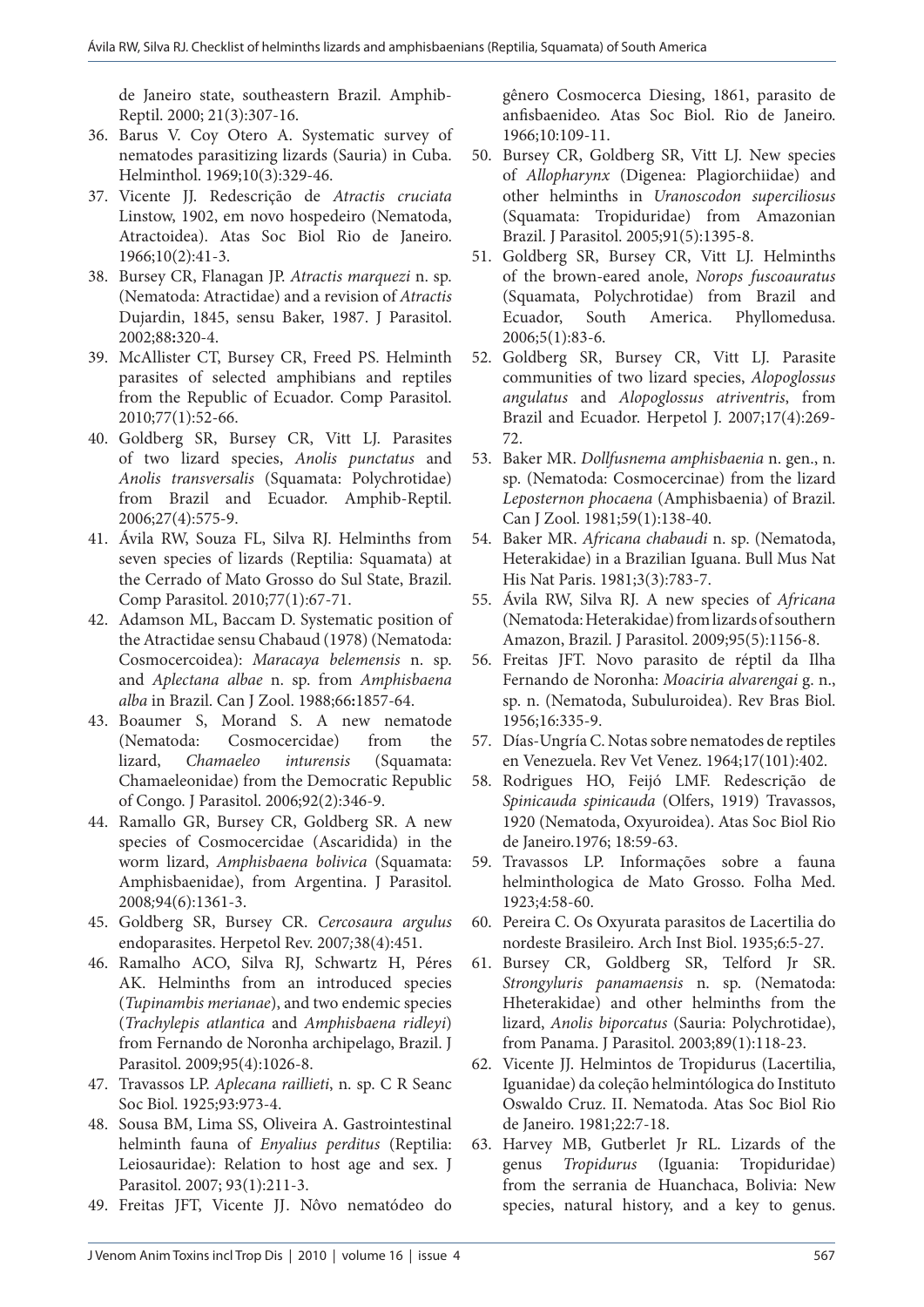de Janeiro state, southeastern Brazil. Amphib-Reptil. 2000; 21(3):307-16.

36. Barus V. Coy Otero A. Systematic survey of nematodes parasitizing lizards (Sauria) in Cuba. Helminthol. 1969;10(3):329-46.
37. Vicente JJ. Redescrição de *Atractis cruciata* Linstow, 1902, em novo hospedeiro (Nematoda, Atractoidea). Atas Soc Biol Rio de Janeiro. 1966;10(2):41-3.
38. Bursey CR, Flanagan JP. *Atractis marquezi* n. sp. (Nematoda: Atractidae) and a revision of *Atractis* Dujardin, 1845, sensu Baker, 1987. J Parasitol. 2002;88**:**320-4.
39. McAllister CT, Bursey CR, Freed PS. Helminth parasites of selected amphibians and reptiles from the Republic of Ecuador. Comp Parasitol. 2010;77(1):52-66.
40. Goldberg SR, Bursey CR, Vitt LJ. Parasites of two lizard species, *Anolis punctatus* and *Anolis transversalis* (Squamata: Polychrotidae) from Brazil and Ecuador. Amphib-Reptil. 2006;27(4):575-9.
41. Ávila RW, Souza FL, Silva RJ. Helminths from seven species of lizards (Reptilia: Squamata) at the Cerrado of Mato Grosso do Sul State, Brazil. Comp Parasitol. 2010;77(1):67-71.
42. Adamson ML, Baccam D. Systematic position of the Atractidae sensu Chabaud (1978) (Nematoda: Cosmocercoidea): *Maracaya belemensis* n. sp. and *Aplectana albae* n. sp. from *Amphisbaena alba* in Brazil. Can J Zool. 1988;66**:**1857-64.
43. Boaumer S, Morand S. A new nematode (Nematoda: Cosmocercidae) from the lizard, *Chamaeleo inturensis* (Squamata: Chamaeleonidae) from the Democratic Republic of Congo. J Parasitol. 2006;92(2):346-9.
44. Ramallo GR, Bursey CR, Goldberg SR. A new species of Cosmocercidae (Ascaridida) in the worm lizard, *Amphisbaena bolivica* (Squamata: Amphisbaenidae), from Argentina. J Parasitol. 2008;94(6):1361-3.
45. Goldberg SR, Bursey CR. *Cercosaura argulus* endoparasites. Herpetol Rev. 2007;38(4):451.
46. Ramalho ACO, Silva RJ, Schwartz H, Péres AK. Helminths from an introduced species (*Tupinambis merianae*), and two endemic species (*Trachylepis atlantica* and *Amphisbaena ridleyi*) from Fernando de Noronha archipelago, Brazil. J Parasitol. 2009;95(4):1026-8.
47. Travassos LP. *Aplecana raillieti*, n. sp. C R Seanc Soc Biol. 1925;93:973-4.
48. Sousa BM, Lima SS, Oliveira A. Gastrointestinal helminth fauna of *Enyalius perditus* (Reptilia: Leiosauridae): Relation to host age and sex. J Parasitol. 2007; 93(1):211-3.
49. Freitas JFT, Vicente JJ. Nôvo nematódeo do gênero Cosmocerca Diesing, 1861, parasito de anfisbaenideo. Atas Soc Biol. Rio de Janeiro. 1966;10:109-11.
50. Bursey CR, Goldberg SR, Vitt LJ. New species of *Allopharynx* (Digenea: Plagiorchiidae) and other helminths in *Uranoscodon superciliosus* (Squamata: Tropiduridae) from Amazonian Brazil. J Parasitol. 2005;91(5):1395-8.
51. Goldberg SR, Bursey CR, Vitt LJ. Helminths of the brown-eared anole, *Norops fuscoauratus* (Squamata, Polychrotidae) from Brazil and Ecuador, South America. Phyllomedusa. 2006;5(1):83-6.
52. Goldberg SR, Bursey CR, Vitt LJ. Parasite communities of two lizard species, *Alopoglossus angulatus* and *Alopoglossus atriventris*, from Brazil and Ecuador. Herpetol J. 2007;17(4):269-72.
53. Baker MR. *Dollfusnema amphisbaenia* n. gen., n. sp. (Nematoda: Cosmocercinae) from the lizard *Leposternon phocaena* (Amphisbaenia) of Brazil. Can J Zool. 1981;59(1):138-40.
54. Baker MR. *Africana chabaudi* n. sp. (Nematoda, Heterakidae) in a Brazilian Iguana. Bull Mus Nat His Nat Paris. 1981;3(3):783-7.
55. Ávila RW, Silva RJ. A new species of *Africana* (Nematoda: Heterakidae) from lizards of southern Amazon, Brazil. J Parasitol. 2009;95(5):1156-8.
56. Freitas JFT. Novo parasito de réptil da Ilha Fernando de Noronha: *Moaciria alvarengai* g. n., sp. n. (Nematoda, Subuluroidea). Rev Bras Biol. 1956;16:335-9.
57. Días-Ungría C. Notas sobre nematodes de reptiles en Venezuela. Rev Vet Venez. 1964;17(101):402.
58. Rodrigues HO, Feijó LMF. Redescrição de *Spinicauda spinicauda* (Olfers, 1919) Travassos, 1920 (Nematoda, Oxyuroidea). Atas Soc Biol Rio de Janeiro.1976; 18:59-63.
59. Travassos LP. Informações sobre a fauna helminthologica de Mato Grosso. Folha Med. 1923;4:58-60.
60. Pereira C. Os Oxyurata parasitos de Lacertilia do nordeste Brasileiro. Arch Inst Biol. 1935;6:5-27.
61. Bursey CR, Goldberg SR, Telford Jr SR. *Strongyluris panamaensis* n. sp. (Nematoda: Hheterakidae) and other helminths from the lizard, *Anolis biporcatus* (Sauria: Polychrotidae), from Panama. J Parasitol. 2003;89(1):118-23.
62. Vicente JJ. Helmintos de Tropidurus (Lacertilia, Iguanidae) da coleção helmintólogica do Instituto Oswaldo Cruz. II. Nematoda. Atas Soc Biol Rio de Janeiro. 1981;22:7-18.
63. Harvey MB, Gutberlet Jr RL. Lizards of the genus *Tropidurus* (Iguania: Tropiduridae) from the serrania de Huanchaca, Bolivia: New species, natural history, and a key to genus.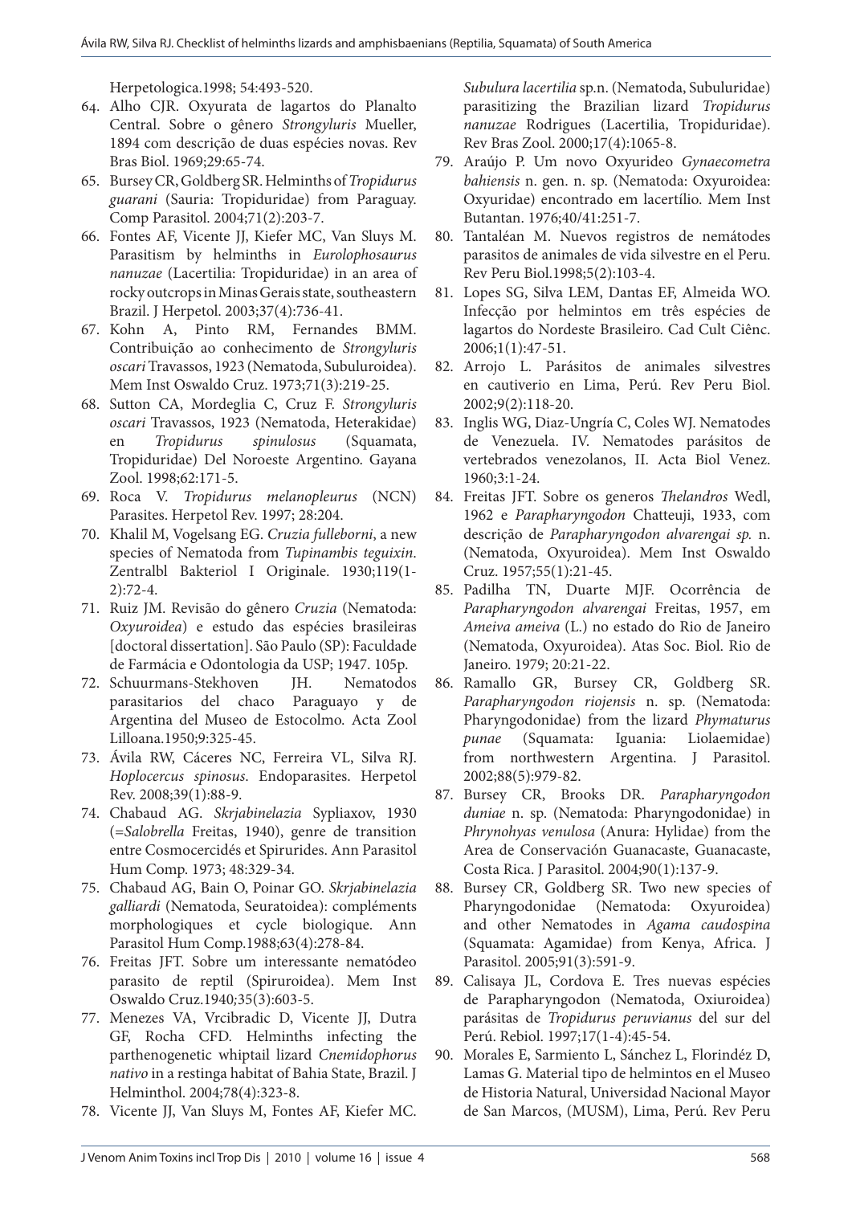Herpetologica.1998; 54:493-520.

64. Alho CJR. Oxyurata de lagartos do Planalto Central. Sobre o gênero *Strongyluris* Mueller, 1894 com descrição de duas espécies novas. Rev Bras Biol. 1969;29:65-74.
65. Bursey CR, Goldberg SR. Helminths of *Tropidurus guarani* (Sauria: Tropiduridae) from Paraguay. Comp Parasitol. 2004;71(2):203-7.
66. Fontes AF, Vicente JJ, Kiefer MC, Van Sluys M. Parasitism by helminths in *Eurolophosaurus nanuzae* (Lacertilia: Tropiduridae) in an area of rocky outcrops in Minas Gerais state, southeastern Brazil. J Herpetol. 2003;37(4):736-41.
67. Kohn A, Pinto RM, Fernandes BMM. Contribuição ao conhecimento de *Strongyluris oscari* Travassos, 1923 (Nematoda, Subuluroidea). Mem Inst Oswaldo Cruz. 1973;71(3):219-25.
68. Sutton CA, Mordeglia C, Cruz F. *Strongyluris oscari* Travassos, 1923 (Nematoda, Heterakidae) en *Tropidurus spinulosus* (Squamata, Tropiduridae) Del Noroeste Argentino. Gayana Zool. 1998;62:171-5.
69. Roca V. *Tropidurus melanopleurus* (NCN) Parasites. Herpetol Rev. 1997; 28:204.
70. Khalil M, Vogelsang EG. *Cruzia fulleborni*, a new species of Nematoda from *Tupinambis teguixin*. Zentralbl Bakteriol I Originale. 1930;119(1-2):72-4.
71. Ruiz JM. Revisão do gênero *Cruzia* (Nematoda: *Oxyuroidea*) e estudo das espécies brasileiras [doctoral dissertation]. São Paulo (SP): Faculdade de Farmácia e Odontologia da USP; 1947. 105p.
72. Schuurmans-Stekhoven JH. Nematodos parasitarios del chaco Paraguayo y de Argentina del Museo de Estocolmo. Acta Zool Lilloana.1950;9:325-45.
73. Ávila RW, Cáceres NC, Ferreira VL, Silva RJ. *Hoplocercus spinosus*. Endoparasites. Herpetol Rev. 2008;39(1):88-9.
74. Chabaud AG. *Skrjabinelazia* Sypliaxov, 1930 (=*Salobrella* Freitas, 1940), genre de transition entre Cosmocercidés et Spirurides. Ann Parasitol Hum Comp. 1973; 48:329-34.
75. Chabaud AG, Bain O, Poinar GO. *Skrjabinelazia galliardi* (Nematoda, Seuratoidea): compléments morphologiques et cycle biologique. Ann Parasitol Hum Comp.1988;63(4):278-84.
76. Freitas JFT. Sobre um interessante nematódeo parasito de reptil (Spiruroidea). Mem Inst Oswaldo Cruz.1940;35(3):603-5.
77. Menezes VA, Vrcibradic D, Vicente JJ, Dutra GF, Rocha CFD. Helminths infecting the parthenogenetic whiptail lizard *Cnemidophorus nativo* in a restinga habitat of Bahia State, Brazil. J Helminthol. 2004;78(4):323-8.
78. Vicente JJ, Van Sluys M, Fontes AF, Kiefer MC. *Subulura lacertilia* sp.n. (Nematoda, Subuluridae) parasitizing the Brazilian lizard *Tropidurus nanuzae* Rodrigues (Lacertilia, Tropiduridae). Rev Bras Zool. 2000;17(4):1065-8.
79. Araújo P. Um novo Oxyurideo *Gynaecometra bahiensis* n. gen. n. sp. (Nematoda: Oxyuroidea: Oxyuridae) encontrado em lacertílio. Mem Inst Butantan. 1976;40/41:251-7.
80. Tantaléan M. Nuevos registros de nemátodes parasitos de animales de vida silvestre en el Peru. Rev Peru Biol.1998;5(2):103-4.
81. Lopes SG, Silva LEM, Dantas EF, Almeida WO. Infecção por helmintos em três espécies de lagartos do Nordeste Brasileiro. Cad Cult Ciênc. 2006;1(1):47-51.
82. Arrojo L. Parásitos de animales silvestres en cautiverio en Lima, Perú. Rev Peru Biol. 2002;9(2):118-20.
83. Inglis WG, Diaz-Ungría C, Coles WJ. Nematodes de Venezuela. IV. Nematodes parásitos de vertebrados venezolanos, II. Acta Biol Venez. 1960;3:1-24.
84. Freitas JFT. Sobre os generos *Thelandros* Wedl, 1962 e *Parapharyngodon* Chatteuji, 1933, com descrição de *Parapharyngodon alvarengai sp.* n. (Nematoda, Oxyuroidea). Mem Inst Oswaldo Cruz. 1957;55(1):21-45.
85. Padilha TN, Duarte MJF. Ocorrência de *Parapharyngodon alvarengai* Freitas, 1957, em *Ameiva ameiva* (L.) no estado do Rio de Janeiro (Nematoda, Oxyuroidea). Atas Soc. Biol. Rio de Janeiro. 1979; 20:21-22.
86. Ramallo GR, Bursey CR, Goldberg SR. *Parapharyngodon riojensis* n. sp. (Nematoda: Pharyngodonidae) from the lizard *Phymaturus punae* (Squamata: Iguania: Liolaemidae) from northwestern Argentina. J Parasitol. 2002;88(5):979-82.
87. Bursey CR, Brooks DR. *Parapharyngodon duniae* n. sp. (Nematoda: Pharyngodonidae) in *Phrynohyas venulosa* (Anura: Hylidae) from the Area de Conservación Guanacaste, Guanacaste, Costa Rica. J Parasitol. 2004;90(1):137-9.
88. Bursey CR, Goldberg SR. Two new species of Pharyngodonidae (Nematoda: Oxyuroidea) and other Nematodes in *Agama caudospina* (Squamata: Agamidae) from Kenya, Africa. J Parasitol. 2005;91(3):591-9.
89. Calisaya JL, Cordova E. Tres nuevas espécies de Parapharyngodon (Nematoda, Oxiuroidea) parásitas de *Tropidurus peruvianus* del sur del Perú. Rebiol. 1997;17(1-4):45-54.
90. Morales E, Sarmiento L, Sánchez L, Florindéz D, Lamas G. Material tipo de helmintos en el Museo de Historia Natural, Universidad Nacional Mayor de San Marcos, (MUSM), Lima, Perú. Rev Peru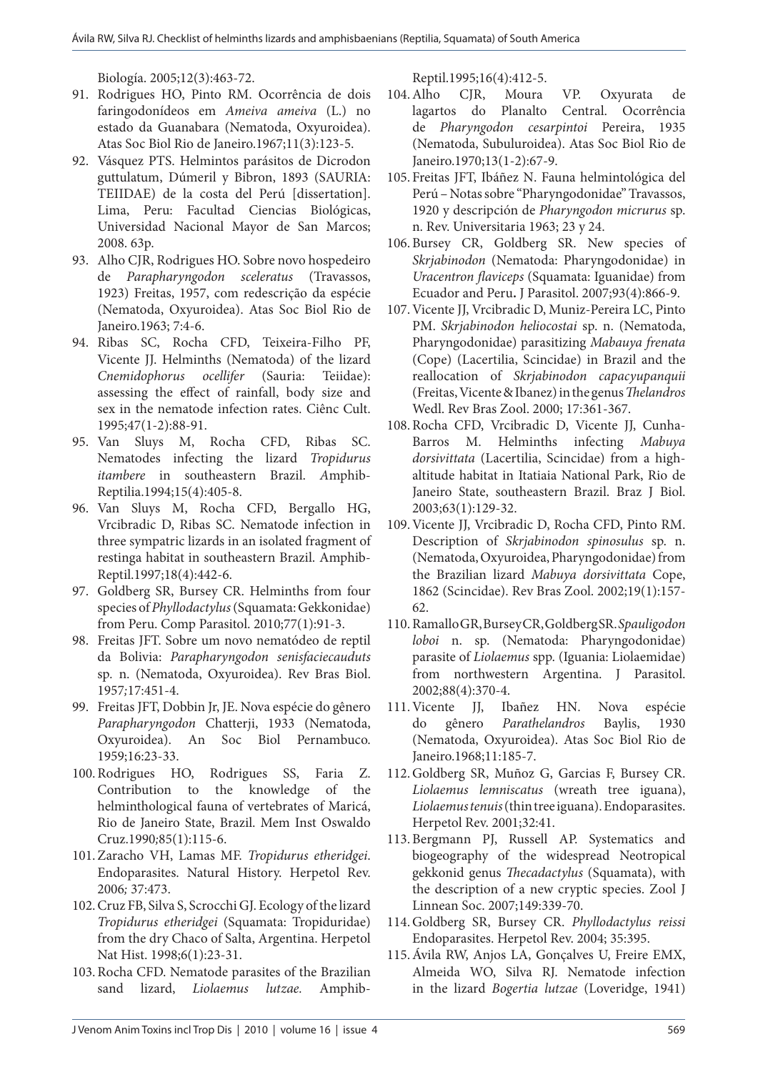Biología. 2005;12(3):463-72.

91. Rodrigues HO, Pinto RM. Ocorrência de dois faringodonídeos em *Ameiva ameiva* (L.) no estado da Guanabara (Nematoda, Oxyuroidea). Atas Soc Biol Rio de Janeiro.1967;11(3):123-5.
92. Vásquez PTS. Helmintos parásitos de Dicrodon guttulatum, Dúmeril y Bibron, 1893 (SAURIA: TEIIDAE) de la costa del Perú [dissertation]. Lima, Peru: Facultad Ciencias Biológicas, Universidad Nacional Mayor de San Marcos; 2008. 63p.
93. Alho CJR, Rodrigues HO. Sobre novo hospedeiro de *Parapharyngodon sceleratus* (Travassos, 1923) Freitas, 1957, com redescrição da espécie (Nematoda, Oxyuroidea). Atas Soc Biol Rio de Janeiro.1963; 7:4-6.
94. Ribas SC, Rocha CFD, Teixeira-Filho PF, Vicente JJ. Helminths (Nematoda) of the lizard *Cnemidophorus ocellifer* (Sauria: Teiidae): assessing the effect of rainfall, body size and sex in the nematode infection rates. Ciênc Cult. 1995;47(1-2):88-91.
95. Van Sluys M, Rocha CFD, Ribas SC. Nematodes infecting the lizard *Tropidurus itambere* in southeastern Brazil. Amphib-Reptilia.1994;15(4):405-8.
96. Van Sluys M, Rocha CFD, Bergallo HG, Vrcibradic D, Ribas SC. Nematode infection in three sympatric lizards in an isolated fragment of restinga habitat in southeastern Brazil. Amphib-Reptil.1997;18(4):442-6.
97. Goldberg SR, Bursey CR. Helminths from four species of *Phyllodactylus* (Squamata: Gekkonidae) from Peru. Comp Parasitol. 2010;77(1):91-3.
98. Freitas JFT. Sobre um novo nematódeo de reptil da Bolivia: *Parapharyngodon senisfaciecaudus* sp. n. (Nematoda, Oxyuroidea). Rev Bras Biol. 1957;17:451-4.
99. Freitas JFT, Dobbin Jr, JE. Nova espécie do gênero *Parapharyngodon* Chatterji, 1933 (Nematoda, Oxyuroidea). An Soc Biol Pernambuco. 1959;16:23-33.
100. Rodrigues HO, Rodrigues SS, Faria Z. Contribution to the knowledge of the helminthological fauna of vertebrates of Maricá, Rio de Janeiro State, Brazil. Mem Inst Oswaldo Cruz.1990;85(1):115-6.
101. Zaracho VH, Lamas MF. *Tropidurus etheridgei*. Endoparasites. Natural History. Herpetol Rev. 2006; 37:473.
102. Cruz FB, Silva S, Scrocchi GJ. Ecology of the lizard *Tropidurus etheridgei* (Squamata: Tropiduridae) from the dry Chaco of Salta, Argentina. Herpetol Nat Hist. 1998;6(1):23-31.
103. Rocha CFD. Nematode parasites of the Brazilian sand lizard, *Liolaemus lutzae*. Amphib-Reptil.1995;16(4):412-5.
104. Alho CJR, Moura VP. Oxyurata de lagartos do Planalto Central. Ocorrência de *Pharyngodon cesarpintoi* Pereira, 1935 (Nematoda, Subuluroidea). Atas Soc Biol Rio de Janeiro.1970;13(1-2):67-9.
105. Freitas JFT, Ibáñez N. Fauna helmintológica del Perú – Notas sobre "Pharyngodonidae" Travassos, 1920 y descripción de *Pharyngodon micrurus* sp. n. Rev. Universitaria 1963; 23 y 24.
106. Bursey CR, Goldberg SR. New species of *Skrjabinodon* (Nematoda: Pharyngodonidae) in *Uracentron flaviceps* (Squamata: Iguanidae) from Ecuador and Peru. J Parasitol. 2007;93(4):866-9.
107. Vicente JJ, Vrcibradic D, Muniz-Pereira LC, Pinto PM. *Skrjabinodon heliocostai* sp. n. (Nematoda, Pharyngodonidae) parasitizing *Mabauya frenata* (Cope) (Lacertilia, Scincidae) in Brazil and the reallocation of *Skrjabinodon capacyupanquii* (Freitas, Vicente & Ibanez) in the genus *Thelandros* Wedl. Rev Bras Zool. 2000; 17:361-367.
108. Rocha CFD, Vrcibradic D, Vicente JJ, Cunha-Barros M. Helminths infecting *Mabuya dorsivittata* (Lacertilia, Scincidae) from a high-altitude habitat in Itatiaia National Park, Rio de Janeiro State, southeastern Brazil. Braz J Biol. 2003;63(1):129-32.
109. Vicente JJ, Vrcibradic D, Rocha CFD, Pinto RM. Description of *Skrjabinodon spinosulus* sp. n. (Nematoda, Oxyuroidea, Pharyngodonidae) from the Brazilian lizard *Mabuya dorsivittata* Cope, 1862 (Scincidae). Rev Bras Zool. 2002;19(1):157-62.
110. Ramallo GR, Bursey CR, Goldberg SR. *Spauligodon loboi* n. sp. (Nematoda: Pharyngodonidae) parasite of *Liolaemus* spp. (Iguania: Liolaemidae) from northwestern Argentina. J Parasitol. 2002;88(4):370-4.
111. Vicente JJ, Ibañez HN. Nova espécie do gênero *Parathelandros* Baylis, 1930 (Nematoda, Oxyuroidea). Atas Soc Biol Rio de Janeiro.1968;11:185-7.
112. Goldberg SR, Muñoz G, Garcias F, Bursey CR. *Liolaemus lemniscatus* (wreath tree iguana), *Liolaemus tenuis* (thin tree iguana). Endoparasites. Herpetol Rev. 2001;32:41.
113. Bergmann PJ, Russell AP. Systematics and biogeography of the widespread Neotropical gekkonid genus *Thecadactylus* (Squamata), with the description of a new cryptic species. Zool J Linnean Soc. 2007;149:339-70.
114. Goldberg SR, Bursey CR. *Phyllodactylus reissi* Endoparasites. Herpetol Rev. 2004; 35:395.
115. Ávila RW, Anjos LA, Gonçalves U, Freire EMX, Almeida WO, Silva RJ. Nematode infection in the lizard *Bogertia lutzae* (Loveridge, 1941)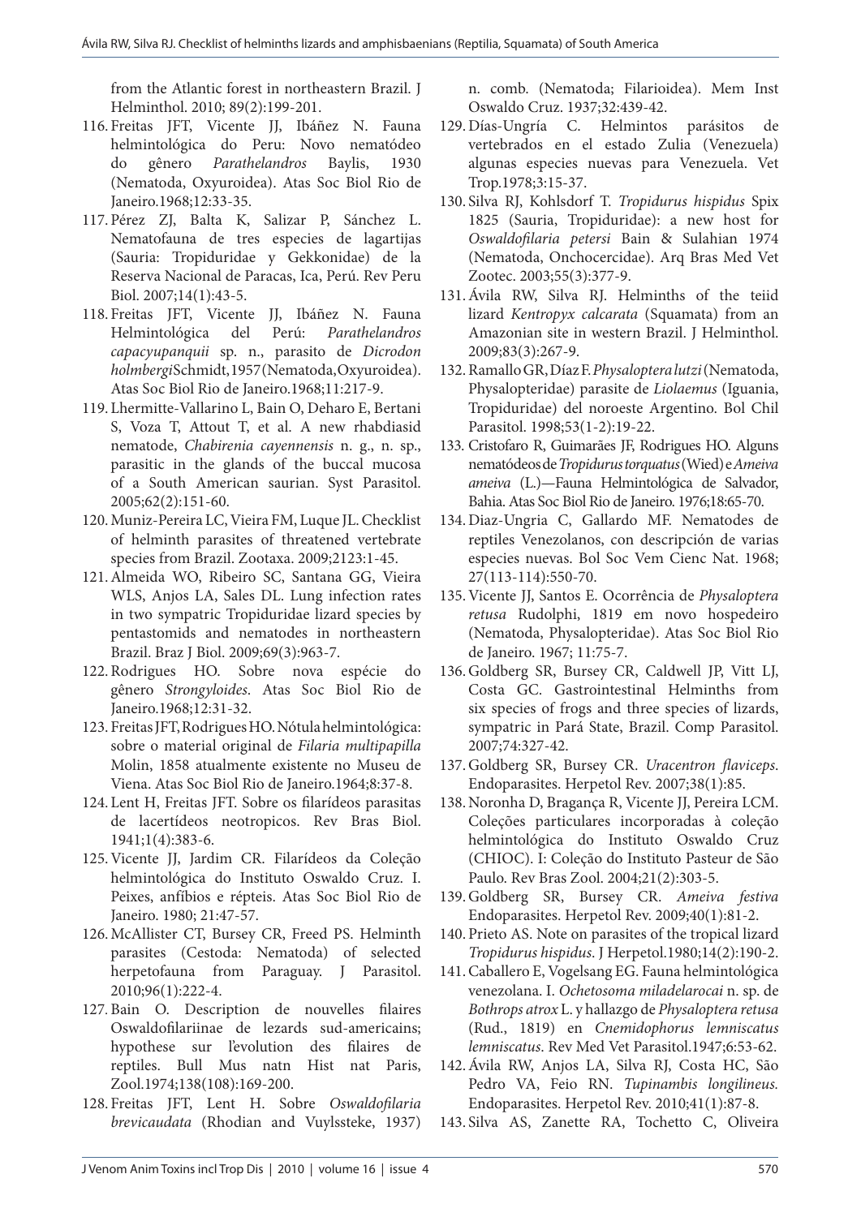from the Atlantic forest in northeastern Brazil. J Helminthol. 2010; 89(2):199-201.

116. Freitas JFT, Vicente JJ, Ibáñez N. Fauna helmintológica do Peru: Novo nematódeo do gênero *Parathelandros* Baylis, 1930 (Nematoda, Oxyuroidea). Atas Soc Biol Rio de Janeiro.1968;12:33-35.

117. Pérez ZJ, Balta K, Salizar P, Sánchez L. Nematofauna de tres especies de lagartijas (Sauria: Tropiduridae y Gekkonidae) de la Reserva Nacional de Paracas, Ica, Perú. Rev Peru Biol. 2007;14(1):43-5.

118. Freitas JFT, Vicente JJ, Ibáñez N. Fauna Helmintológica del Perú: *Parathelandros capacyupanquii* sp. n., parasito de *Dicrodon holmbergi*Schmidt,1957(Nematoda,Oxyuroidea). Atas Soc Biol Rio de Janeiro.1968;11:217-9.

119. Lhermitte-Vallarino L, Bain O, Deharo E, Bertani S, Voza T, Attout T, et al. A new rhabdiasid nematode, *Chabirenia cayennensis* n. g., n. sp., parasitic in the glands of the buccal mucosa of a South American saurian. Syst Parasitol. 2005;62(2):151-60.

120. Muniz-Pereira LC, Vieira FM, Luque JL. Checklist of helminth parasites of threatened vertebrate species from Brazil. Zootaxa. 2009;2123:1-45.

121. Almeida WO, Ribeiro SC, Santana GG, Vieira WLS, Anjos LA, Sales DL. Lung infection rates in two sympatric Tropiduridae lizard species by pentastomids and nematodes in northeastern Brazil. Braz J Biol. 2009;69(3):963-7.

122. Rodrigues HO. Sobre nova espécie do gênero *Strongyloides*. Atas Soc Biol Rio de Janeiro.1968;12:31-32.

123. Freitas JFT, Rodrigues HO. Nótula helmintológica: sobre o material original de *Filaria multipapilla* Molin, 1858 atualmente existente no Museu de Viena. Atas Soc Biol Rio de Janeiro.1964;8:37-8.

124. Lent H, Freitas JFT. Sobre os filarídeos parasitas de lacertídeos neotropicos. Rev Bras Biol. 1941;1(4):383-6.

125. Vicente JJ, Jardim CR. Filarídeos da Coleção helmintológica do Instituto Oswaldo Cruz. I. Peixes, anfíbios e répteis. Atas Soc Biol Rio de Janeiro. 1980; 21:47-57.

126. McAllister CT, Bursey CR, Freed PS. Helminth parasites (Cestoda: Nematoda) of selected herpetofauna from Paraguay. J Parasitol. 2010;96(1):222-4.

127. Bain O. Description de nouvelles filaires Oswaldofilariinae de lezards sud-americains; hypothese sur l'evolution des filaires de reptiles. Bull Mus natn Hist nat Paris, Zool.1974;138(108):169-200.

128. Freitas JFT, Lent H. Sobre *Oswaldofilaria brevicaudata* (Rhodian and Vuylssteke, 1937) n. comb. (Nematoda; Filarioidea). Mem Inst Oswaldo Cruz. 1937;32:439-42.

129. Días-Ungría C. Helmintos parásitos de vertebrados en el estado Zulia (Venezuela) algunas especies nuevas para Venezuela. Vet Trop.1978;3:15-37.

130. Silva RJ, Kohlsdorf T. *Tropidurus hispidus* Spix 1825 (Sauria, Tropiduridae): a new host for *Oswaldofilaria petersi* Bain & Sulahian 1974 (Nematoda, Onchocercidae). Arq Bras Med Vet Zootec. 2003;55(3):377-9.

131. Ávila RW, Silva RJ. Helminths of the teiid lizard *Kentropyx calcarata* (Squamata) from an Amazonian site in western Brazil. J Helminthol. 2009;83(3):267-9.

132. Ramallo GR, Díaz F. *Physaloptera lutzi* (Nematoda, Physalopteridae) parasite de *Liolaemus* (Iguania, Tropiduridae) del noroeste Argentino. Bol Chil Parasitol. 1998;53(1-2):19-22.

133. Cristofaro R, Guimarães JF, Rodrigues HO. Alguns nematódeos de *Tropidurus torquatus* (Wied) e *Ameiva ameiva* (L.)—Fauna Helmintológica de Salvador, Bahia. Atas Soc Biol Rio de Janeiro. 1976;18:65-70.

134. Diaz-Ungria C, Gallardo MF. Nematodes de reptiles Venezolanos, con descripción de varias especies nuevas. Bol Soc Vem Cienc Nat. 1968; 27(113-114):550-70.

135. Vicente JJ, Santos E. Ocorrência de *Physaloptera retusa* Rudolphi, 1819 em novo hospedeiro (Nematoda, Physalopteridae). Atas Soc Biol Rio de Janeiro. 1967; 11:75-7.

136. Goldberg SR, Bursey CR, Caldwell JP, Vitt LJ, Costa GC. Gastrointestinal Helminths from six species of frogs and three species of lizards, sympatric in Pará State, Brazil. Comp Parasitol. 2007;74:327-42.

137. Goldberg SR, Bursey CR. *Uracentron flaviceps*. Endoparasites. Herpetol Rev. 2007;38(1):85.

138. Noronha D, Bragança R, Vicente JJ, Pereira LCM. Coleções particulares incorporadas à coleção helmintológica do Instituto Oswaldo Cruz (CHIOC). I: Coleção do Instituto Pasteur de São Paulo. Rev Bras Zool. 2004;21(2):303-5.

139. Goldberg SR, Bursey CR. *Ameiva festiva* Endoparasites. Herpetol Rev. 2009;40(1):81-2.

140. Prieto AS. Note on parasites of the tropical lizard *Tropidurus hispidus*. J Herpetol.1980;14(2):190-2.

141. Caballero E, Vogelsang EG. Fauna helmintológica venezolana. I. *Ochetosoma miladelarocai* n. sp. de *Bothrops atrox* L. y hallazgo de *Physaloptera retusa* (Rud., 1819) en *Cnemidophorus lemniscatus lemniscatus*. Rev Med Vet Parasitol.1947;6:53-62.

142. Ávila RW, Anjos LA, Silva RJ, Costa HC, São Pedro VA, Feio RN. *Tupinambis longilineus*. Endoparasites. Herpetol Rev. 2010;41(1):87-8.

143. Silva AS, Zanette RA, Tochetto C, Oliveira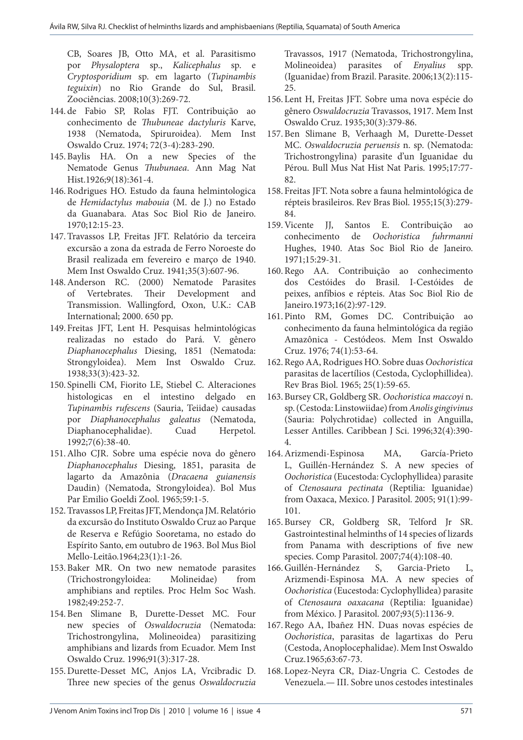CB, Soares JB, Otto MA, et al. Parasitismo por *Physaloptera* sp., *Kalicephalus* sp. e *Cryptosporidium* sp. em lagarto (*Tupinambis teguixin*) no Rio Grande do Sul, Brasil. Zoociências. 2008;10(3):269-72.

144. de Fabio SP, Rolas FJT. Contribuição ao conhecimento de *Thubuneae dactyluris* Karve, 1938 (Nematoda, Spiruroidea). Mem Inst Oswaldo Cruz. 1974; 72(3-4):283-290.
145. Baylis HA. On a new Species of the Nematode Genus *Thubunaea*. Ann Mag Nat Hist.1926;9(18):361-4.
146. Rodrigues HO. Estudo da fauna helmintologica de *Hemidactylus mabouia* (M. de J.) no Estado da Guanabara. Atas Soc Biol Rio de Janeiro. 1970;12:15-23.
147. Travassos LP, Freitas JFT. Relatório da terceira excursão a zona da estrada de Ferro Noroeste do Brasil realizada em fevereiro e março de 1940. Mem Inst Oswaldo Cruz. 1941;35(3):607-96.
148. Anderson RC. (2000) Nematode Parasites of Vertebrates. Their Development and Transmission. Wallingford, Oxon, U.K.: CAB International; 2000. 650 pp.
149. Freitas JFT, Lent H. Pesquisas helmintológicas realizadas no estado do Pará. V. gênero *Diaphanocephalus* Diesing, 1851 (Nematoda: Strongyloidea). Mem Inst Oswaldo Cruz. 1938;33(3):423-32.
150. Spinelli CM, Fiorito LE, Stiebel C. Alteraciones histologicas en el intestino delgado en *Tupinambis rufescens* (Sauria, Teiidae) causadas por *Diaphanocephalus galeatus* (Nematoda, Diaphanocephalidae). Cuad Herpetol. 1992;7(6):38-40.
151. Alho CJR. Sobre uma espécie nova do gênero *Diaphanocephalus* Diesing, 1851, parasita de lagarto da Amazônia (*Dracaena guianensis* Daudin) (Nematoda, Strongyloidea). Bol Mus Par Emilio Goeldi Zool. 1965;59:1-5.
152. Travassos LP, Freitas JFT, Mendonça JM. Relatório da excursão do Instituto Oswaldo Cruz ao Parque de Reserva e Refúgio Sooretama, no estado do Espírito Santo, em outubro de 1963. Bol Mus Biol Mello-Leitão.1964;23(1):1-26.
153. Baker MR. On two new nematode parasites (Trichostrongyloidea: Molineidae) from amphibians and reptiles. Proc Helm Soc Wash. 1982;49:252-7.
154. Ben Slimane B, Durette-Desset MC. Four new species of *Oswaldocruzia* (Nematoda: Trichostrongylina, Molineoidea) parasitizing amphibians and lizards from Ecuador. Mem Inst Oswaldo Cruz. 1996;91(3):317-28.
155. Durette-Desset MC, Anjos LA, Vrcibradic D. Three new species of the genus *Oswaldocruzia* Travassos, 1917 (Nematoda, Trichostrongylina, Molineoidea) parasites of *Enyalius* spp. (Iguanidae) from Brazil. Parasite. 2006;13(2):115-25.
156. Lent H, Freitas JFT. Sobre uma nova espécie do gênero *Oswaldocruzia* Travassos, 1917. Mem Inst Oswaldo Cruz. 1935;30(3):379-86.
157. Ben Slimane B, Verhaagh M, Durette-Desset MC. *Oswaldocruzia peruensis* n. sp. (Nematoda: Trichostrongylina) parasite d'un Iguanidae du Pérou. Bull Mus Nat Hist Nat Paris. 1995;17:77-82.
158. Freitas JFT. Nota sobre a fauna helmintológica de répteis brasileiros. Rev Bras Biol. 1955;15(3):279-84.
159. Vicente JJ, Santos E. Contribuição ao conhecimento de *Oochoristica fuhrmanni* Hughes, 1940. Atas Soc Biol Rio de Janeiro. 1971;15:29-31.
160. Rego AA. Contribuição ao conhecimento dos Cestóides do Brasil. I-Cestóides de peixes, anfíbios e répteis. Atas Soc Biol Rio de Janeiro.1973;16(2):97-129.
161. Pinto RM, Gomes DC. Contribuição ao conhecimento da fauna helmintológica da região Amazônica - Cestódeos. Mem Inst Oswaldo Cruz. 1976; 74(1):53-64.
162. Rego AA, Rodrigues HO. Sobre duas *Oochoristica* parasitas de lacertílios (Cestoda, Cyclophillidea). Rev Bras Biol. 1965; 25(1):59-65.
163. Bursey CR, Goldberg SR. *Oochoristica maccoyi* n. sp. (Cestoda: Linstowiidae) from *Anolis gingivinus* (Sauria: Polychrotidae) collected in Anguilla, Lesser Antilles. Caribbean J Sci. 1996;32(4):390-4.
164. Arizmendi-Espinosa MA, García-Prieto L, Guillén-Hernández S. A new species of *Oochoristica* (Eucestoda: Cyclophyllidea) parasite of *Ctenosaura pectinata* (Reptilia: Iguanidae) from Oaxaca, Mexico. J Parasitol. 2005; 91(1):99-101.
165. Bursey CR, Goldberg SR, Telford Jr SR. Gastrointestinal helminths of 14 species of lizards from Panama with descriptions of five new species. Comp Parasitol. 2007;74(4):108-40.
166. Guillén-Hernández S, Garcia-Prieto L, Arizmendi-Espinosa MA. A new species of *Oochoristica* (Eucestoda: Cyclophyllidea) parasite of *Ctenosaura oaxacana* (Reptilia: Iguanidae) from México. J Parasitol. 2007;93(5):1136-9.
167. Rego AA, Ibañez HN. Duas novas espécies de *Oochoristica*, parasitas de lagartixas do Peru (Cestoda, Anoplocephalidae). Mem Inst Oswaldo Cruz.1965;63:67-73.
168. Lopez-Neyra CR, Diaz-Ungria C. Cestodes de Venezuela.— III. Sobre unos cestodes intestinales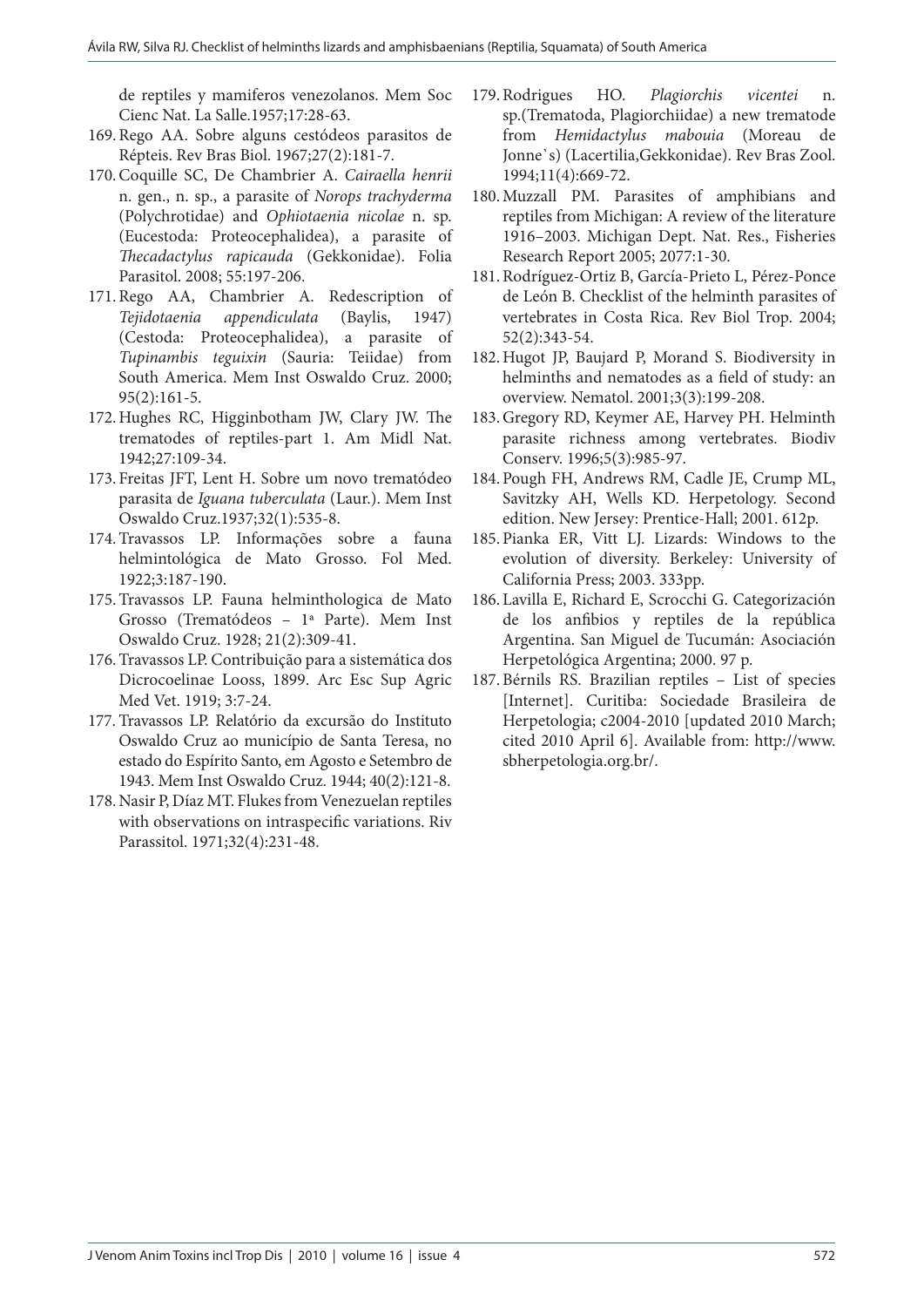de reptiles y mamiferos venezolanos. Mem Soc Cienc Nat. La Salle.1957;17:28-63.

169. Rego AA. Sobre alguns cestódeos parasitos de Répteis. Rev Bras Biol. 1967;27(2):181-7.

170. Coquille SC, De Chambrier A. *Cairaella henrii* n. gen., n. sp., a parasite of *Norops trachyderma* (Polychrotidae) and *Ophiotaenia nicolae* n. sp. (Eucestoda: Proteocephalidea), a parasite of *Thecadactylus rapicauda* (Gekkonidae). Folia Parasitol. 2008; 55:197-206.

171. Rego AA, Chambrier A. Redescription of *Tejidotaenia appendiculata* (Baylis, 1947) (Cestoda: Proteocephalidea), a parasite of *Tupinambis teguixin* (Sauria: Teiidae) from South America. Mem Inst Oswaldo Cruz. 2000; 95(2):161-5.

172. Hughes RC, Higginbotham JW, Clary JW. The trematodes of reptiles-part 1. Am Midl Nat. 1942;27:109-34.

173. Freitas JFT, Lent H. Sobre um novo trematódeo parasita de *Iguana tuberculata* (Laur.). Mem Inst Oswaldo Cruz.1937;32(1):535-8.

174. Travassos LP. Informações sobre a fauna helmintológica de Mato Grosso. Fol Med. 1922;3:187-190.

175. Travassos LP. Fauna helminthologica de Mato Grosso (Trematódeos – 1ª Parte). Mem Inst Oswaldo Cruz. 1928; 21(2):309-41.

176. Travassos LP. Contribuição para a sistemática dos Dicrocoelinae Looss, 1899. Arc Esc Sup Agric Med Vet. 1919; 3:7-24.

177. Travassos LP. Relatório da excursão do Instituto Oswaldo Cruz ao município de Santa Teresa, no estado do Espírito Santo, em Agosto e Setembro de 1943. Mem Inst Oswaldo Cruz. 1944; 40(2):121-8.

178. Nasir P, Díaz MT. Flukes from Venezuelan reptiles with observations on intraspecific variations. Riv Parassitol. 1971;32(4):231-48.

179. Rodrigues HO. *Plagiorchis vicentei* n. sp.(Trematoda, Plagiorchiidae) a new trematode from *Hemidactylus mabouia* (Moreau de Jonne`s) (Lacertilia,Gekkonidae). Rev Bras Zool. 1994;11(4):669-72.

180. Muzzall PM. Parasites of amphibians and reptiles from Michigan: A review of the literature 1916–2003. Michigan Dept. Nat. Res., Fisheries Research Report 2005; 2077:1-30.

181. Rodríguez-Ortiz B, García-Prieto L, Pérez-Ponce de León B. Checklist of the helminth parasites of vertebrates in Costa Rica. Rev Biol Trop. 2004; 52(2):343-54.

182. Hugot JP, Baujard P, Morand S. Biodiversity in helminths and nematodes as a field of study: an overview. Nematol. 2001;3(3):199-208.

183. Gregory RD, Keymer AE, Harvey PH. Helminth parasite richness among vertebrates. Biodiv Conserv. 1996;5(3):985-97.

184. Pough FH, Andrews RM, Cadle JE, Crump ML, Savitzky AH, Wells KD. Herpetology. Second edition. New Jersey: Prentice-Hall; 2001. 612p.

185. Pianka ER, Vitt LJ. Lizards: Windows to the evolution of diversity. Berkeley: University of California Press; 2003. 333pp.

186. Lavilla E, Richard E, Scrocchi G. Categorización de los anfibios y reptiles de la república Argentina. San Miguel de Tucumán: Asociación Herpetológica Argentina; 2000. 97 p.

187. Bérnils RS. Brazilian reptiles – List of species [Internet]. Curitiba: Sociedade Brasileira de Herpetologia; c2004-2010 [updated 2010 March; cited 2010 April 6]. Available from: http://www.sbherpetologia.org.br/.